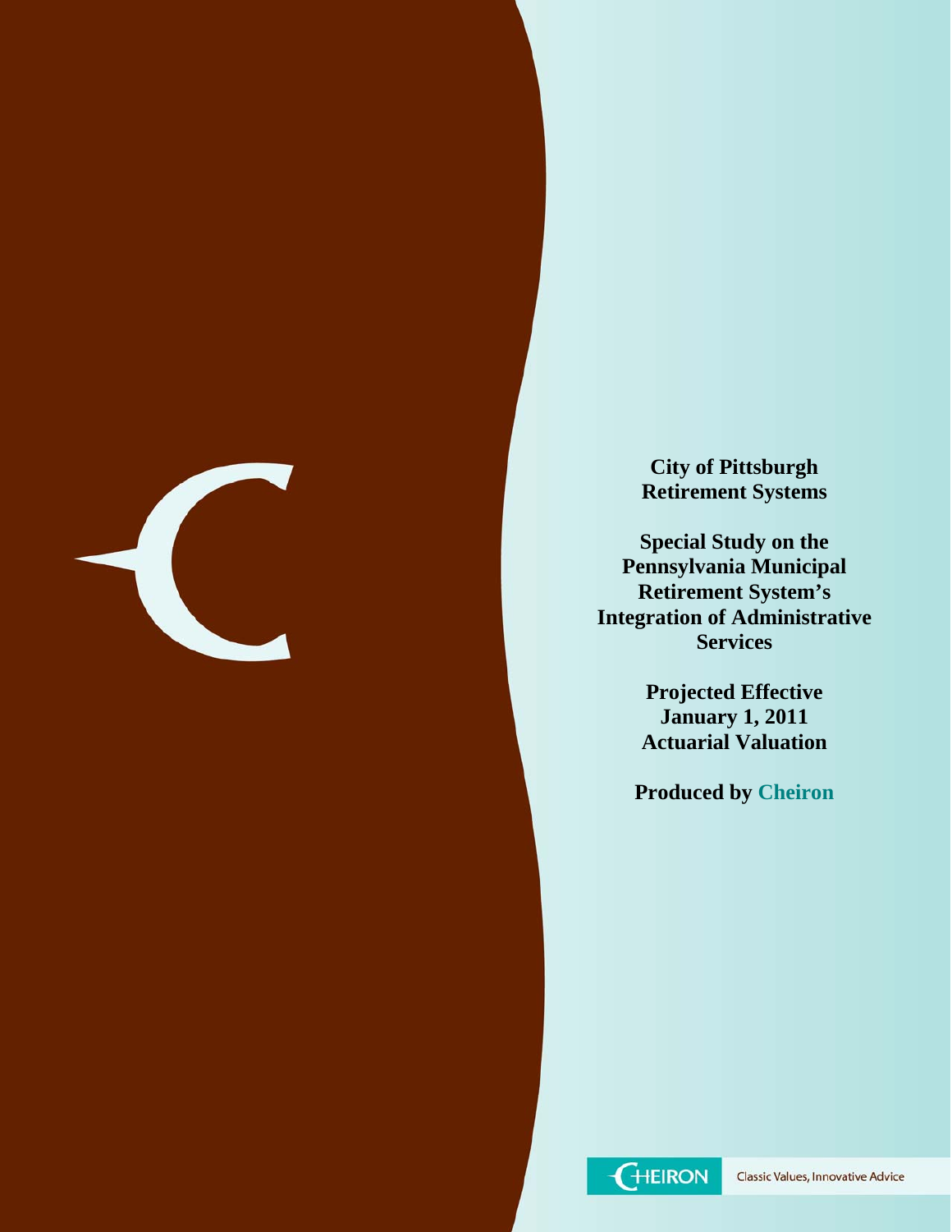**City of Pittsburgh Retirement Systems**

**Special Study on the Pennsylvania Municipal Retirement System's Integration of Administrative Services**

**Projected Effective January 1, 2011 Actuarial Valuation**

**Produced by Cheiron**

CHEIRON

Classic Values, Innovative Advice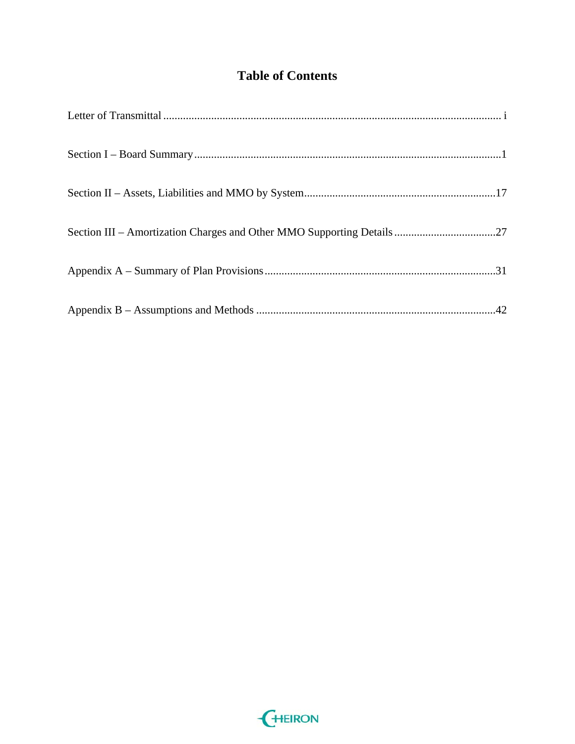# Table of Contents

Letter of Transmittal ........................................................................................................................ i

Section I – Board Summary ............................................................................................................1

Section II – Assets, Liabilities and MMO by System ....................................................................17

Section III – Amortization Charges and Other MMO Supporting Details ....................................27

Appendix A – Summary of Plan Provisions ..................................................................................31

Appendix B – Assumptions and Methods .....................................................................................42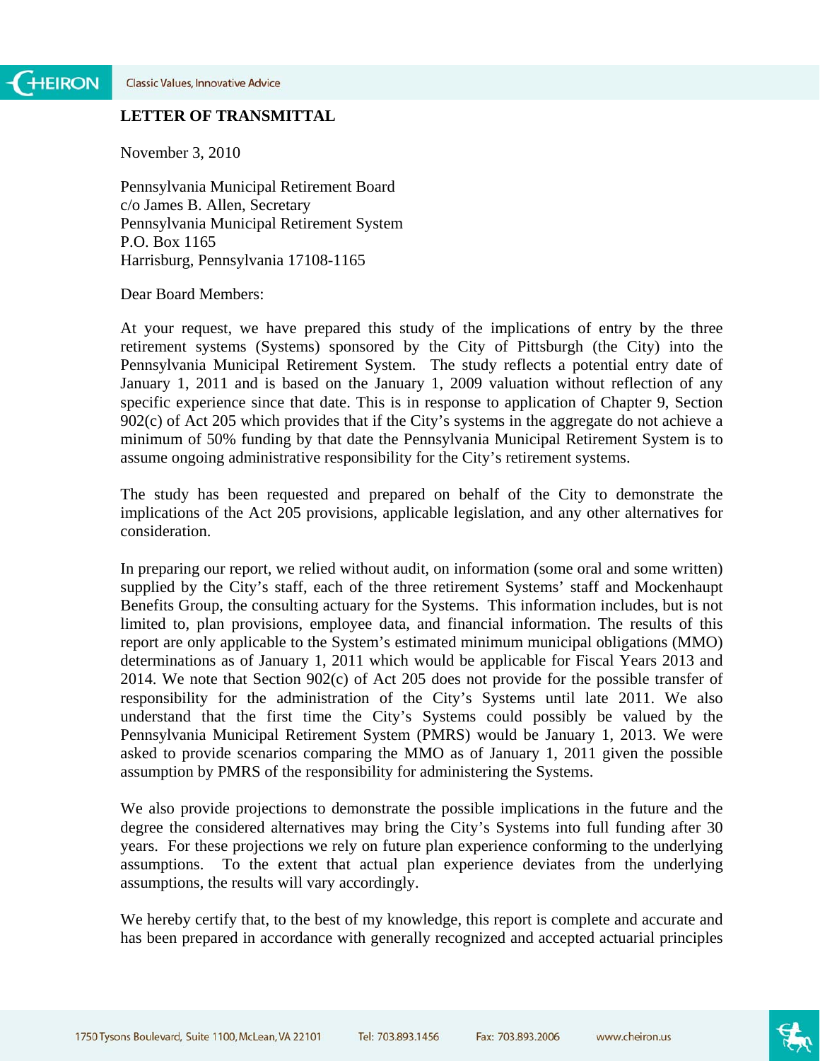**LETTER OF TRANSMITTAL**

November 3, 2010

Pennsylvania Municipal Retirement Board
c/o James B. Allen, Secretary
Pennsylvania Municipal Retirement System
P.O. Box 1165
Harrisburg, Pennsylvania 17108-1165

Dear Board Members:

At your request, we have prepared this study of the implications of entry by the three retirement systems (Systems) sponsored by the City of Pittsburgh (the City) into the Pennsylvania Municipal Retirement System. The study reflects a potential entry date of January 1, 2011 and is based on the January 1, 2009 valuation without reflection of any specific experience since that date. This is in response to application of Chapter 9, Section 902(c) of Act 205 which provides that if the City's systems in the aggregate do not achieve a minimum of 50% funding by that date the Pennsylvania Municipal Retirement System is to assume ongoing administrative responsibility for the City's retirement systems.

The study has been requested and prepared on behalf of the City to demonstrate the implications of the Act 205 provisions, applicable legislation, and any other alternatives for consideration.

In preparing our report, we relied without audit, on information (some oral and some written) supplied by the City's staff, each of the three retirement Systems' staff and Mockenhaupt Benefits Group, the consulting actuary for the Systems. This information includes, but is not limited to, plan provisions, employee data, and financial information. The results of this report are only applicable to the System's estimated minimum municipal obligations (MMO) determinations as of January 1, 2011 which would be applicable for Fiscal Years 2013 and 2014. We note that Section 902(c) of Act 205 does not provide for the possible transfer of responsibility for the administration of the City's Systems until late 2011. We also understand that the first time the City's Systems could possibly be valued by the Pennsylvania Municipal Retirement System (PMRS) would be January 1, 2013. We were asked to provide scenarios comparing the MMO as of January 1, 2011 given the possible assumption by PMRS of the responsibility for administering the Systems.

We also provide projections to demonstrate the possible implications in the future and the degree the considered alternatives may bring the City's Systems into full funding after 30 years. For these projections we rely on future plan experience conforming to the underlying assumptions. To the extent that actual plan experience deviates from the underlying assumptions, the results will vary accordingly.

We hereby certify that, to the best of my knowledge, this report is complete and accurate and has been prepared in accordance with generally recognized and accepted actuarial principles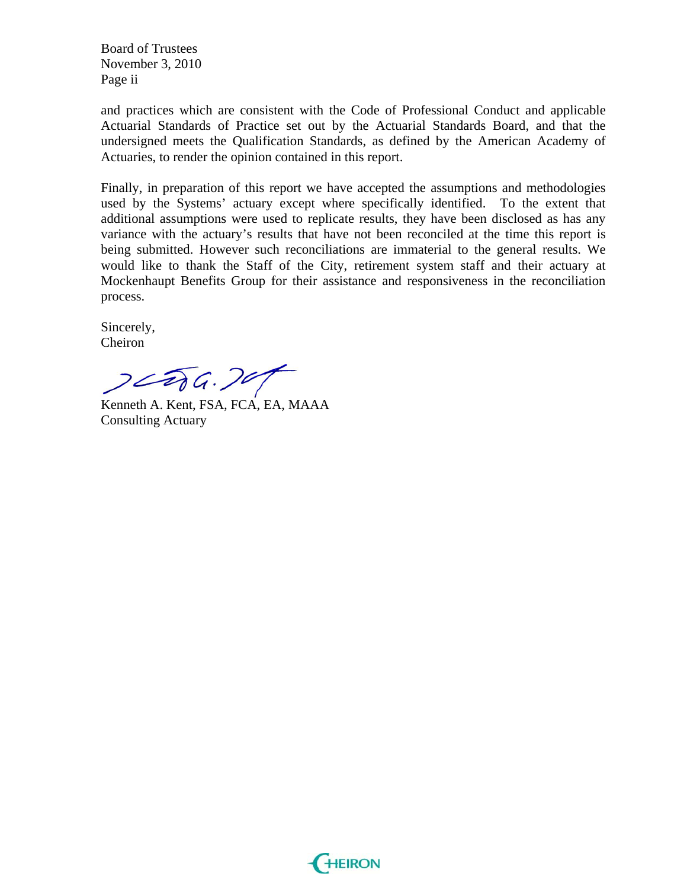Board of Trustees
November 3, 2010
Page ii

and practices which are consistent with the Code of Professional Conduct and applicable Actuarial Standards of Practice set out by the Actuarial Standards Board, and that the undersigned meets the Qualification Standards, as defined by the American Academy of Actuaries, to render the opinion contained in this report.

Finally, in preparation of this report we have accepted the assumptions and methodologies used by the Systems' actuary except where specifically identified. To the extent that additional assumptions were used to replicate results, they have been disclosed as has any variance with the actuary's results that have not been reconciled at the time this report is being submitted. However such reconciliations are immaterial to the general results. We would like to thank the Staff of the City, retirement system staff and their actuary at Mockenhaupt Benefits Group for their assistance and responsiveness in the reconciliation process.

Sincerely,
Cheiron

Kenneth A. Kent, FSA, FCA, EA, MAAA
Consulting Actuary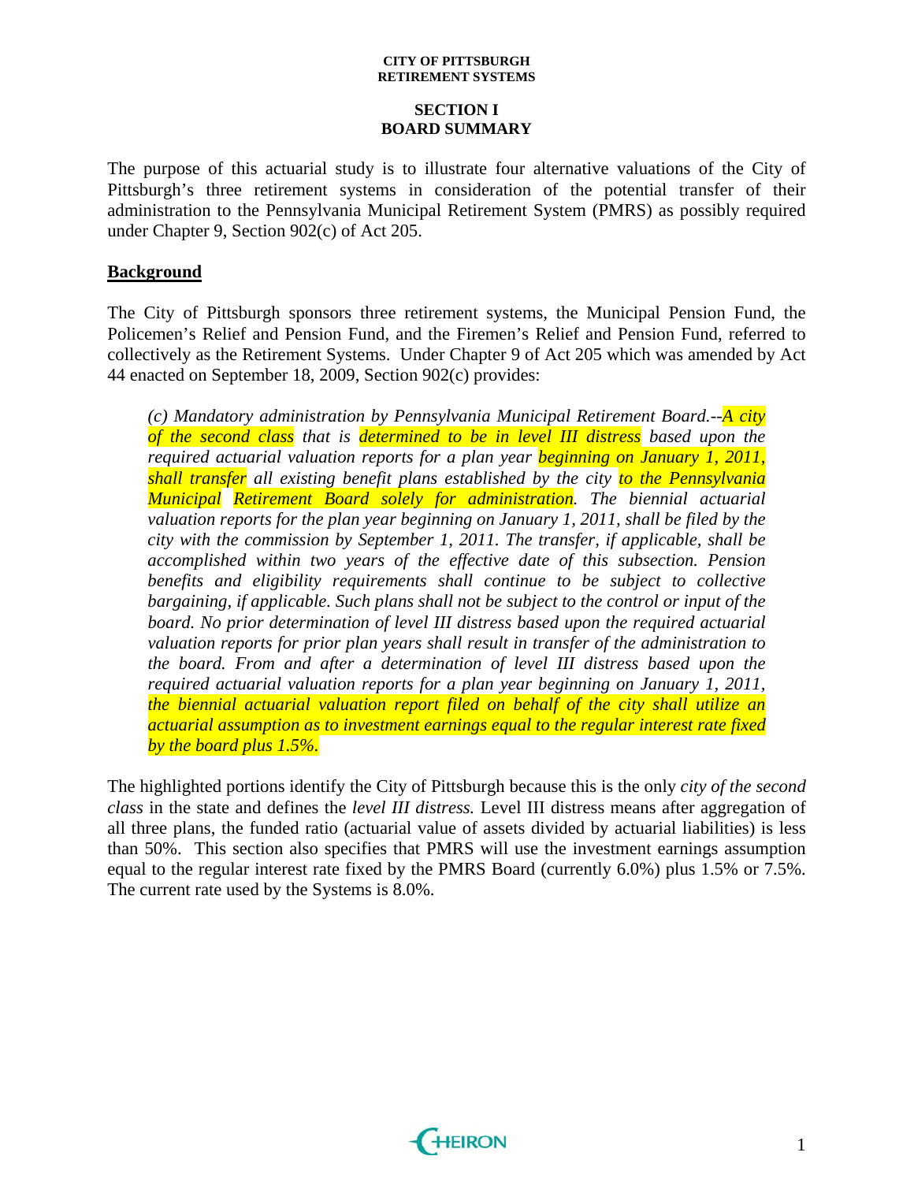**CITY OF PITTSBURGH**
**RETIREMENT SYSTEMS**

# SECTION I
# BOARD SUMMARY

The purpose of this actuarial study is to illustrate four alternative valuations of the City of Pittsburgh's three retirement systems in consideration of the potential transfer of their administration to the Pennsylvania Municipal Retirement System (PMRS) as possibly required under Chapter 9, Section 902(c) of Act 205.

## Background

The City of Pittsburgh sponsors three retirement systems, the Municipal Pension Fund, the Policemen's Relief and Pension Fund, and the Firemen's Relief and Pension Fund, referred to collectively as the Retirement Systems. Under Chapter 9 of Act 205 which was amended by Act 44 enacted on September 18, 2009, Section 902(c) provides:

> *(c) Mandatory administration by Pennsylvania Municipal Retirement Board.--A city of the second class that is determined to be in level III distress based upon the required actuarial valuation reports for a plan year beginning on January 1, 2011, shall transfer all existing benefit plans established by the city to the Pennsylvania Municipal Retirement Board solely for administration. The biennial actuarial valuation reports for the plan year beginning on January 1, 2011, shall be filed by the city with the commission by September 1, 2011. The transfer, if applicable, shall be accomplished within two years of the effective date of this subsection. Pension benefits and eligibility requirements shall continue to be subject to collective bargaining, if applicable. Such plans shall not be subject to the control or input of the board. No prior determination of level III distress based upon the required actuarial valuation reports for prior plan years shall result in transfer of the administration to the board. From and after a determination of level III distress based upon the required actuarial valuation reports for a plan year beginning on January 1, 2011, the biennial actuarial valuation report filed on behalf of the city shall utilize an actuarial assumption as to investment earnings equal to the regular interest rate fixed by the board plus 1.5%.*

The highlighted portions identify the City of Pittsburgh because this is the only *city of the second class* in the state and defines the *level III distress.* Level III distress means after aggregation of all three plans, the funded ratio (actuarial value of assets divided by actuarial liabilities) is less than 50%. This section also specifies that PMRS will use the investment earnings assumption equal to the regular interest rate fixed by the PMRS Board (currently 6.0%) plus 1.5% or 7.5%. The current rate used by the Systems is 8.0%.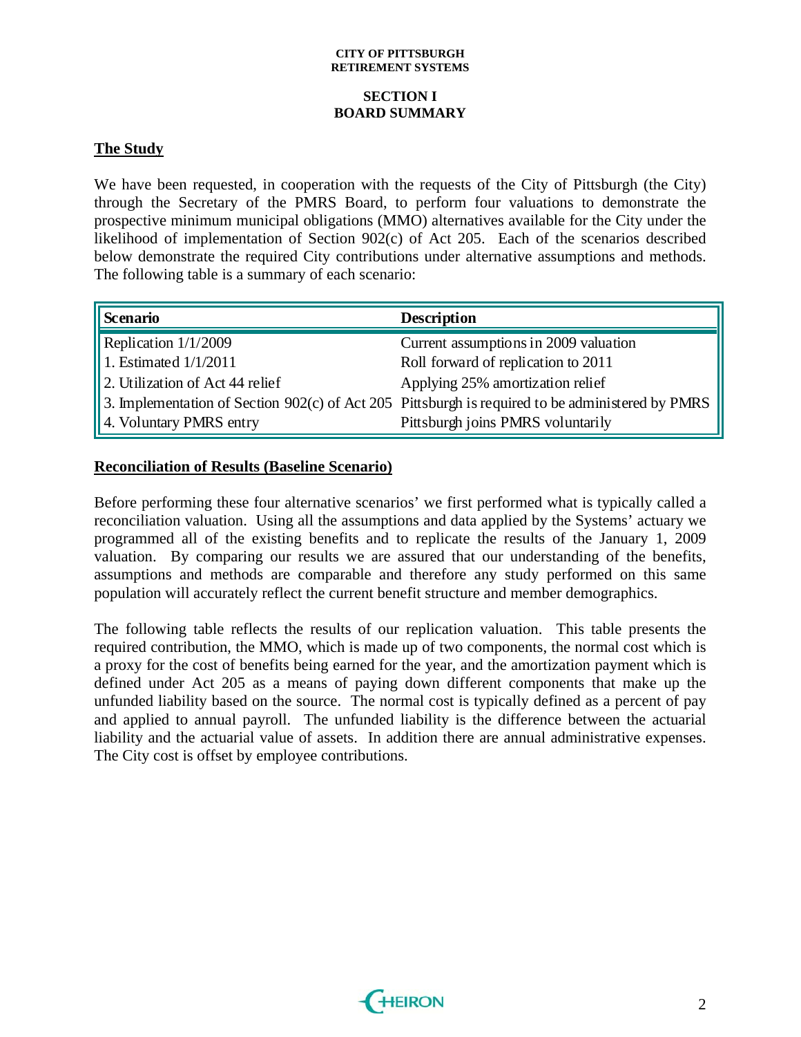## SECTION I
## BOARD SUMMARY

### The Study

We have been requested, in cooperation with the requests of the City of Pittsburgh (the City) through the Secretary of the PMRS Board, to perform four valuations to demonstrate the prospective minimum municipal obligations (MMO) alternatives available for the City under the likelihood of implementation of Section 902(c) of Act 205. Each of the scenarios described below demonstrate the required City contributions under alternative assumptions and methods. The following table is a summary of each scenario:

| Scenario | Description |
|---|---|
| Replication 1/1/2009 | Current assumptions in 2009 valuation |
| 1. Estimated 1/1/2011 | Roll forward of replication to 2011 |
| 2. Utilization of Act 44 relief | Applying 25% amortization relief |
| 3. Implementation of Section 902(c) of Act 205 | Pittsburgh is required to be administered by PMRS |
| 4. Voluntary PMRS entry | Pittsburgh joins PMRS voluntarily |

### Reconciliation of Results (Baseline Scenario)

Before performing these four alternative scenarios' we first performed what is typically called a reconciliation valuation. Using all the assumptions and data applied by the Systems' actuary we programmed all of the existing benefits and to replicate the results of the January 1, 2009 valuation. By comparing our results we are assured that our understanding of the benefits, assumptions and methods are comparable and therefore any study performed on this same population will accurately reflect the current benefit structure and member demographics.

The following table reflects the results of our replication valuation. This table presents the required contribution, the MMO, which is made up of two components, the normal cost which is a proxy for the cost of benefits being earned for the year, and the amortization payment which is defined under Act 205 as a means of paying down different components that make up the unfunded liability based on the source. The normal cost is typically defined as a percent of pay and applied to annual payroll. The unfunded liability is the difference between the actuarial liability and the actuarial value of assets. In addition there are annual administrative expenses. The City cost is offset by employee contributions.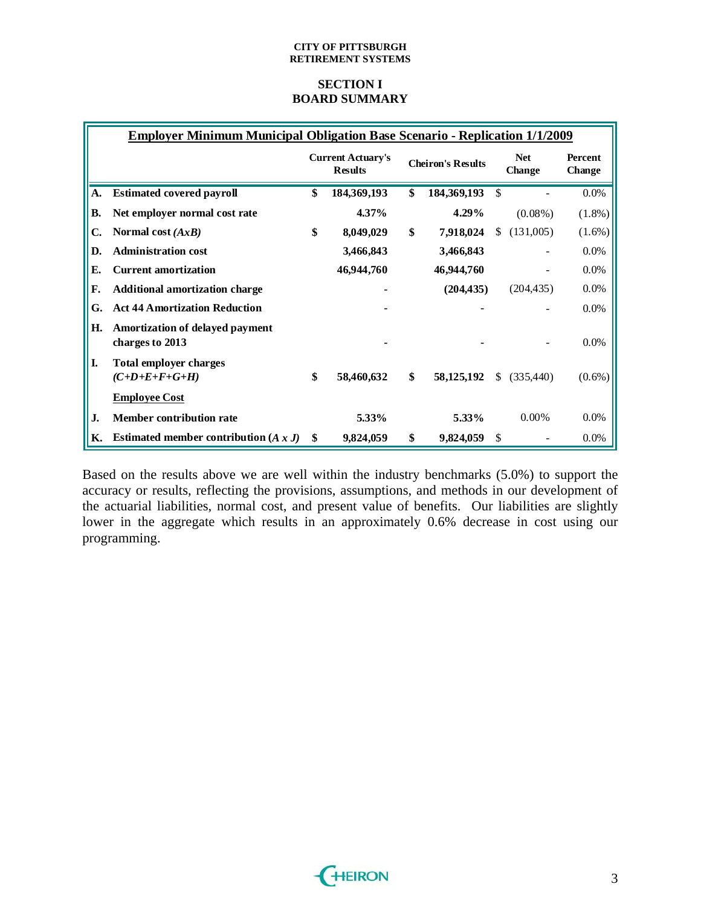CITY OF PITTSBURGH
RETIREMENT SYSTEMS

## SECTION I
## BOARD SUMMARY

| | **Employer Minimum Municipal Obligation Base Scenario - Replication 1/1/2009** | **Current Actuary's Results** | **Cheiron's Results** | **Net Change** | **Percent Change** |
|---|---|---|---|---|---|
| **A.** | **Estimated covered payroll** | **$ 184,369,193** | **$ 184,369,193** | $ - | 0.0% |
| **B.** | **Net employer normal cost rate** | **4.37%** | **4.29%** | (0.08%) | (1.8%) |
| **C.** | **Normal cost *(AxB)*** | **$ 8,049,029** | **$ 7,918,024** | $ (131,005) | (1.6%) |
| **D.** | **Administration cost** | **3,466,843** | **3,466,843** | - | 0.0% |
| **E.** | **Current amortization** | **46,944,760** | **46,944,760** | - | 0.0% |
| **F.** | **Additional amortization charge** | **-** | **(204,435)** | (204,435) | 0.0% |
| **G.** | **Act 44 Amortization Reduction** | **-** | **-** | - | 0.0% |
| **H.** | **Amortization of delayed payment charges to 2013** | **-** | **-** | - | 0.0% |
| **I.** | **Total employer charges *(C+D+E+F+G+H)*** | **$ 58,460,632** | **$ 58,125,192** | $ (335,440) | (0.6%) |
| | **Employee Cost** | | | | |
| **J.** | **Member contribution rate** | **5.33%** | **5.33%** | 0.00% | 0.0% |
| **K.** | **Estimated member contribution *(A x J)*** | **$ 9,824,059** | **$ 9,824,059** | $ - | 0.0% |

Based on the results above we are well within the industry benchmarks (5.0%) to support the accuracy or results, reflecting the provisions, assumptions, and methods in our development of the actuarial liabilities, normal cost, and present value of benefits. Our liabilities are slightly lower in the aggregate which results in an approximately 0.6% decrease in cost using our programming.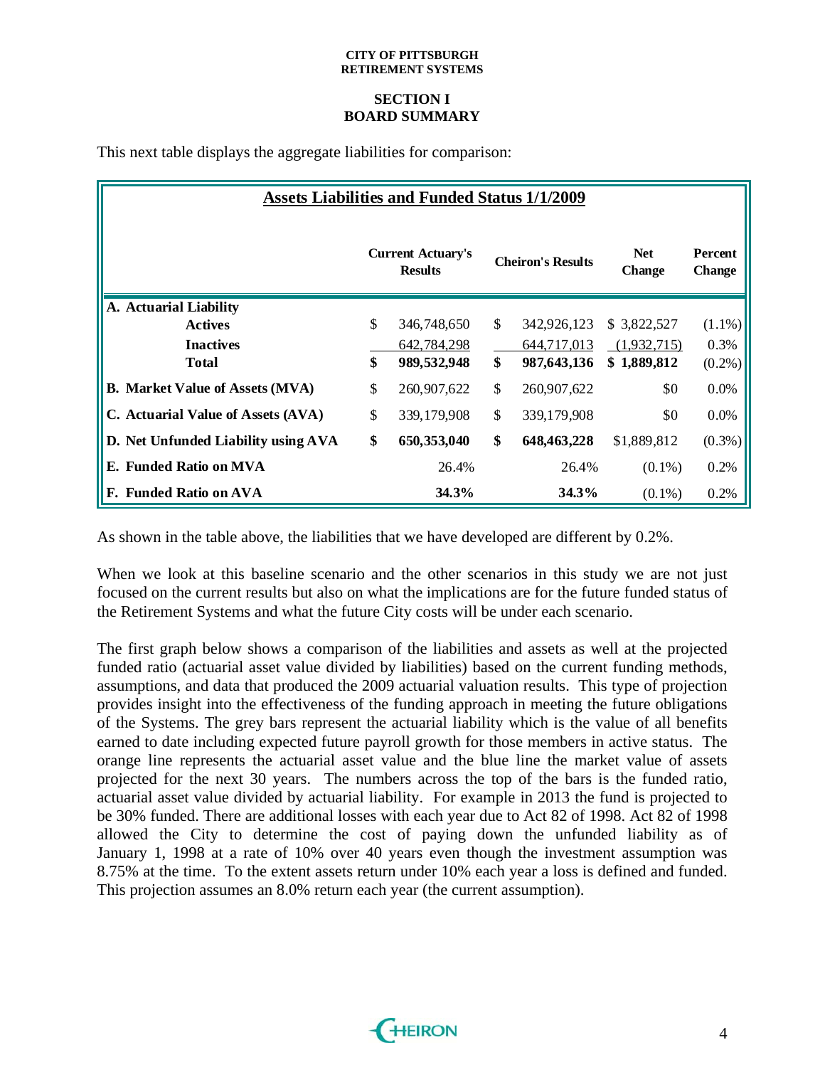## SECTION I
## BOARD SUMMARY

This next table displays the aggregate liabilities for comparison:

| Assets Liabilities and Funded Status 1/1/2009 | | | | |
|---|---|---|---|---|
| | **Current Actuary's Results** | **Cheiron's Results** | **Net Change** | **Percent Change** |
| **A. Actuarial Liability** | | | | |
| **Actives** | $ 346,748,650 | $ 342,926,123 | $ 3,822,527 | (1.1%) |
| **Inactives** | 642,784,298 | 644,717,013 | (1,932,715) | 0.3% |
| **Total** | **$ 989,532,948** | **$ 987,643,136** | **$ 1,889,812** | (0.2%) |
| **B. Market Value of Assets (MVA)** | $ 260,907,622 | $ 260,907,622 | $0 | 0.0% |
| **C. Actuarial Value of Assets (AVA)** | $ 339,179,908 | $ 339,179,908 | $0 | 0.0% |
| **D. Net Unfunded Liability using AVA** | **$ 650,353,040** | **$ 648,463,228** | $1,889,812 | (0.3%) |
| **E. Funded Ratio on MVA** | 26.4% | 26.4% | (0.1%) | 0.2% |
| **F. Funded Ratio on AVA** | **34.3%** | **34.3%** | (0.1%) | 0.2% |

As shown in the table above, the liabilities that we have developed are different by 0.2%.

When we look at this baseline scenario and the other scenarios in this study we are not just focused on the current results but also on what the implications are for the future funded status of the Retirement Systems and what the future City costs will be under each scenario.

The first graph below shows a comparison of the liabilities and assets as well at the projected funded ratio (actuarial asset value divided by liabilities) based on the current funding methods, assumptions, and data that produced the 2009 actuarial valuation results. This type of projection provides insight into the effectiveness of the funding approach in meeting the future obligations of the Systems. The grey bars represent the actuarial liability which is the value of all benefits earned to date including expected future payroll growth for those members in active status. The orange line represents the actuarial asset value and the blue line the market value of assets projected for the next 30 years. The numbers across the top of the bars is the funded ratio, actuarial asset value divided by actuarial liability. For example in 2013 the fund is projected to be 30% funded. There are additional losses with each year due to Act 82 of 1998. Act 82 of 1998 allowed the City to determine the cost of paying down the unfunded liability as of January 1, 1998 at a rate of 10% over 40 years even though the investment assumption was 8.75% at the time. To the extent assets return under 10% each year a loss is defined and funded. This projection assumes an 8.0% return each year (the current assumption).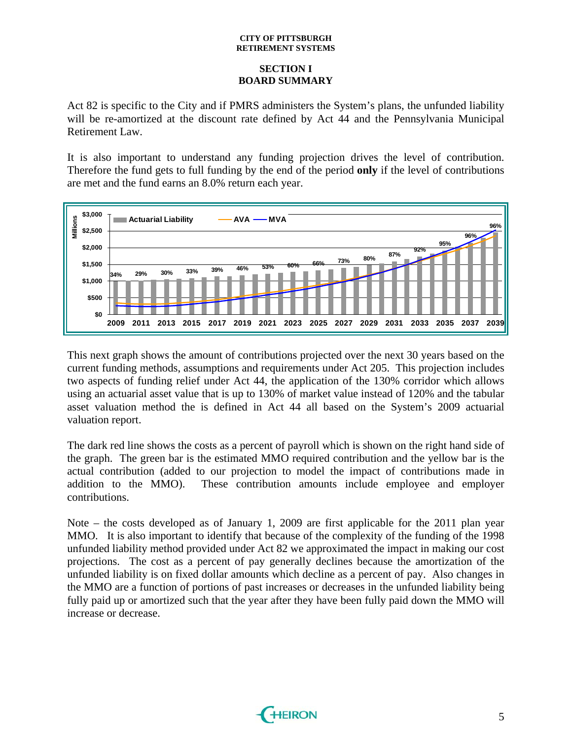# SECTION I
# BOARD SUMMARY

Act 82 is specific to the City and if PMRS administers the System's plans, the unfunded liability will be re-amortized at the discount rate defined by Act 44 and the Pennsylvania Municipal Retirement Law.

It is also important to understand any funding projection drives the level of contribution. Therefore the fund gets to full funding by the end of the period **only** if the level of contributions are met and the fund earns an 8.0% return each year.

This next graph shows the amount of contributions projected over the next 30 years based on the current funding methods, assumptions and requirements under Act 205. This projection includes two aspects of funding relief under Act 44, the application of the 130% corridor which allows using an actuarial asset value that is up to 130% of market value instead of 120% and the tabular asset valuation method the is defined in Act 44 all based on the System's 2009 actuarial valuation report.

The dark red line shows the costs as a percent of payroll which is shown on the right hand side of the graph. The green bar is the estimated MMO required contribution and the yellow bar is the actual contribution (added to our projection to model the impact of contributions made in addition to the MMO). These contribution amounts include employee and employer contributions.

Note – the costs developed as of January 1, 2009 are first applicable for the 2011 plan year MMO. It is also important to identify that because of the complexity of the funding of the 1998 unfunded liability method provided under Act 82 we approximated the impact in making our cost projections. The cost as a percent of pay generally declines because the amortization of the unfunded liability is on fixed dollar amounts which decline as a percent of pay. Also changes in the MMO are a function of portions of past increases or decreases in the unfunded liability being fully paid up or amortized such that the year after they have been fully paid down the MMO will increase or decrease.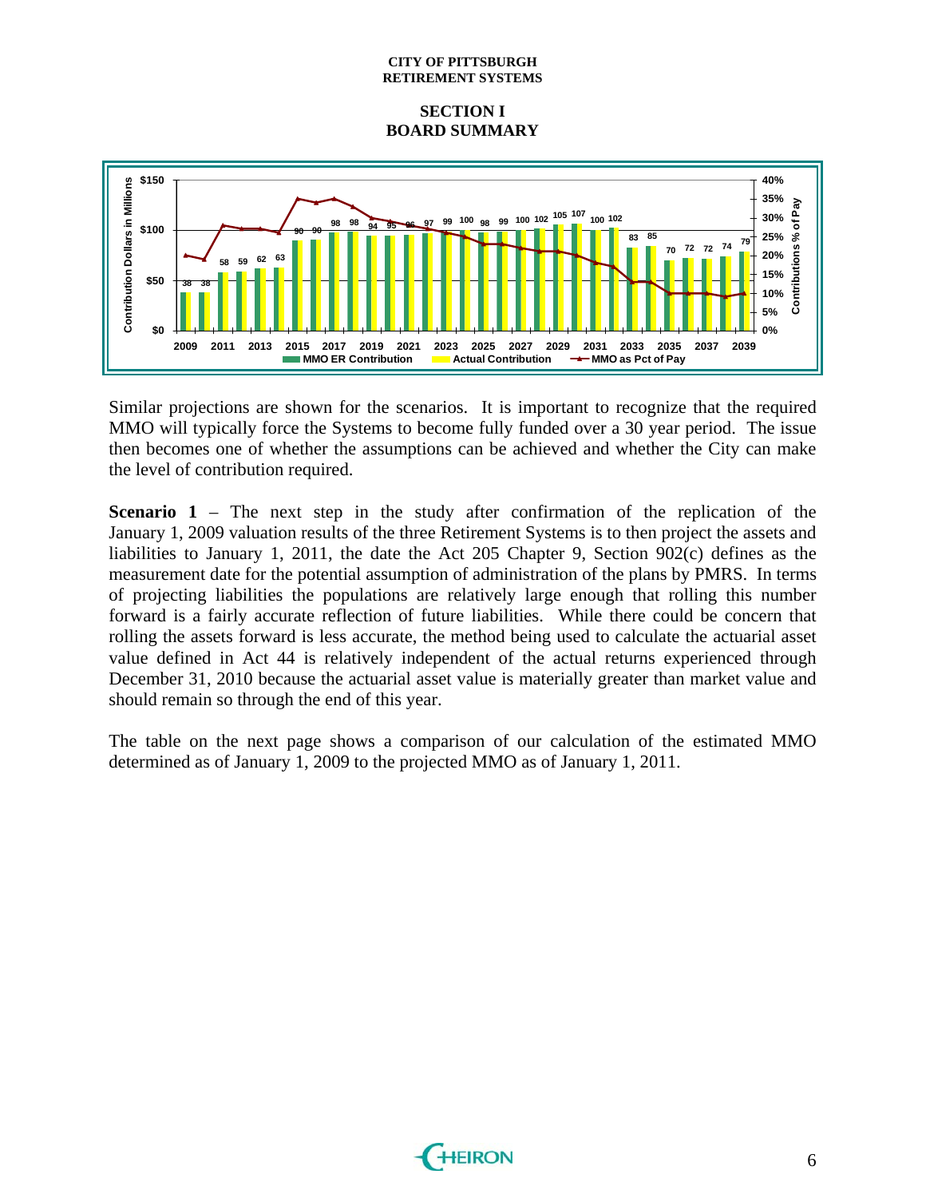# SECTION I
# BOARD SUMMARY

Similar projections are shown for the scenarios. It is important to recognize that the required MMO will typically force the Systems to become fully funded over a 30 year period. The issue then becomes one of whether the assumptions can be achieved and whether the City can make the level of contribution required.

**Scenario 1** – The next step in the study after confirmation of the replication of the January 1, 2009 valuation results of the three Retirement Systems is to then project the assets and liabilities to January 1, 2011, the date the Act 205 Chapter 9, Section 902(c) defines as the measurement date for the potential assumption of administration of the plans by PMRS. In terms of projecting liabilities the populations are relatively large enough that rolling this number forward is a fairly accurate reflection of future liabilities. While there could be concern that rolling the assets forward is less accurate, the method being used to calculate the actuarial asset value defined in Act 44 is relatively independent of the actual returns experienced through December 31, 2010 because the actuarial asset value is materially greater than market value and should remain so through the end of this year.

The table on the next page shows a comparison of our calculation of the estimated MMO determined as of January 1, 2009 to the projected MMO as of January 1, 2011.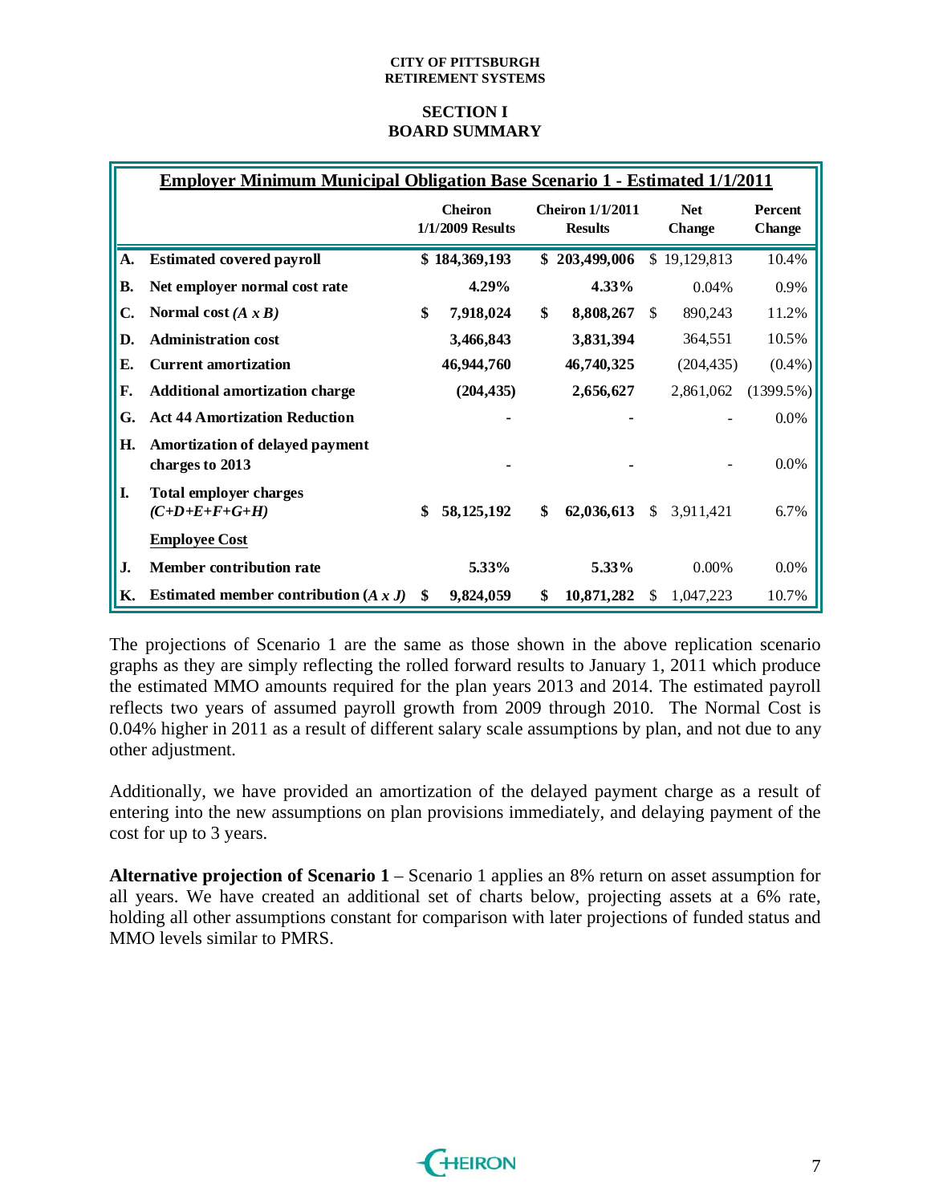**CITY OF PITTSBURGH**
**RETIREMENT SYSTEMS**

## SECTION I
## BOARD SUMMARY

| Employer Minimum Municipal Obligation Base Scenario 1 - Estimated 1/1/2011 | | | | | |
|---|---|---|---|---|---|
| | | **Cheiron 1/1/2009 Results** | **Cheiron 1/1/2011 Results** | **Net Change** | **Percent Change** |
| **A.** | **Estimated covered payroll** | **$ 184,369,193** | **$ 203,499,006** | $ 19,129,813 | 10.4% |
| **B.** | **Net employer normal cost rate** | **4.29%** | **4.33%** | 0.04% | 0.9% |
| **C.** | **Normal cost *(A x B)*** | **$ 7,918,024** | **$ 8,808,267** | $ 890,243 | 11.2% |
| **D.** | **Administration cost** | **3,466,843** | **3,831,394** | 364,551 | 10.5% |
| **E.** | **Current amortization** | **46,944,760** | **46,740,325** | (204,435) | (0.4%) |
| **F.** | **Additional amortization charge** | **(204,435)** | **2,656,627** | 2,861,062 | (1399.5%) |
| **G.** | **Act 44 Amortization Reduction** | **-** | **-** | - | 0.0% |
| **H.** | **Amortization of delayed payment charges to 2013** | **-** | **-** | - | 0.0% |
| **I.** | **Total employer charges *(C+D+E+F+G+H)*** | **$ 58,125,192** | **$ 62,036,613** | $ 3,911,421 | 6.7% |
| | **Employee Cost** | | | | |
| **J.** | **Member contribution rate** | **5.33%** | **5.33%** | 0.00% | 0.0% |
| **K.** | **Estimated member contribution *(A x J)*** | **$ 9,824,059** | **$ 10,871,282** | $ 1,047,223 | 10.7% |

The projections of Scenario 1 are the same as those shown in the above replication scenario graphs as they are simply reflecting the rolled forward results to January 1, 2011 which produce the estimated MMO amounts required for the plan years 2013 and 2014. The estimated payroll reflects two years of assumed payroll growth from 2009 through 2010. The Normal Cost is 0.04% higher in 2011 as a result of different salary scale assumptions by plan, and not due to any other adjustment.

Additionally, we have provided an amortization of the delayed payment charge as a result of entering into the new assumptions on plan provisions immediately, and delaying payment of the cost for up to 3 years.

**Alternative projection of Scenario 1** – Scenario 1 applies an 8% return on asset assumption for all years. We have created an additional set of charts below, projecting assets at a 6% rate, holding all other assumptions constant for comparison with later projections of funded status and MMO levels similar to PMRS.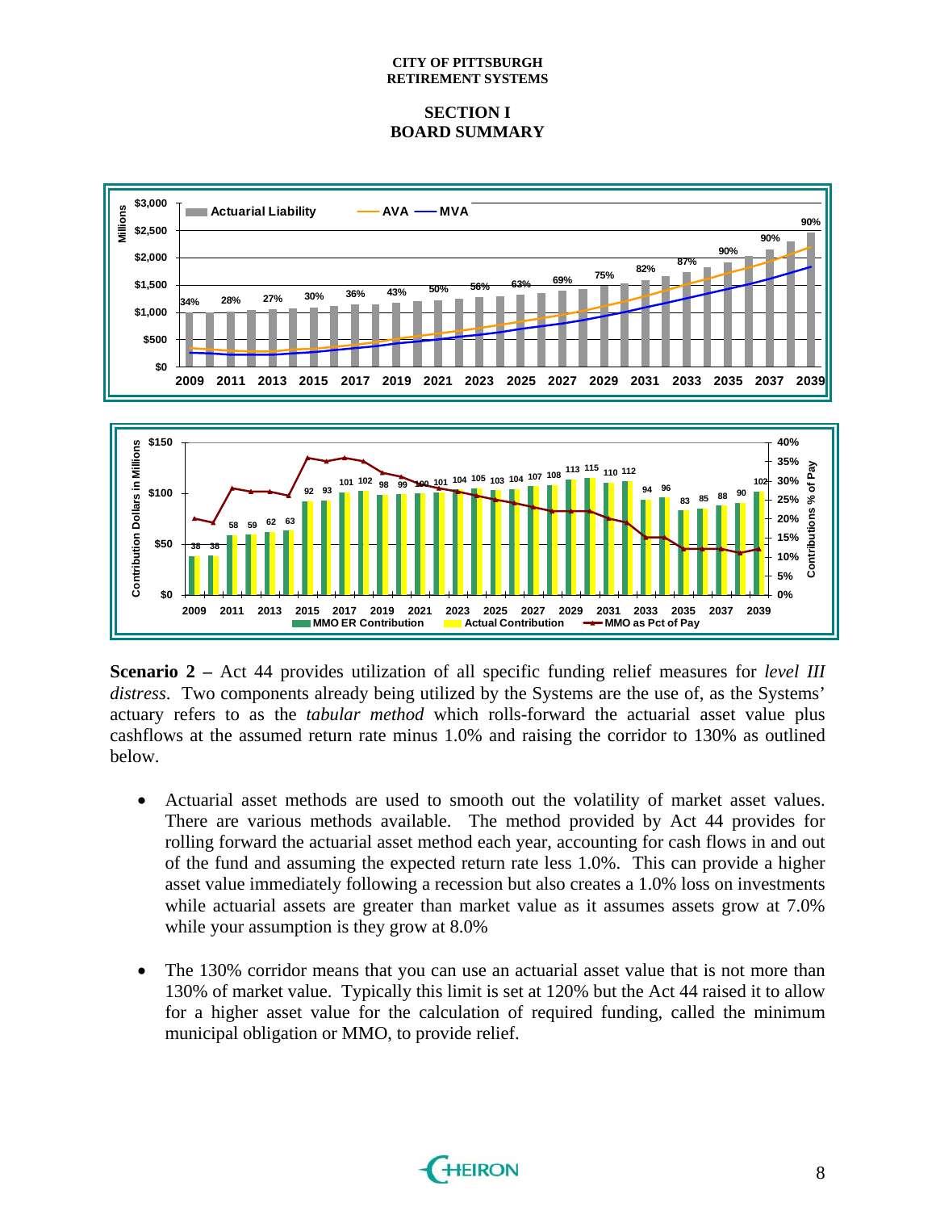## SECTION I
## BOARD SUMMARY

**Scenario 2 –** Act 44 provides utilization of all specific funding relief measures for *level III distress*. Two components already being utilized by the Systems are the use of, as the Systems' actuary refers to as the *tabular method* which rolls-forward the actuarial asset value plus cashflows at the assumed return rate minus 1.0% and raising the corridor to 130% as outlined below.

- Actuarial asset methods are used to smooth out the volatility of market asset values. There are various methods available. The method provided by Act 44 provides for rolling forward the actuarial asset method each year, accounting for cash flows in and out of the fund and assuming the expected return rate less 1.0%. This can provide a higher asset value immediately following a recession but also creates a 1.0% loss on investments while actuarial assets are greater than market value as it assumes assets grow at 7.0% while your assumption is they grow at 8.0%

- The 130% corridor means that you can use an actuarial asset value that is not more than 130% of market value. Typically this limit is set at 120% but the Act 44 raised it to allow for a higher asset value for the calculation of required funding, called the minimum municipal obligation or MMO, to provide relief.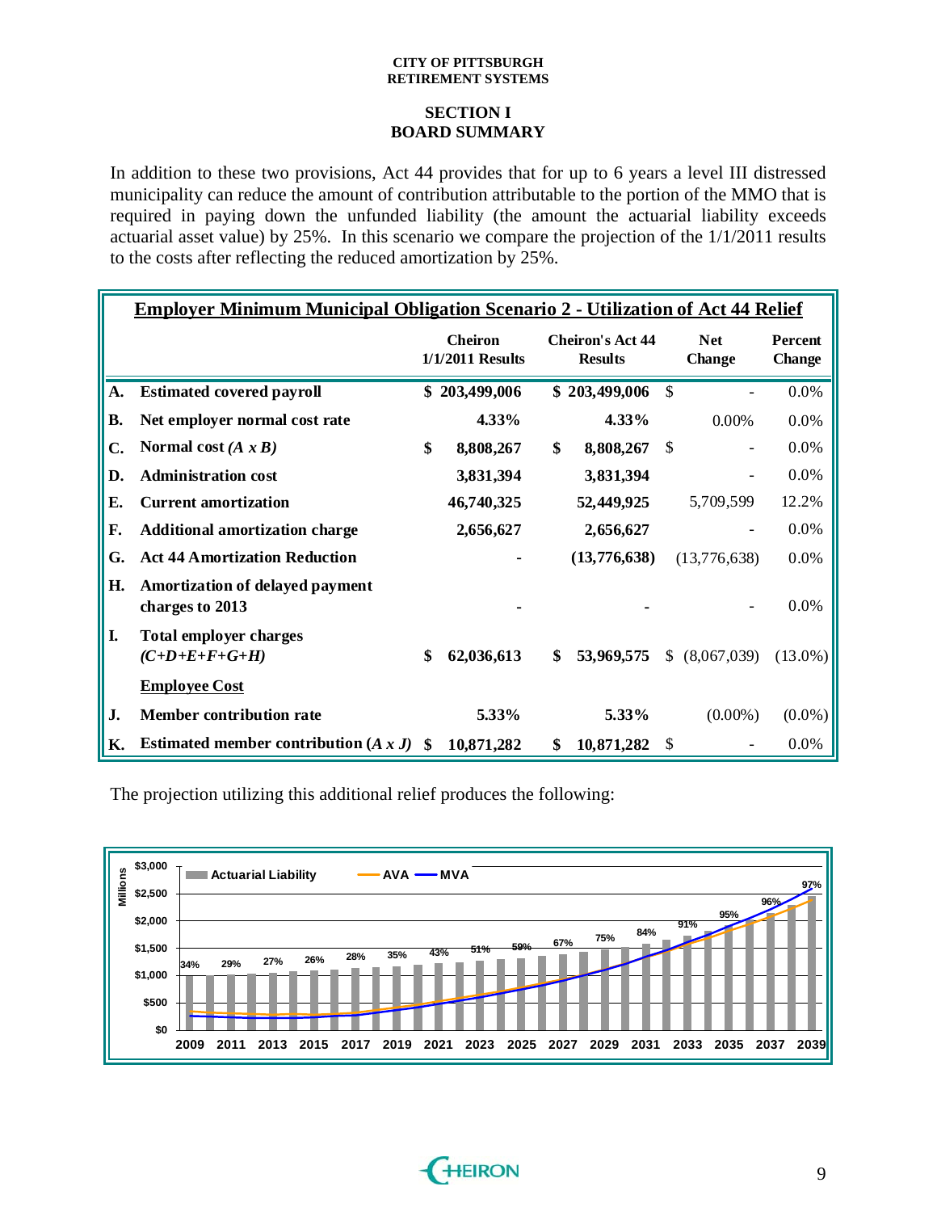**CITY OF PITTSBURGH**
**RETIREMENT SYSTEMS**

## SECTION I
## BOARD SUMMARY

In addition to these two provisions, Act 44 provides that for up to 6 years a level III distressed municipality can reduce the amount of contribution attributable to the portion of the MMO that is required in paying down the unfunded liability (the amount the actuarial liability exceeds actuarial asset value) by 25%. In this scenario we compare the projection of the 1/1/2011 results to the costs after reflecting the reduced amortization by 25%.

**Employer Minimum Municipal Obligation Scenario 2 - Utilization of Act 44 Relief**

| | | Cheiron 1/1/2011 Results | Cheiron's Act 44 Results | Net Change | Percent Change |
|---|---|---|---|---|---|
| **A.** | **Estimated covered payroll** | **$ 203,499,006** | **$ 203,499,006** | $ - | 0.0% |
| **B.** | **Net employer normal cost rate** | **4.33%** | **4.33%** | 0.00% | 0.0% |
| **C.** | **Normal cost *(A x B)*** | **$ 8,808,267** | **$ 8,808,267** | $ - | 0.0% |
| **D.** | **Administration cost** | **3,831,394** | **3,831,394** | - | 0.0% |
| **E.** | **Current amortization** | **46,740,325** | **52,449,925** | 5,709,599 | 12.2% |
| **F.** | **Additional amortization charge** | **2,656,627** | **2,656,627** | - | 0.0% |
| **G.** | **Act 44 Amortization Reduction** | **-** | **(13,776,638)** | (13,776,638) | 0.0% |
| **H.** | **Amortization of delayed payment charges to 2013** | **-** | **-** | - | 0.0% |
| **I.** | **Total employer charges *(C+D+E+F+G+H)*** | **$ 62,036,613** | **$ 53,969,575** | $ (8,067,039) | (13.0%) |
| | **Employee Cost** | | | | |
| **J.** | **Member contribution rate** | **5.33%** | **5.33%** | (0.00%) | (0.0%) |
| **K.** | **Estimated member contribution *(A x J)*** | **$ 10,871,282** | **$ 10,871,282** | $ - | 0.0% |

The projection utilizing this additional relief produces the following: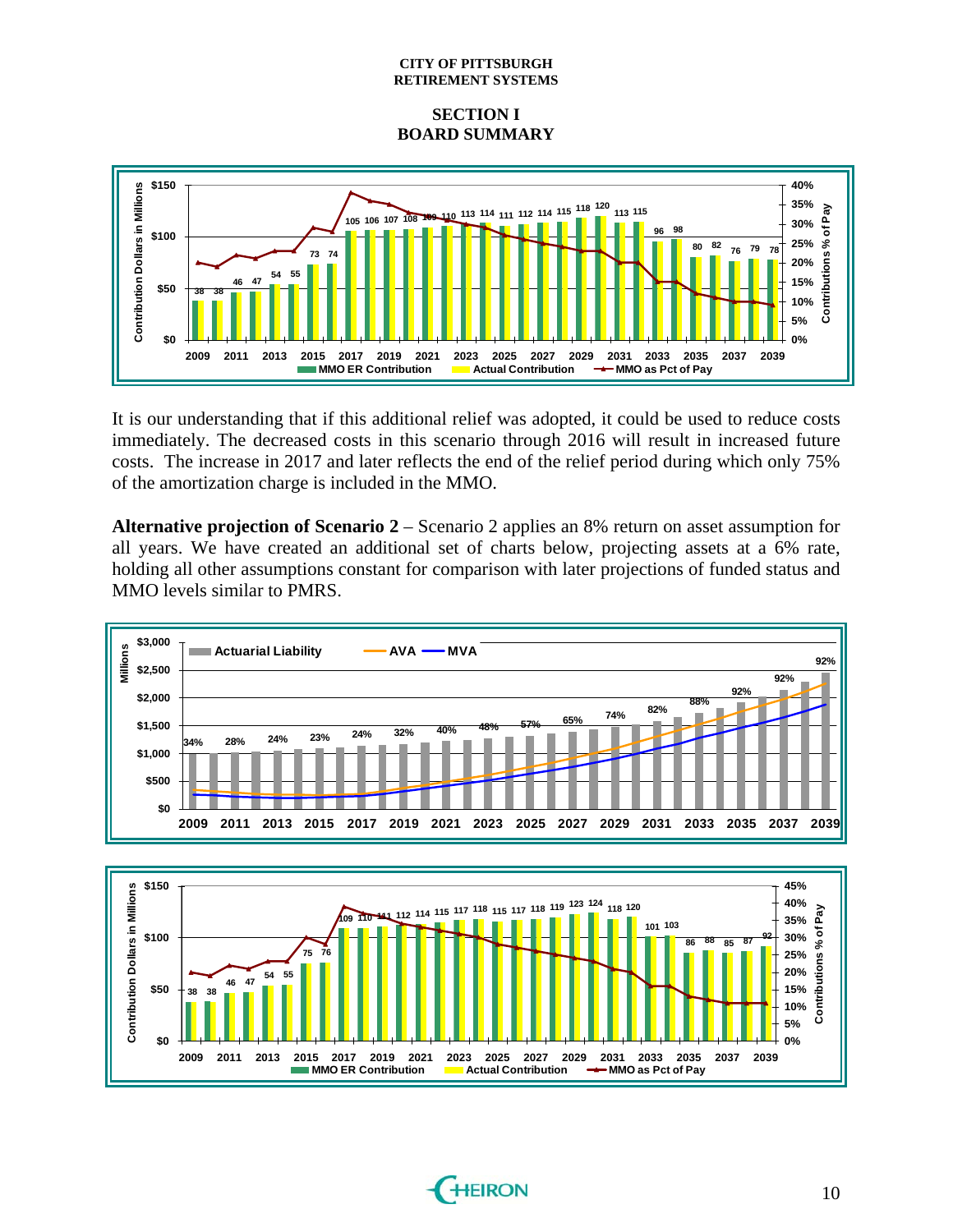CITY OF PITTSBURGH
RETIREMENT SYSTEMS

## SECTION I
## BOARD SUMMARY

It is our understanding that if this additional relief was adopted, it could be used to reduce costs immediately. The decreased costs in this scenario through 2016 will result in increased future costs. The increase in 2017 and later reflects the end of the relief period during which only 75% of the amortization charge is included in the MMO.

**Alternative projection of Scenario 2** – Scenario 2 applies an 8% return on asset assumption for all years. We have created an additional set of charts below, projecting assets at a 6% rate, holding all other assumptions constant for comparison with later projections of funded status and MMO levels similar to PMRS.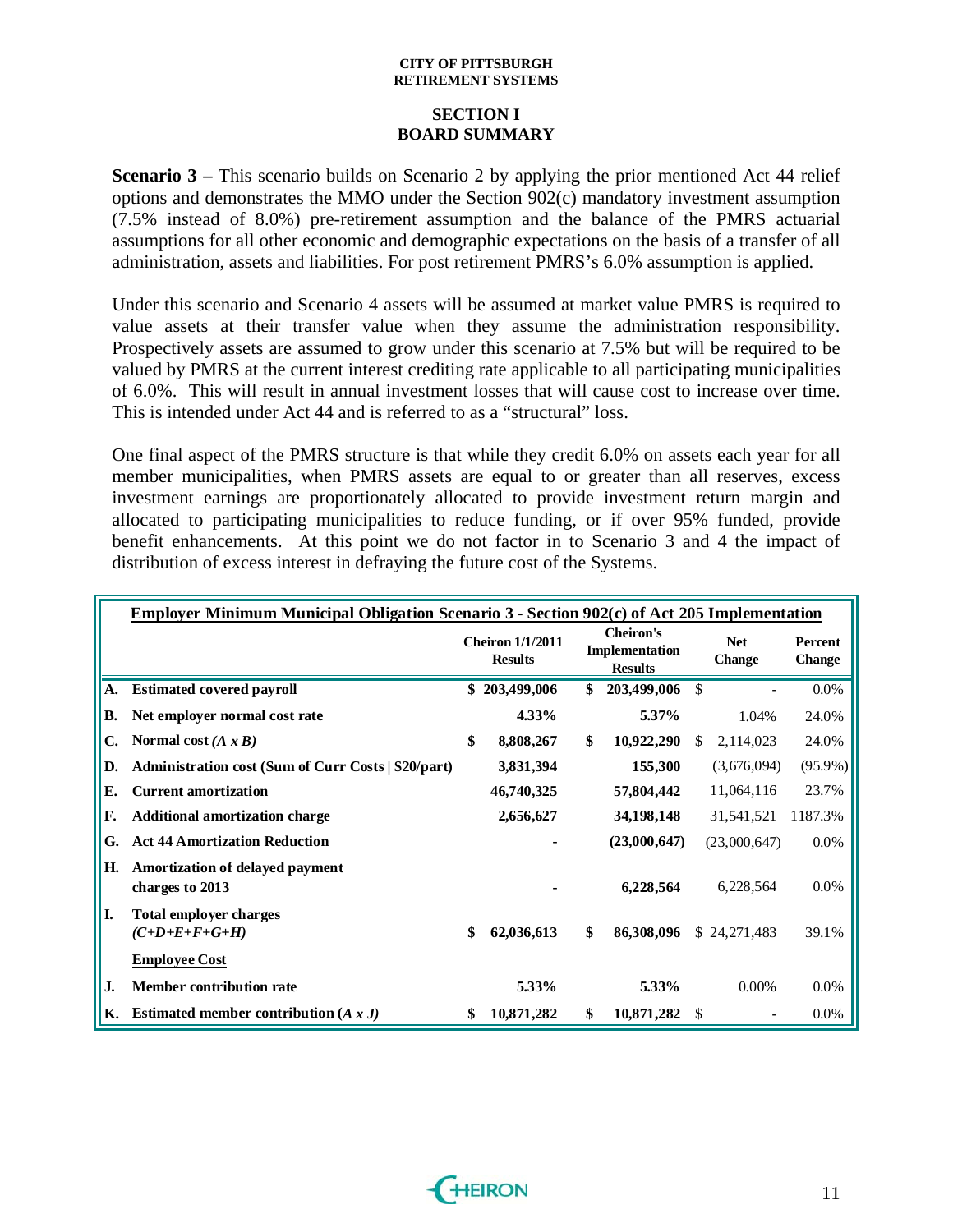## SECTION I
## BOARD SUMMARY

**Scenario 3 –** This scenario builds on Scenario 2 by applying the prior mentioned Act 44 relief options and demonstrates the MMO under the Section 902(c) mandatory investment assumption (7.5% instead of 8.0%) pre-retirement assumption and the balance of the PMRS actuarial assumptions for all other economic and demographic expectations on the basis of a transfer of all administration, assets and liabilities. For post retirement PMRS's 6.0% assumption is applied.

Under this scenario and Scenario 4 assets will be assumed at market value PMRS is required to value assets at their transfer value when they assume the administration responsibility. Prospectively assets are assumed to grow under this scenario at 7.5% but will be required to be valued by PMRS at the current interest crediting rate applicable to all participating municipalities of 6.0%. This will result in annual investment losses that will cause cost to increase over time. This is intended under Act 44 and is referred to as a "structural" loss.

One final aspect of the PMRS structure is that while they credit 6.0% on assets each year for all member municipalities, when PMRS assets are equal to or greater than all reserves, excess investment earnings are proportionately allocated to provide investment return margin and allocated to participating municipalities to reduce funding, or if over 95% funded, provide benefit enhancements. At this point we do not factor in to Scenario 3 and 4 the impact of distribution of excess interest in defraying the future cost of the Systems.

**Employer Minimum Municipal Obligation Scenario 3 - Section 902(c) of Act 205 Implementation**

| | | Cheiron 1/1/2011 Results | Cheiron's Implementation Results | Net Change | Percent Change |
|---|---|---|---|---|---|
| **A.** | **Estimated covered payroll** | $ 203,499,006 | $ 203,499,006 | $ - | 0.0% |
| **B.** | **Net employer normal cost rate** | 4.33% | 5.37% | 1.04% | 24.0% |
| **C.** | **Normal cost *(A x B)*** | $ 8,808,267 | $ 10,922,290 | $ 2,114,023 | 24.0% |
| **D.** | **Administration cost (Sum of Curr Costs \| $20/part)** | 3,831,394 | 155,300 | (3,676,094) | (95.9%) |
| **E.** | **Current amortization** | 46,740,325 | 57,804,442 | 11,064,116 | 23.7% |
| **F.** | **Additional amortization charge** | 2,656,627 | 34,198,148 | 31,541,521 | 1187.3% |
| **G.** | **Act 44 Amortization Reduction** | - | (23,000,647) | (23,000,647) | 0.0% |
| **H.** | **Amortization of delayed payment charges to 2013** | - | 6,228,564 | 6,228,564 | 0.0% |
| **I.** | **Total employer charges *(C+D+E+F+G+H)*** | $ 62,036,613 | $ 86,308,096 | $ 24,271,483 | 39.1% |
| | **Employee Cost** | | | | |
| **J.** | **Member contribution rate** | 5.33% | 5.33% | 0.00% | 0.0% |
| **K.** | **Estimated member contribution *(A x J)*** | $ 10,871,282 | $ 10,871,282 | $ - | 0.0% |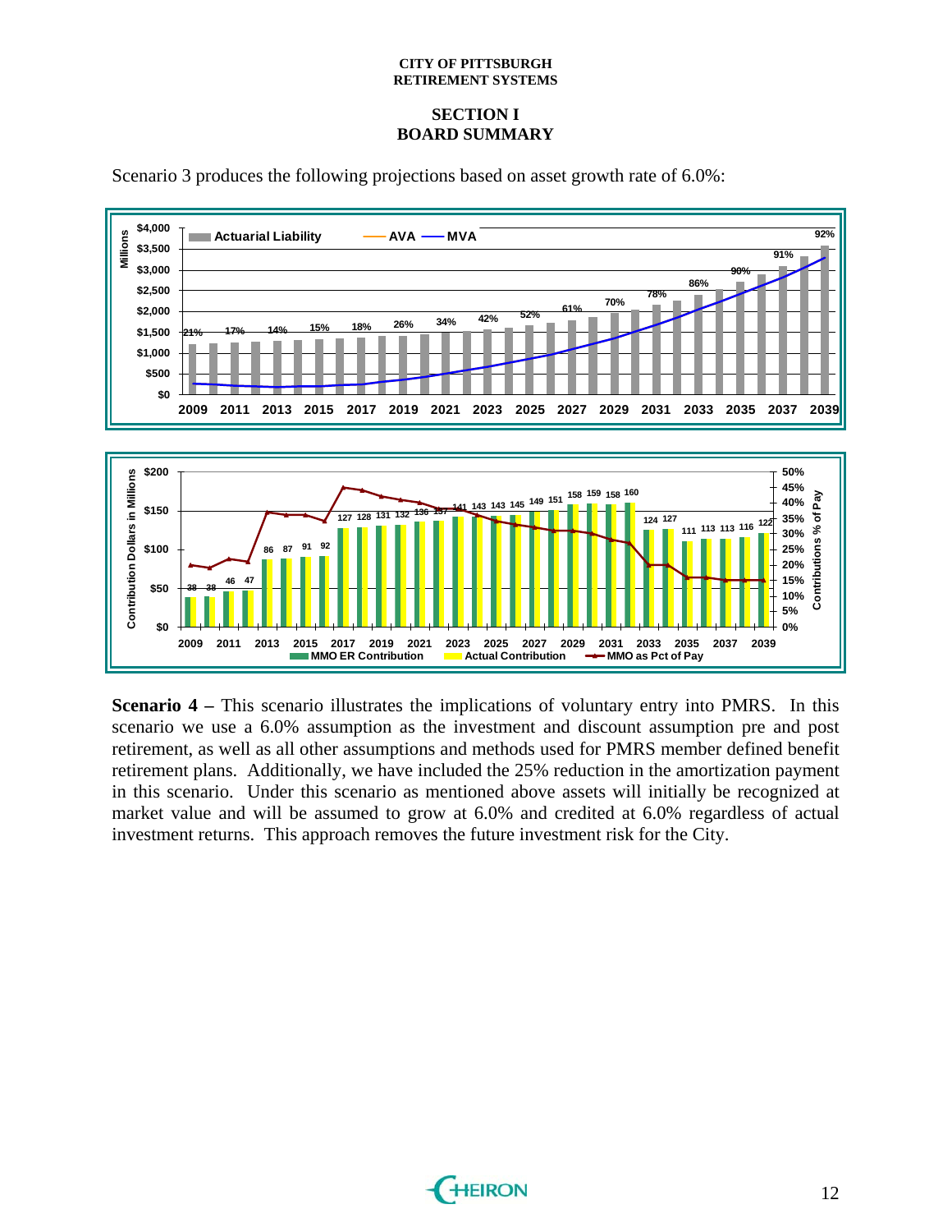Scenario 3 produces the following projections based on asset growth rate of 6.0%:

**Scenario 4 –** This scenario illustrates the implications of voluntary entry into PMRS. In this scenario we use a 6.0% assumption as the investment and discount assumption pre and post retirement, as well as all other assumptions and methods used for PMRS member defined benefit retirement plans. Additionally, we have included the 25% reduction in the amortization payment in this scenario. Under this scenario as mentioned above assets will initially be recognized at market value and will be assumed to grow at 6.0% and credited at 6.0% regardless of actual investment returns. This approach removes the future investment risk for the City.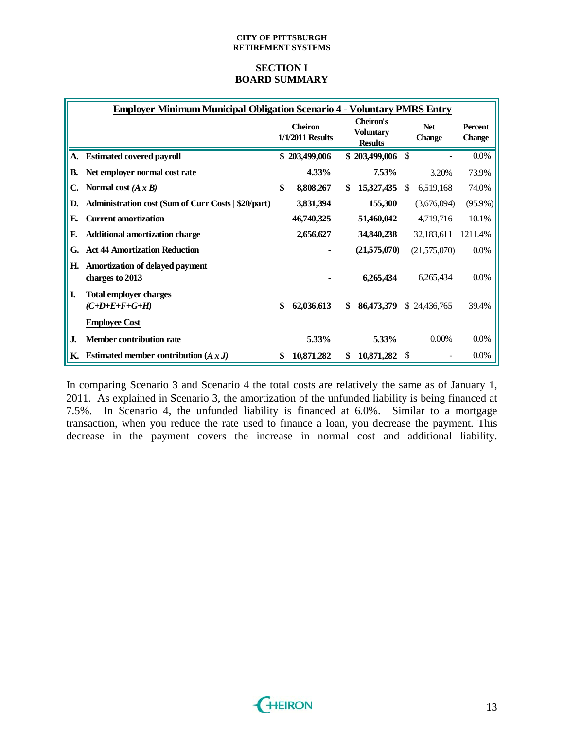# SECTION I
# BOARD SUMMARY

| | Employer Minimum Municipal Obligation Scenario 4 - Voluntary PMRS Entry | Cheiron 1/1/2011 Results | Cheiron's Voluntary Results | Net Change | Percent Change |
|---|---|---|---|---|---|
| A. | **Estimated covered payroll** | $ 203,499,006 | $ 203,499,006 | $ - | 0.0% |
| B. | **Net employer normal cost rate** | 4.33% | 7.53% | 3.20% | 73.9% |
| C. | **Normal cost *(A x B)*** | $ 8,808,267 | $ 15,327,435 | $ 6,519,168 | 74.0% |
| D. | **Administration cost (Sum of Curr Costs \| $20/part)** | 3,831,394 | 155,300 | (3,676,094) | (95.9%) |
| E. | **Current amortization** | 46,740,325 | 51,460,042 | 4,719,716 | 10.1% |
| F. | **Additional amortization charge** | 2,656,627 | 34,840,238 | 32,183,611 | 1211.4% |
| G. | **Act 44 Amortization Reduction** | - | (21,575,070) | (21,575,070) | 0.0% |
| H. | **Amortization of delayed payment charges to 2013** | - | 6,265,434 | 6,265,434 | 0.0% |
| I. | **Total employer charges *(C+D+E+F+G+H)*** | $ 62,036,613 | $ 86,473,379 | $ 24,436,765 | 39.4% |
| | **Employee Cost** | | | | |
| J. | **Member contribution rate** | 5.33% | 5.33% | 0.00% | 0.0% |
| K. | **Estimated member contribution *(A x J)*** | $ 10,871,282 | $ 10,871,282 | $ - | 0.0% |

In comparing Scenario 3 and Scenario 4 the total costs are relatively the same as of January 1, 2011. As explained in Scenario 3, the amortization of the unfunded liability is being financed at 7.5%. In Scenario 4, the unfunded liability is financed at 6.0%. Similar to a mortgage transaction, when you reduce the rate used to finance a loan, you decrease the payment. This decrease in the payment covers the increase in normal cost and additional liability.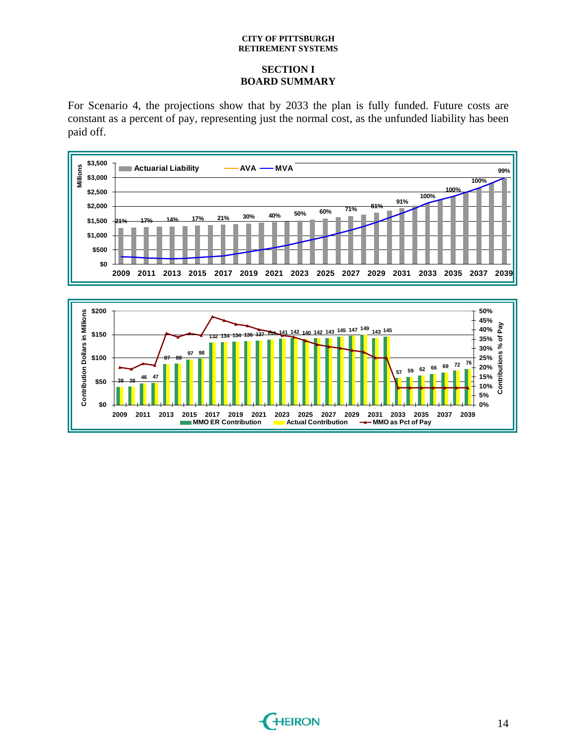## SECTION I
## BOARD SUMMARY

For Scenario 4, the projections show that by 2033 the plan is fully funded. Future costs are constant as a percent of pay, representing just the normal cost, as the unfunded liability has been paid off.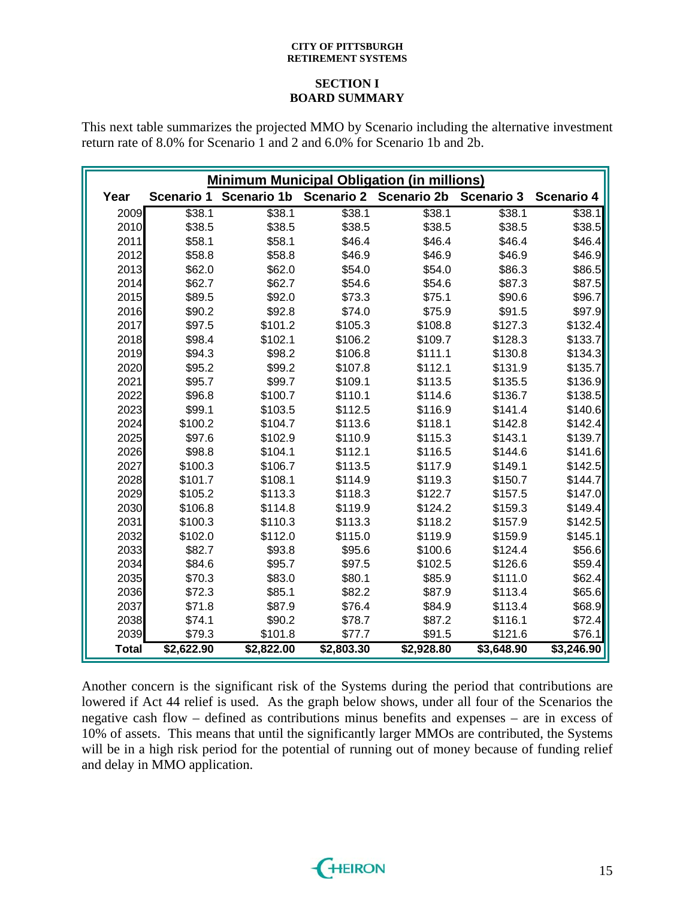## SECTION I
## BOARD SUMMARY

This next table summarizes the projected MMO by Scenario including the alternative investment return rate of 8.0% for Scenario 1 and 2 and 6.0% for Scenario 1b and 2b.

**Minimum Municipal Obligation (in millions)**

| Year | Scenario 1 | Scenario 1b | Scenario 2 | Scenario 2b | Scenario 3 | Scenario 4 |
|---|---|---|---|---|---|---|
| 2009 | $38.1 | $38.1 | $38.1 | $38.1 | $38.1 | $38.1 |
| 2010 | $38.5 | $38.5 | $38.5 | $38.5 | $38.5 | $38.5 |
| 2011 | $58.1 | $58.1 | $46.4 | $46.4 | $46.4 | $46.4 |
| 2012 | $58.8 | $58.8 | $46.9 | $46.9 | $46.9 | $46.9 |
| 2013 | $62.0 | $62.0 | $54.0 | $54.0 | $86.3 | $86.5 |
| 2014 | $62.7 | $62.7 | $54.6 | $54.6 | $87.3 | $87.5 |
| 2015 | $89.5 | $92.0 | $73.3 | $75.1 | $90.6 | $96.7 |
| 2016 | $90.2 | $92.8 | $74.0 | $75.9 | $91.5 | $97.9 |
| 2017 | $97.5 | $101.2 | $105.3 | $108.8 | $127.3 | $132.4 |
| 2018 | $98.4 | $102.1 | $106.2 | $109.7 | $128.3 | $133.7 |
| 2019 | $94.3 | $98.2 | $106.8 | $111.1 | $130.8 | $134.3 |
| 2020 | $95.2 | $99.2 | $107.8 | $112.1 | $131.9 | $135.7 |
| 2021 | $95.7 | $99.7 | $109.1 | $113.5 | $135.5 | $136.9 |
| 2022 | $96.8 | $100.7 | $110.1 | $114.6 | $136.7 | $138.5 |
| 2023 | $99.1 | $103.5 | $112.5 | $116.9 | $141.4 | $140.6 |
| 2024 | $100.2 | $104.7 | $113.6 | $118.1 | $142.8 | $142.4 |
| 2025 | $97.6 | $102.9 | $110.9 | $115.3 | $143.1 | $139.7 |
| 2026 | $98.8 | $104.1 | $112.1 | $116.5 | $144.6 | $141.6 |
| 2027 | $100.3 | $106.7 | $113.5 | $117.9 | $149.1 | $142.5 |
| 2028 | $101.7 | $108.1 | $114.9 | $119.3 | $150.7 | $144.7 |
| 2029 | $105.2 | $113.3 | $118.3 | $122.7 | $157.5 | $147.0 |
| 2030 | $106.8 | $114.8 | $119.9 | $124.2 | $159.3 | $149.4 |
| 2031 | $100.3 | $110.3 | $113.3 | $118.2 | $157.9 | $142.5 |
| 2032 | $102.0 | $112.0 | $115.0 | $119.9 | $159.9 | $145.1 |
| 2033 | $82.7 | $93.8 | $95.6 | $100.6 | $124.4 | $56.6 |
| 2034 | $84.6 | $95.7 | $97.5 | $102.5 | $126.6 | $59.4 |
| 2035 | $70.3 | $83.0 | $80.1 | $85.9 | $111.0 | $62.4 |
| 2036 | $72.3 | $85.1 | $82.2 | $87.9 | $113.4 | $65.6 |
| 2037 | $71.8 | $87.9 | $76.4 | $84.9 | $113.4 | $68.9 |
| 2038 | $74.1 | $90.2 | $78.7 | $87.2 | $116.1 | $72.4 |
| 2039 | $79.3 | $101.8 | $77.7 | $91.5 | $121.6 | $76.1 |
| **Total** | **$2,622.90** | **$2,822.00** | **$2,803.30** | **$2,928.80** | **$3,648.90** | **$3,246.90** |

Another concern is the significant risk of the Systems during the period that contributions are lowered if Act 44 relief is used. As the graph below shows, under all four of the Scenarios the negative cash flow – defined as contributions minus benefits and expenses – are in excess of 10% of assets. This means that until the significantly larger MMOs are contributed, the Systems will be in a high risk period for the potential of running out of money because of funding relief and delay in MMO application.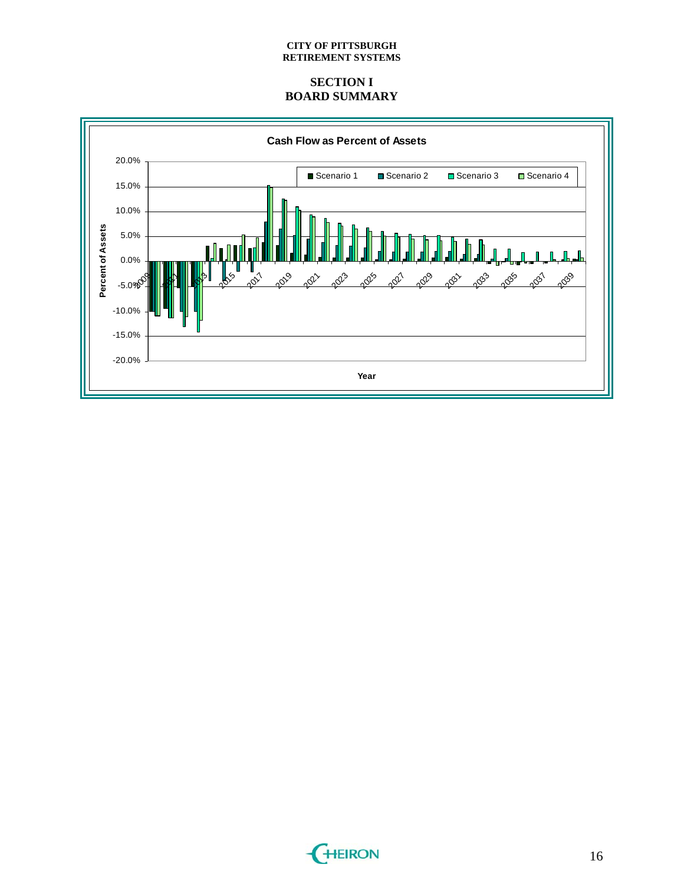# SECTION I
# BOARD SUMMARY

**Cash Flow as Percent of Assets**

Scenario 1 | Scenario 2 | Scenario 3 | Scenario 4

Percent of Assets

20.0%
15.0%
10.0%
5.0%
0.0%
-5.0%
-10.0%
-15.0%
-20.0%

2009 2011 2013 2015 2017 2019 2021 2023 2025 2027 2029 2031 2033 2035 2037 2039

Year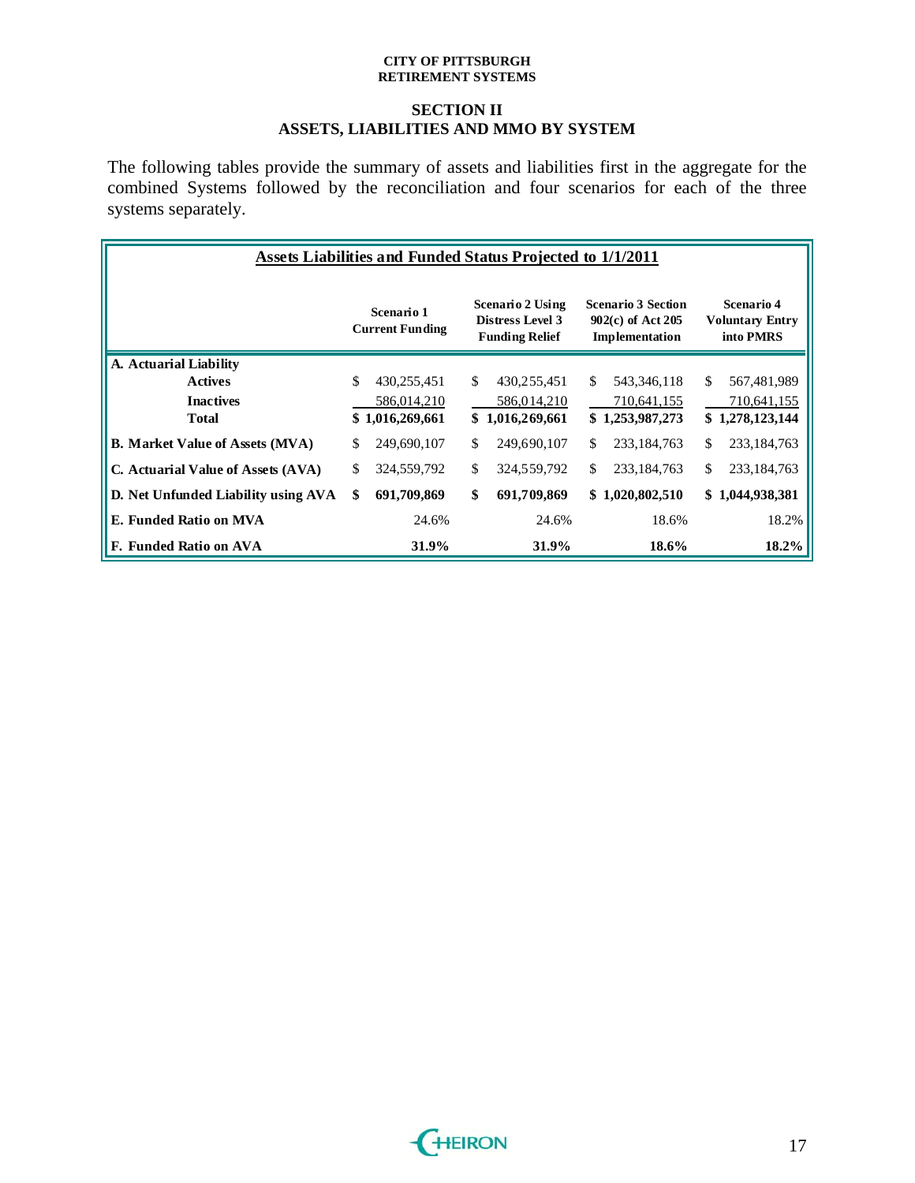## SECTION II
## ASSETS, LIABILITIES AND MMO BY SYSTEM

The following tables provide the summary of assets and liabilities first in the aggregate for the combined Systems followed by the reconciliation and four scenarios for each of the three systems separately.

**Assets Liabilities and Funded Status Projected to 1/1/2011**

| | Scenario 1 Current Funding | Scenario 2 Using Distress Level 3 Funding Relief | Scenario 3 Section 902(c) of Act 205 Implementation | Scenario 4 Voluntary Entry into PMRS |
|---|---|---|---|---|
| **A. Actuarial Liability** | | | | |
| **Actives** | $ 430,255,451 | $ 430,255,451 | $ 543,346,118 | $ 567,481,989 |
| **Inactives** | 586,014,210 | 586,014,210 | 710,641,155 | 710,641,155 |
| **Total** | **$ 1,016,269,661** | **$ 1,016,269,661** | **$ 1,253,987,273** | **$ 1,278,123,144** |
| **B. Market Value of Assets (MVA)** | $ 249,690,107 | $ 249,690,107 | $ 233,184,763 | $ 233,184,763 |
| **C. Actuarial Value of Assets (AVA)** | $ 324,559,792 | $ 324,559,792 | $ 233,184,763 | $ 233,184,763 |
| **D. Net Unfunded Liability using AVA** | **$ 691,709,869** | **$ 691,709,869** | **$ 1,020,802,510** | **$ 1,044,938,381** |
| **E. Funded Ratio on MVA** | 24.6% | 24.6% | 18.6% | 18.2% |
| **F. Funded Ratio on AVA** | **31.9%** | **31.9%** | **18.6%** | **18.2%** |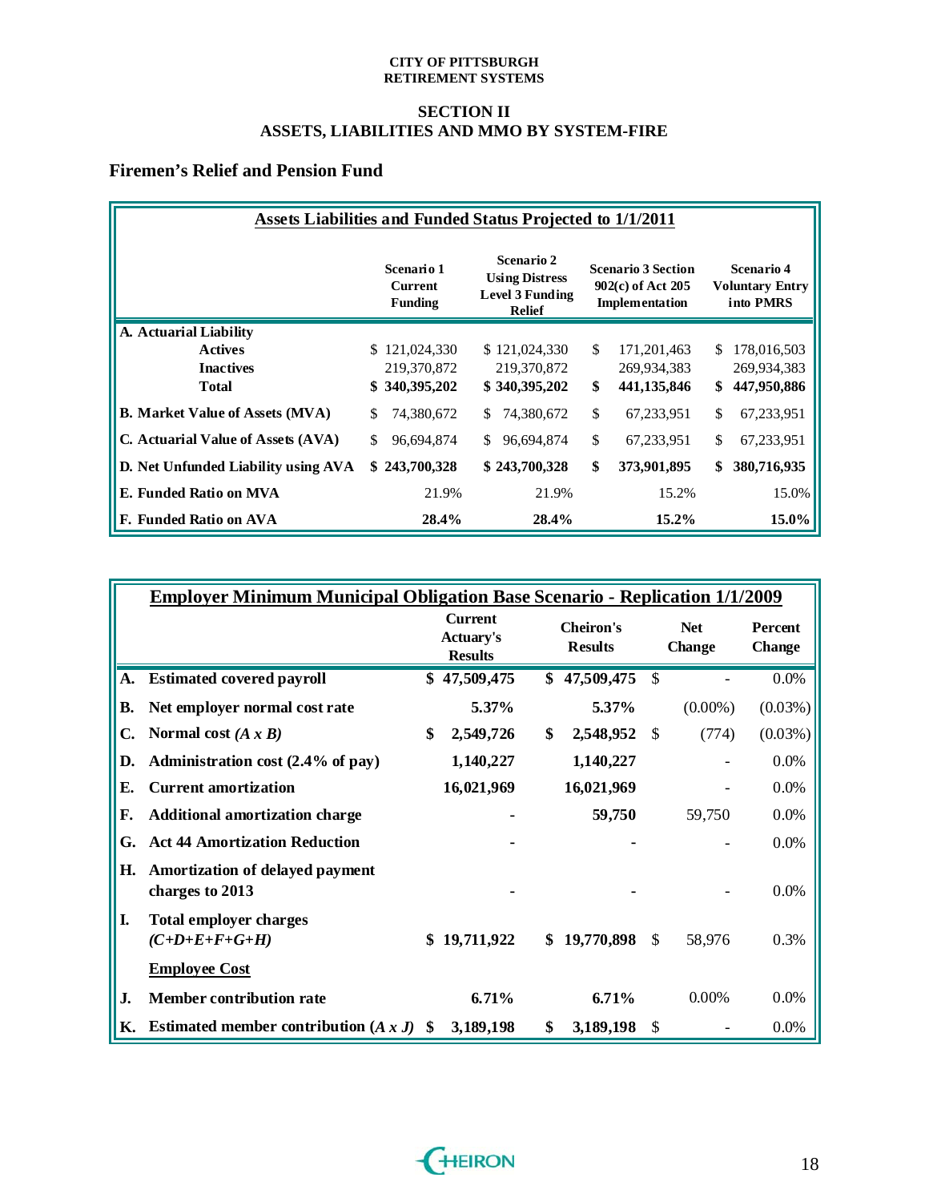CITY OF PITTSBURGH
RETIREMENT SYSTEMS

## SECTION II
## ASSETS, LIABILITIES AND MMO BY SYSTEM-FIRE

### Firemen's Relief and Pension Fund

**Assets Liabilities and Funded Status Projected to 1/1/2011**

| | Scenario 1 Current Funding | Scenario 2 Using Distress Level 3 Funding Relief | Scenario 3 Section 902(c) of Act 205 Implementation | Scenario 4 Voluntary Entry into PMRS |
|---|---|---|---|---|
| **A. Actuarial Liability** | | | | |
| **Actives** | $ 121,024,330 | $ 121,024,330 | $ 171,201,463 | $ 178,016,503 |
| **Inactives** | 219,370,872 | 219,370,872 | 269,934,383 | 269,934,383 |
| **Total** | **$ 340,395,202** | **$ 340,395,202** | **$ 441,135,846** | **$ 447,950,886** |
| **B. Market Value of Assets (MVA)** | $ 74,380,672 | $ 74,380,672 | $ 67,233,951 | $ 67,233,951 |
| **C. Actuarial Value of Assets (AVA)** | $ 96,694,874 | $ 96,694,874 | $ 67,233,951 | $ 67,233,951 |
| **D. Net Unfunded Liability using AVA** | **$ 243,700,328** | **$ 243,700,328** | **$ 373,901,895** | **$ 380,716,935** |
| **E. Funded Ratio on MVA** | 21.9% | 21.9% | 15.2% | 15.0% |
| **F. Funded Ratio on AVA** | **28.4%** | **28.4%** | **15.2%** | **15.0%** |

**Employer Minimum Municipal Obligation Base Scenario - Replication 1/1/2009**

| | | Current Actuary's Results | Cheiron's Results | Net Change | Percent Change |
|---|---|---|---|---|---|
| **A.** | **Estimated covered payroll** | **$ 47,509,475** | **$ 47,509,475** | $ - | 0.0% |
| **B.** | **Net employer normal cost rate** | **5.37%** | **5.37%** | (0.00%) | (0.03%) |
| **C.** | **Normal cost *(A x B)*** | **$ 2,549,726** | **$ 2,548,952** | $ (774) | (0.03%) |
| **D.** | **Administration cost (2.4% of pay)** | **1,140,227** | **1,140,227** | - | 0.0% |
| **E.** | **Current amortization** | **16,021,969** | **16,021,969** | - | 0.0% |
| **F.** | **Additional amortization charge** | **-** | **59,750** | 59,750 | 0.0% |
| **G.** | **Act 44 Amortization Reduction** | **-** | **-** | - | 0.0% |
| **H.** | **Amortization of delayed payment charges to 2013** | **-** | **-** | - | 0.0% |
| **I.** | **Total employer charges *(C+D+E+F+G+H)*** | **$ 19,711,922** | **$ 19,770,898** | $ 58,976 | 0.3% |
| | **Employee Cost** | | | | |
| **J.** | **Member contribution rate** | **6.71%** | **6.71%** | 0.00% | 0.0% |
| **K.** | **Estimated member contribution *(A x J)*** | **$ 3,189,198** | **$ 3,189,198** | $ - | 0.0% |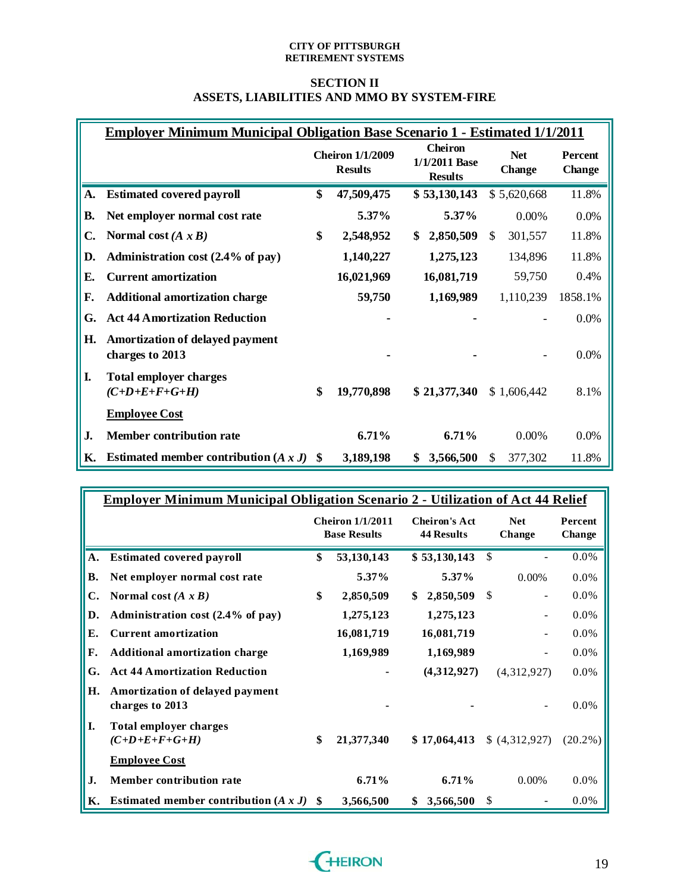CITY OF PITTSBURGH
RETIREMENT SYSTEMS

## SECTION II
## ASSETS, LIABILITIES AND MMO BY SYSTEM-FIRE

**Employer Minimum Municipal Obligation Base Scenario 1 - Estimated 1/1/2011**

| | | Cheiron 1/1/2009 Results | Cheiron 1/1/2011 Base Results | Net Change | Percent Change |
|---|---|---|---|---|---|
| **A.** | **Estimated covered payroll** | $ 47,509,475 | $ 53,130,143 | $ 5,620,668 | 11.8% |
| **B.** | **Net employer normal cost rate** | 5.37% | 5.37% | 0.00% | 0.0% |
| **C.** | **Normal cost *(A x B)*** | $ 2,548,952 | $ 2,850,509 | $ 301,557 | 11.8% |
| **D.** | **Administration cost (2.4% of pay)** | 1,140,227 | 1,275,123 | 134,896 | 11.8% |
| **E.** | **Current amortization** | 16,021,969 | 16,081,719 | 59,750 | 0.4% |
| **F.** | **Additional amortization charge** | 59,750 | 1,169,989 | 1,110,239 | 1858.1% |
| **G.** | **Act 44 Amortization Reduction** | - | - | - | 0.0% |
| **H.** | **Amortization of delayed payment charges to 2013** | - | - | - | 0.0% |
| **I.** | **Total employer charges *(C+D+E+F+G+H)*** | $ 19,770,898 | $ 21,377,340 | $ 1,606,442 | 8.1% |
| | **Employee Cost** | | | | |
| **J.** | **Member contribution rate** | 6.71% | 6.71% | 0.00% | 0.0% |
| **K.** | **Estimated member contribution *(A x J)*** | $ 3,189,198 | $ 3,566,500 | $ 377,302 | 11.8% |

**Employer Minimum Municipal Obligation Scenario 2 - Utilization of Act 44 Relief**

| | | Cheiron 1/1/2011 Base Results | Cheiron's Act 44 Results | Net Change | Percent Change |
|---|---|---|---|---|---|
| **A.** | **Estimated covered payroll** | $ 53,130,143 | $ 53,130,143 | $ - | 0.0% |
| **B.** | **Net employer normal cost rate** | 5.37% | 5.37% | 0.00% | 0.0% |
| **C.** | **Normal cost *(A x B)*** | $ 2,850,509 | $ 2,850,509 | $ - | 0.0% |
| **D.** | **Administration cost (2.4% of pay)** | 1,275,123 | 1,275,123 | - | 0.0% |
| **E.** | **Current amortization** | 16,081,719 | 16,081,719 | - | 0.0% |
| **F.** | **Additional amortization charge** | 1,169,989 | 1,169,989 | - | 0.0% |
| **G.** | **Act 44 Amortization Reduction** | - | (4,312,927) | (4,312,927) | 0.0% |
| **H.** | **Amortization of delayed payment charges to 2013** | - | - | - | 0.0% |
| **I.** | **Total employer charges *(C+D+E+F+G+H)*** | $ 21,377,340 | $ 17,064,413 | $ (4,312,927) | (20.2%) |
| | **Employee Cost** | | | | |
| **J.** | **Member contribution rate** | 6.71% | 6.71% | 0.00% | 0.0% |
| **K.** | **Estimated member contribution *(A x J)*** | $ 3,566,500 | $ 3,566,500 | $ - | 0.0% |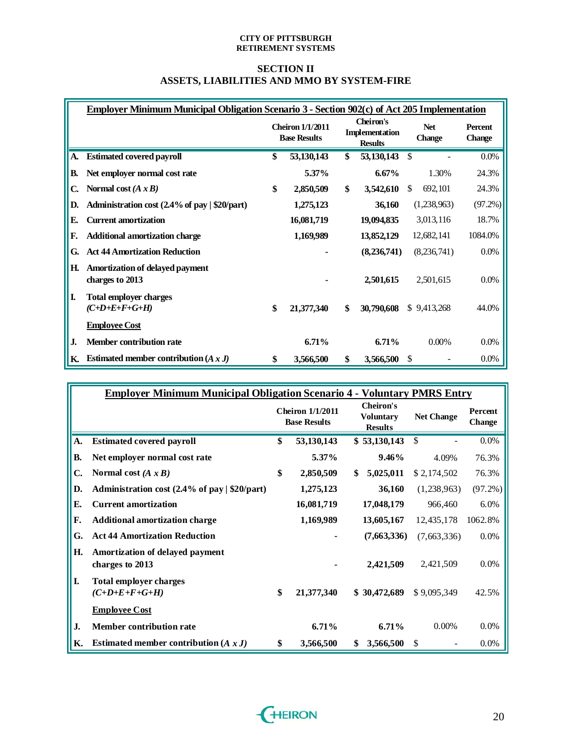CITY OF PITTSBURGH
RETIREMENT SYSTEMS

## SECTION II
## ASSETS, LIABILITIES AND MMO BY SYSTEM-FIRE

**Employer Minimum Municipal Obligation Scenario 3 - Section 902(c) of Act 205 Implementation**

| | | Cheiron 1/1/2011 Base Results | Cheiron's Implementation Results | Net Change | Percent Change |
|---|---|---|---|---|---|
| A. | Estimated covered payroll | $ 53,130,143 | $ 53,130,143 | $ - | 0.0% |
| B. | Net employer normal cost rate | 5.37% | 6.67% | 1.30% | 24.3% |
| C. | Normal cost *(A x B)* | $ 2,850,509 | $ 3,542,610 | $ 692,101 | 24.3% |
| D. | Administration cost (2.4% of pay \| $20/part) | 1,275,123 | 36,160 | (1,238,963) | (97.2%) |
| E. | Current amortization | 16,081,719 | 19,094,835 | 3,013,116 | 18.7% |
| F. | Additional amortization charge | 1,169,989 | 13,852,129 | 12,682,141 | 1084.0% |
| G. | Act 44 Amortization Reduction | - | (8,236,741) | (8,236,741) | 0.0% |
| H. | Amortization of delayed payment charges to 2013 | - | 2,501,615 | 2,501,615 | 0.0% |
| I. | Total employer charges *(C+D+E+F+G+H)* | $ 21,377,340 | $ 30,790,608 | $ 9,413,268 | 44.0% |
| | **Employee Cost** | | | | |
| J. | Member contribution rate | 6.71% | 6.71% | 0.00% | 0.0% |
| K. | Estimated member contribution *(A x J)* | $ 3,566,500 | $ 3,566,500 | $ - | 0.0% |

**Employer Minimum Municipal Obligation Scenario 4 - Voluntary PMRS Entry**

| | | Cheiron 1/1/2011 Base Results | Cheiron's Voluntary Results | Net Change | Percent Change |
|---|---|---|---|---|---|
| A. | Estimated covered payroll | $ 53,130,143 | $ 53,130,143 | $ - | 0.0% |
| B. | Net employer normal cost rate | 5.37% | 9.46% | 4.09% | 76.3% |
| C. | Normal cost *(A x B)* | $ 2,850,509 | $ 5,025,011 | $ 2,174,502 | 76.3% |
| D. | Administration cost (2.4% of pay \| $20/part) | 1,275,123 | 36,160 | (1,238,963) | (97.2%) |
| E. | Current amortization | 16,081,719 | 17,048,179 | 966,460 | 6.0% |
| F. | Additional amortization charge | 1,169,989 | 13,605,167 | 12,435,178 | 1062.8% |
| G. | Act 44 Amortization Reduction | - | (7,663,336) | (7,663,336) | 0.0% |
| H. | Amortization of delayed payment charges to 2013 | - | 2,421,509 | 2,421,509 | 0.0% |
| I. | Total employer charges *(C+D+E+F+G+H)* | $ 21,377,340 | $ 30,472,689 | $ 9,095,349 | 42.5% |
| | **Employee Cost** | | | | |
| J. | Member contribution rate | 6.71% | 6.71% | 0.00% | 0.0% |
| K. | Estimated member contribution *(A x J)* | $ 3,566,500 | $ 3,566,500 | $ - | 0.0% |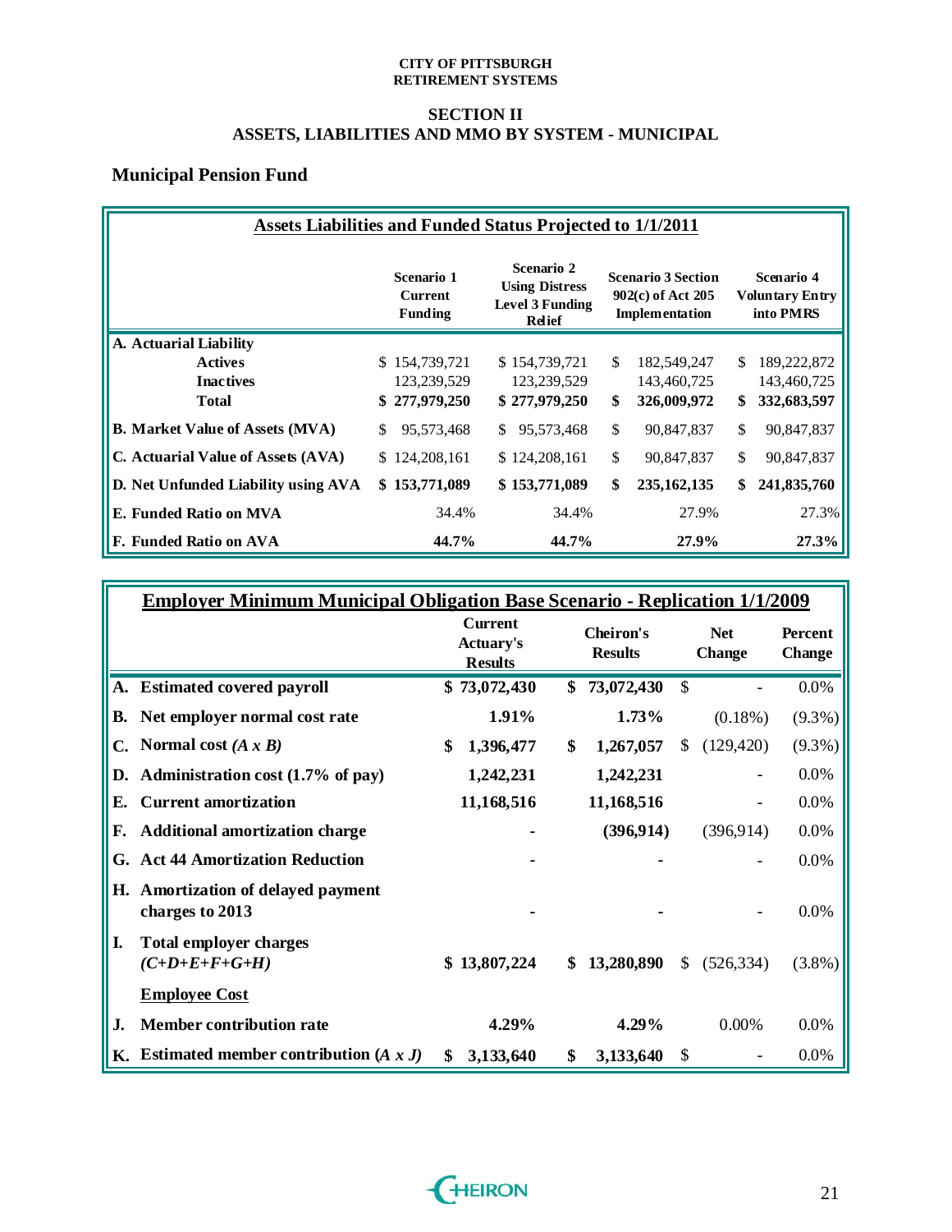**CITY OF PITTSBURGH**
**RETIREMENT SYSTEMS**

## SECTION II
## ASSETS, LIABILITIES AND MMO BY SYSTEM - MUNICIPAL

### Municipal Pension Fund

**Assets Liabilities and Funded Status Projected to 1/1/2011**

| | Scenario 1 Current Funding | Scenario 2 Using Distress Level 3 Funding Relief | Scenario 3 Section 902(c) of Act 205 Implementation | Scenario 4 Voluntary Entry into PMRS |
|---|---|---|---|---|
| **A. Actuarial Liability** | | | | |
| Actives | $ 154,739,721 | $ 154,739,721 | $ 182,549,247 | $ 189,222,872 |
| Inactives | 123,239,529 | 123,239,529 | 143,460,725 | 143,460,725 |
| **Total** | **$ 277,979,250** | **$ 277,979,250** | **$ 326,009,972** | **$ 332,683,597** |
| **B. Market Value of Assets (MVA)** | $ 95,573,468 | $ 95,573,468 | $ 90,847,837 | $ 90,847,837 |
| **C. Actuarial Value of Assets (AVA)** | $ 124,208,161 | $ 124,208,161 | $ 90,847,837 | $ 90,847,837 |
| **D. Net Unfunded Liability using AVA** | **$ 153,771,089** | **$ 153,771,089** | **$ 235,162,135** | **$ 241,835,760** |
| **E. Funded Ratio on MVA** | 34.4% | 34.4% | 27.9% | 27.3% |
| **F. Funded Ratio on AVA** | **44.7%** | **44.7%** | **27.9%** | **27.3%** |

**Employer Minimum Municipal Obligation Base Scenario - Replication 1/1/2009**

| | | Current Actuary's Results | Cheiron's Results | Net Change | Percent Change |
|---|---|---|---|---|---|
| **A.** | **Estimated covered payroll** | **$ 73,072,430** | **$ 73,072,430** | $ - | 0.0% |
| **B.** | **Net employer normal cost rate** | **1.91%** | **1.73%** | (0.18%) | (9.3%) |
| **C.** | **Normal cost** ***(A x B)*** | **$ 1,396,477** | **$ 1,267,057** | $ (129,420) | (9.3%) |
| **D.** | **Administration cost (1.7% of pay)** | **1,242,231** | **1,242,231** | - | 0.0% |
| **E.** | **Current amortization** | **11,168,516** | **11,168,516** | - | 0.0% |
| **F.** | **Additional amortization charge** | **-** | **(396,914)** | (396,914) | 0.0% |
| **G.** | **Act 44 Amortization Reduction** | **-** | **-** | - | 0.0% |
| **H.** | **Amortization of delayed payment charges to 2013** | **-** | **-** | - | 0.0% |
| **I.** | **Total employer charges** ***(C+D+E+F+G+H)*** | **$ 13,807,224** | **$ 13,280,890** | $ (526,334) | (3.8%) |
| | **Employee Cost** | | | | |
| **J.** | **Member contribution rate** | **4.29%** | **4.29%** | 0.00% | 0.0% |
| **K.** | **Estimated member contribution** ***(A x J)*** | **$ 3,133,640** | **$ 3,133,640** | $ - | 0.0% |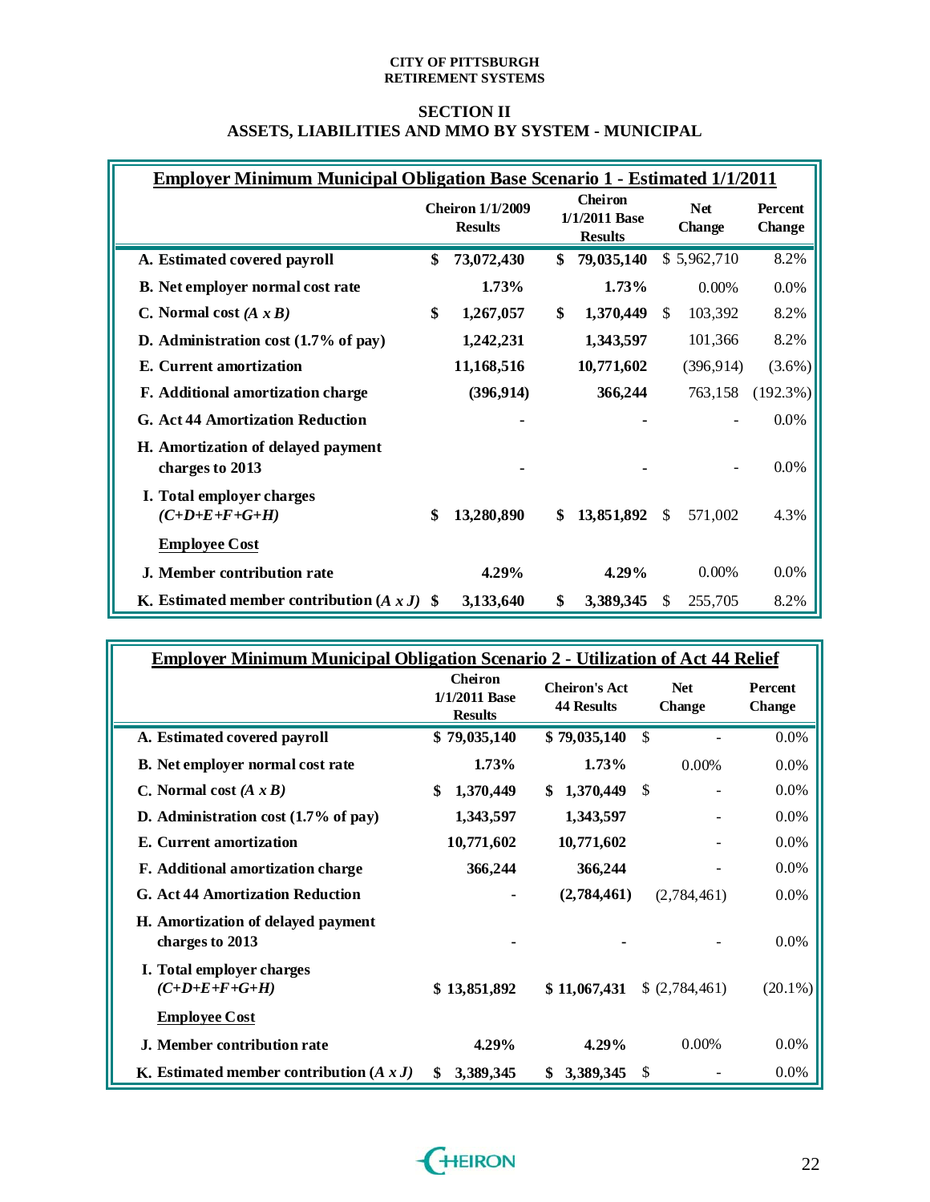CITY OF PITTSBURGH
RETIREMENT SYSTEMS

## SECTION II
## ASSETS, LIABILITIES AND MMO BY SYSTEM - MUNICIPAL

**Employer Minimum Municipal Obligation Base Scenario 1 - Estimated 1/1/2011**

| | Cheiron 1/1/2009 Results | Cheiron 1/1/2011 Base Results | Net Change | Percent Change |
|---|---|---|---|---|
| **A. Estimated covered payroll** | **$ 73,072,430** | **$ 79,035,140** | $ 5,962,710 | 8.2% |
| **B. Net employer normal cost rate** | **1.73%** | **1.73%** | 0.00% | 0.0% |
| **C. Normal cost *(A x B)*** | **$ 1,267,057** | **$ 1,370,449** | $ 103,392 | 8.2% |
| **D. Administration cost (1.7% of pay)** | **1,242,231** | **1,343,597** | 101,366 | 8.2% |
| **E. Current amortization** | **11,168,516** | **10,771,602** | (396,914) | (3.6%) |
| **F. Additional amortization charge** | **(396,914)** | **366,244** | 763,158 | (192.3%) |
| **G. Act 44 Amortization Reduction** | **-** | **-** | - | 0.0% |
| **H. Amortization of delayed payment charges to 2013** | **-** | **-** | - | 0.0% |
| **I. Total employer charges *(C+D+E+F+G+H)*** | **$ 13,280,890** | **$ 13,851,892** | $ 571,002 | 4.3% |
| ***Employee Cost*** | | | | |
| **J. Member contribution rate** | **4.29%** | **4.29%** | 0.00% | 0.0% |
| **K. Estimated member contribution *(A x J)*** | **$ 3,133,640** | **$ 3,389,345** | $ 255,705 | 8.2% |

**Employer Minimum Municipal Obligation Scenario 2 - Utilization of Act 44 Relief**

| | Cheiron 1/1/2011 Base Results | Cheiron's Act 44 Results | Net Change | Percent Change |
|---|---|---|---|---|
| **A. Estimated covered payroll** | **$ 79,035,140** | **$ 79,035,140** | $ - | 0.0% |
| **B. Net employer normal cost rate** | **1.73%** | **1.73%** | 0.00% | 0.0% |
| **C. Normal cost *(A x B)*** | **$ 1,370,449** | **$ 1,370,449** | $ - | 0.0% |
| **D. Administration cost (1.7% of pay)** | **1,343,597** | **1,343,597** | - | 0.0% |
| **E. Current amortization** | **10,771,602** | **10,771,602** | - | 0.0% |
| **F. Additional amortization charge** | **366,244** | **366,244** | - | 0.0% |
| **G. Act 44 Amortization Reduction** | **-** | **(2,784,461)** | (2,784,461) | 0.0% |
| **H. Amortization of delayed payment charges to 2013** | **-** | **-** | - | 0.0% |
| **I. Total employer charges *(C+D+E+F+G+H)*** | **$ 13,851,892** | **$ 11,067,431** | $ (2,784,461) | (20.1%) |
| ***Employee Cost*** | | | | |
| **J. Member contribution rate** | **4.29%** | **4.29%** | 0.00% | 0.0% |
| **K. Estimated member contribution *(A x J)*** | **$ 3,389,345** | **$ 3,389,345** | $ - | 0.0% |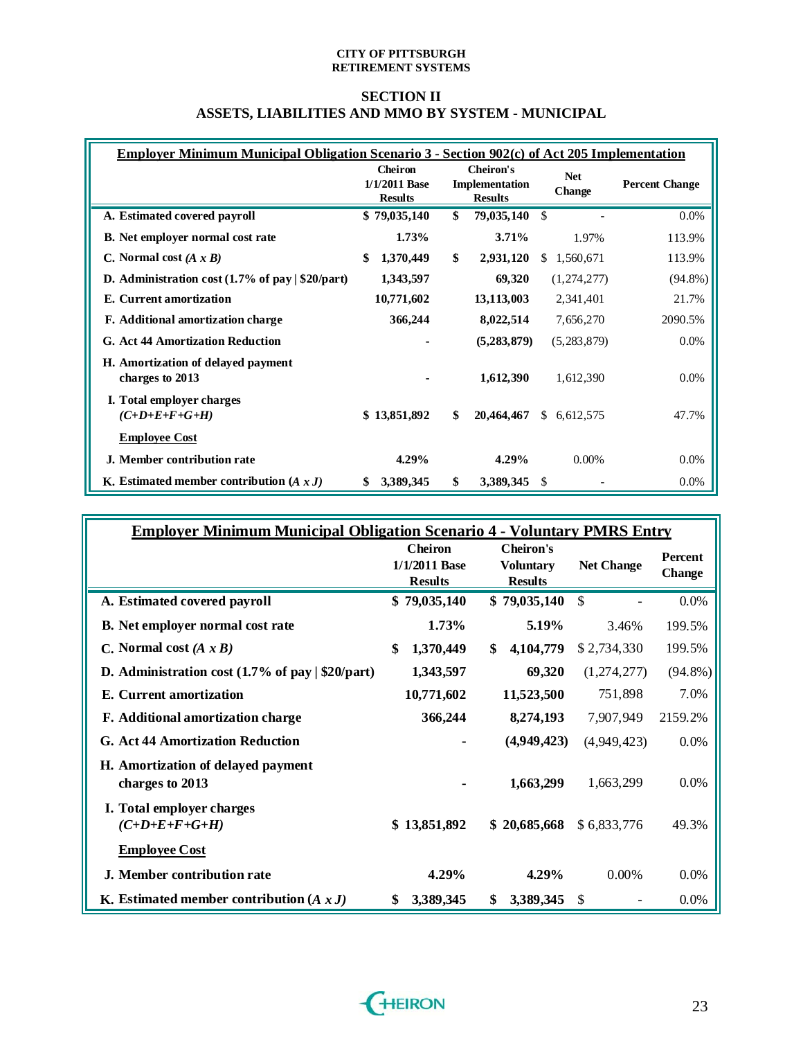## SECTION II
## ASSETS, LIABILITIES AND MMO BY SYSTEM - MUNICIPAL

**Employer Minimum Municipal Obligation Scenario 3 - Section 902(c) of Act 205 Implementation**

| | Cheiron 1/1/2011 Base Results | Cheiron's Implementation Results | Net Change | Percent Change |
|---|---|---|---|---|
| **A. Estimated covered payroll** | $ 79,035,140 | $ 79,035,140 | $ - | 0.0% |
| **B. Net employer normal cost rate** | 1.73% | 3.71% | 1.97% | 113.9% |
| **C. Normal cost *(A x B)*** | $ 1,370,449 | $ 2,931,120 | $ 1,560,671 | 113.9% |
| **D. Administration cost (1.7% of pay \| $20/part)** | 1,343,597 | 69,320 | (1,274,277) | (94.8%) |
| **E. Current amortization** | 10,771,602 | 13,113,003 | 2,341,401 | 21.7% |
| **F. Additional amortization charge** | 366,244 | 8,022,514 | 7,656,270 | 2090.5% |
| **G. Act 44 Amortization Reduction** | - | (5,283,879) | (5,283,879) | 0.0% |
| **H. Amortization of delayed payment charges to 2013** | - | 1,612,390 | 1,612,390 | 0.0% |
| **I. Total employer charges *(C+D+E+F+G+H)*** | $ 13,851,892 | $ 20,464,467 | $ 6,612,575 | 47.7% |
| **Employee Cost** | | | | |
| **J. Member contribution rate** | 4.29% | 4.29% | 0.00% | 0.0% |
| **K. Estimated member contribution *(A x J)*** | $ 3,389,345 | $ 3,389,345 | $ - | 0.0% |

**Employer Minimum Municipal Obligation Scenario 4 - Voluntary PMRS Entry**

| | Cheiron 1/1/2011 Base Results | Cheiron's Voluntary Results | Net Change | Percent Change |
|---|---|---|---|---|
| **A. Estimated covered payroll** | $ 79,035,140 | $ 79,035,140 | $ - | 0.0% |
| **B. Net employer normal cost rate** | 1.73% | 5.19% | 3.46% | 199.5% |
| **C. Normal cost *(A x B)*** | $ 1,370,449 | $ 4,104,779 | $ 2,734,330 | 199.5% |
| **D. Administration cost (1.7% of pay \| $20/part)** | 1,343,597 | 69,320 | (1,274,277) | (94.8%) |
| **E. Current amortization** | 10,771,602 | 11,523,500 | 751,898 | 7.0% |
| **F. Additional amortization charge** | 366,244 | 8,274,193 | 7,907,949 | 2159.2% |
| **G. Act 44 Amortization Reduction** | - | (4,949,423) | (4,949,423) | 0.0% |
| **H. Amortization of delayed payment charges to 2013** | - | 1,663,299 | 1,663,299 | 0.0% |
| **I. Total employer charges *(C+D+E+F+G+H)*** | $ 13,851,892 | $ 20,685,668 | $ 6,833,776 | 49.3% |
| **Employee Cost** | | | | |
| **J. Member contribution rate** | 4.29% | 4.29% | 0.00% | 0.0% |
| **K. Estimated member contribution *(A x J)*** | $ 3,389,345 | $ 3,389,345 | $ - | 0.0% |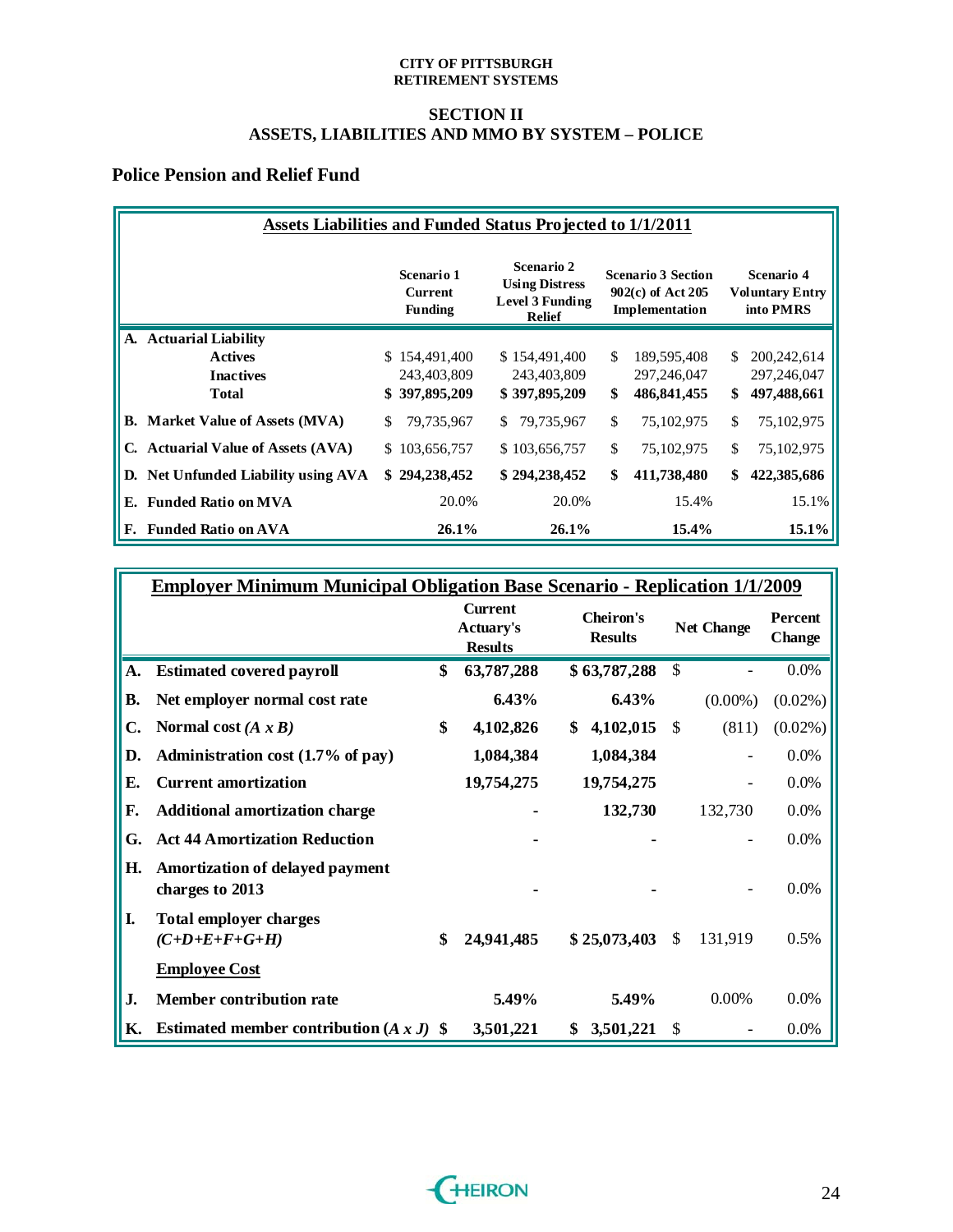CITY OF PITTSBURGH
RETIREMENT SYSTEMS

## SECTION II
## ASSETS, LIABILITIES AND MMO BY SYSTEM – POLICE

### Police Pension and Relief Fund

**Assets Liabilities and Funded Status Projected to 1/1/2011**

| | Scenario 1 Current Funding | Scenario 2 Using Distress Level 3 Funding Relief | Scenario 3 Section 902(c) of Act 205 Implementation | Scenario 4 Voluntary Entry into PMRS |
|---|---|---|---|---|
| **A. Actuarial Liability** | | | | |
| Actives | $ 154,491,400 | $ 154,491,400 | $ 189,595,408 | $ 200,242,614 |
| Inactives | 243,403,809 | 243,403,809 | 297,246,047 | 297,246,047 |
| **Total** | **$ 397,895,209** | **$ 397,895,209** | **$ 486,841,455** | **$ 497,488,661** |
| **B. Market Value of Assets (MVA)** | $ 79,735,967 | $ 79,735,967 | $ 75,102,975 | $ 75,102,975 |
| **C. Actuarial Value of Assets (AVA)** | $ 103,656,757 | $ 103,656,757 | $ 75,102,975 | $ 75,102,975 |
| **D. Net Unfunded Liability using AVA** | **$ 294,238,452** | **$ 294,238,452** | **$ 411,738,480** | **$ 422,385,686** |
| **E. Funded Ratio on MVA** | 20.0% | 20.0% | 15.4% | 15.1% |
| **F. Funded Ratio on AVA** | **26.1%** | **26.1%** | **15.4%** | **15.1%** |

**Employer Minimum Municipal Obligation Base Scenario - Replication 1/1/2009**

| | | Current Actuary's Results | Cheiron's Results | Net Change | Percent Change |
|---|---|---|---|---|---|
| **A.** | **Estimated covered payroll** | **$ 63,787,288** | **$ 63,787,288** | $ - | 0.0% |
| **B.** | **Net employer normal cost rate** | **6.43%** | **6.43%** | (0.00%) | (0.02%) |
| **C.** | **Normal cost *(A x B)*** | **$ 4,102,826** | **$ 4,102,015** | $ (811) | (0.02%) |
| **D.** | **Administration cost (1.7% of pay)** | **1,084,384** | **1,084,384** | - | 0.0% |
| **E.** | **Current amortization** | **19,754,275** | **19,754,275** | - | 0.0% |
| **F.** | **Additional amortization charge** | **-** | **132,730** | 132,730 | 0.0% |
| **G.** | **Act 44 Amortization Reduction** | **-** | **-** | - | 0.0% |
| **H.** | **Amortization of delayed payment charges to 2013** | **-** | **-** | - | 0.0% |
| **I.** | **Total employer charges *(C+D+E+F+G+H)*** | **$ 24,941,485** | **$ 25,073,403** | $ 131,919 | 0.5% |
| | **Employee Cost** | | | | |
| **J.** | **Member contribution rate** | **5.49%** | **5.49%** | 0.00% | 0.0% |
| **K.** | **Estimated member contribution *(A x J)*** | **$ 3,501,221** | **$ 3,501,221** | $ - | 0.0% |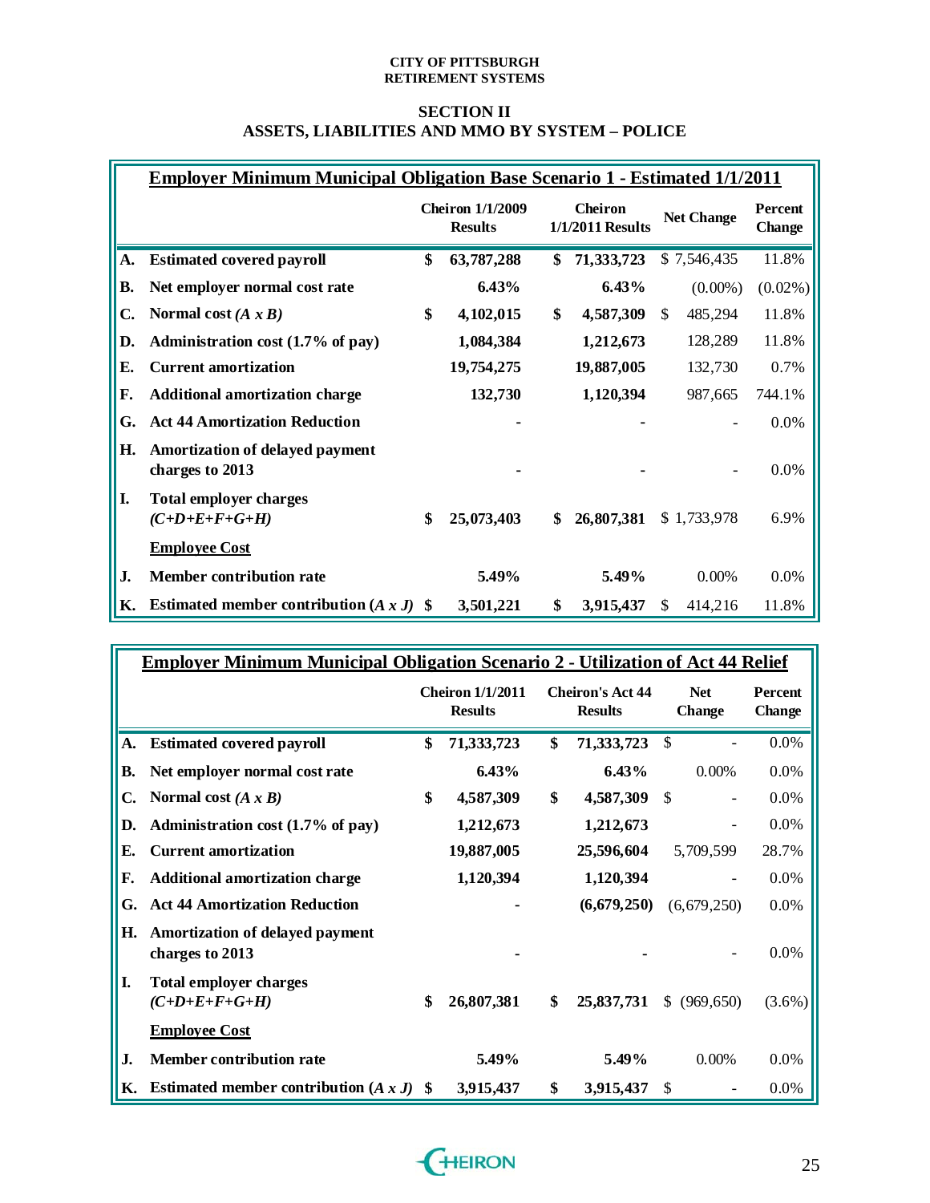CITY OF PITTSBURGH
RETIREMENT SYSTEMS

## SECTION II
## ASSETS, LIABILITIES AND MMO BY SYSTEM – POLICE

| | Employer Minimum Municipal Obligation Base Scenario 1 - Estimated 1/1/2011 | Cheiron 1/1/2009 Results | Cheiron 1/1/2011 Results | Net Change | Percent Change |
|---|---|---|---|---|---|
| A. | Estimated covered payroll | $ 63,787,288 | $ 71,333,723 | $ 7,546,435 | 11.8% |
| B. | Net employer normal cost rate | 6.43% | 6.43% | (0.00%) | (0.02%) |
| C. | Normal cost *(A x B)* | $ 4,102,015 | $ 4,587,309 | $ 485,294 | 11.8% |
| D. | Administration cost (1.7% of pay) | 1,084,384 | 1,212,673 | 128,289 | 11.8% |
| E. | Current amortization | 19,754,275 | 19,887,005 | 132,730 | 0.7% |
| F. | Additional amortization charge | 132,730 | 1,120,394 | 987,665 | 744.1% |
| G. | Act 44 Amortization Reduction | - | - | - | 0.0% |
| H. | Amortization of delayed payment charges to 2013 | - | - | - | 0.0% |
| I. | Total employer charges *(C+D+E+F+G+H)* | $ 25,073,403 | $ 26,807,381 | $ 1,733,978 | 6.9% |
| | **Employee Cost** | | | | |
| J. | Member contribution rate | 5.49% | 5.49% | 0.00% | 0.0% |
| K. | Estimated member contribution *(A x J)* | $ 3,501,221 | $ 3,915,437 | $ 414,216 | 11.8% |

| | Employer Minimum Municipal Obligation Scenario 2 - Utilization of Act 44 Relief | Cheiron 1/1/2011 Results | Cheiron's Act 44 Results | Net Change | Percent Change |
|---|---|---|---|---|---|
| A. | Estimated covered payroll | $ 71,333,723 | $ 71,333,723 | $ - | 0.0% |
| B. | Net employer normal cost rate | 6.43% | 6.43% | 0.00% | 0.0% |
| C. | Normal cost *(A x B)* | $ 4,587,309 | $ 4,587,309 | $ - | 0.0% |
| D. | Administration cost (1.7% of pay) | 1,212,673 | 1,212,673 | - | 0.0% |
| E. | Current amortization | 19,887,005 | 25,596,604 | 5,709,599 | 28.7% |
| F. | Additional amortization charge | 1,120,394 | 1,120,394 | - | 0.0% |
| G. | Act 44 Amortization Reduction | - | (6,679,250) | (6,679,250) | 0.0% |
| H. | Amortization of delayed payment charges to 2013 | - | - | - | 0.0% |
| I. | Total employer charges *(C+D+E+F+G+H)* | $ 26,807,381 | $ 25,837,731 | $ (969,650) | (3.6%) |
| | **Employee Cost** | | | | |
| J. | Member contribution rate | 5.49% | 5.49% | 0.00% | 0.0% |
| K. | Estimated member contribution *(A x J)* | $ 3,915,437 | $ 3,915,437 | $ - | 0.0% |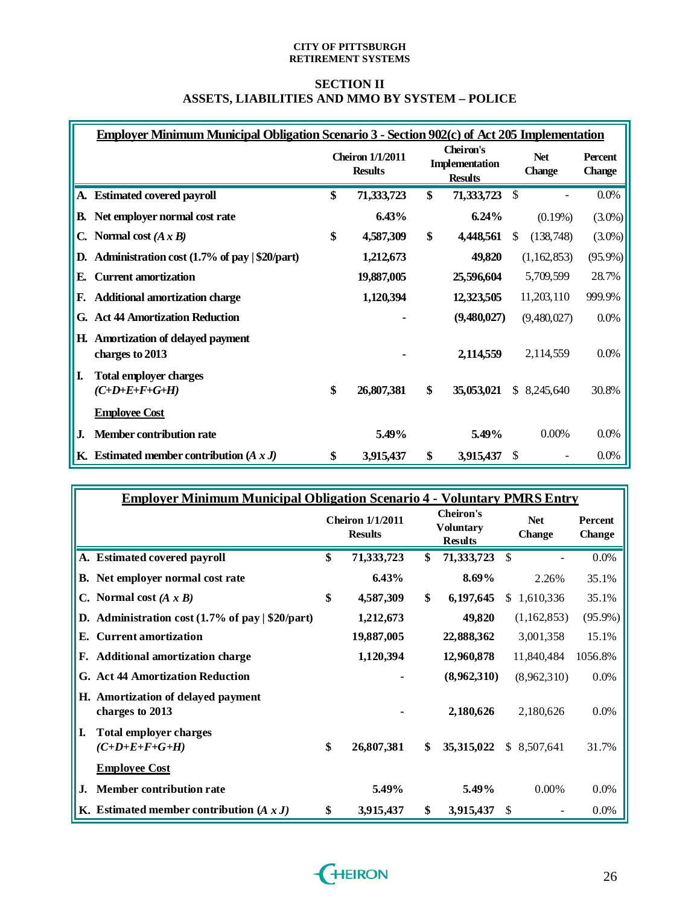CITY OF PITTSBURGH
RETIREMENT SYSTEMS

## SECTION II
## ASSETS, LIABILITIES AND MMO BY SYSTEM – POLICE

**Employer Minimum Municipal Obligation Scenario 3 - Section 902(c) of Act 205 Implementation**

| | Cheiron 1/1/2011 Results | Cheiron's Implementation Results | Net Change | Percent Change |
|---|---|---|---|---|
| **A. Estimated covered payroll** | $ 71,333,723 | $ 71,333,723 | $ - | 0.0% |
| **B. Net employer normal cost rate** | 6.43% | 6.24% | (0.19%) | (3.0%) |
| **C. Normal cost *(A x B)*** | $ 4,587,309 | $ 4,448,561 | $ (138,748) | (3.0%) |
| **D. Administration cost (1.7% of pay \| $20/part)** | 1,212,673 | 49,820 | (1,162,853) | (95.9%) |
| **E. Current amortization** | 19,887,005 | 25,596,604 | 5,709,599 | 28.7% |
| **F. Additional amortization charge** | 1,120,394 | 12,323,505 | 11,203,110 | 999.9% |
| **G. Act 44 Amortization Reduction** | - | (9,480,027) | (9,480,027) | 0.0% |
| **H. Amortization of delayed payment charges to 2013** | - | 2,114,559 | 2,114,559 | 0.0% |
| **I. Total employer charges *(C+D+E+F+G+H)*** | $ 26,807,381 | $ 35,053,021 | $ 8,245,640 | 30.8% |
| **Employee Cost** | | | | |
| **J. Member contribution rate** | 5.49% | 5.49% | 0.00% | 0.0% |
| **K. Estimated member contribution *(A x J)*** | $ 3,915,437 | $ 3,915,437 | $ - | 0.0% |

**Employer Minimum Municipal Obligation Scenario 4 - Voluntary PMRS Entry**

| | Cheiron 1/1/2011 Results | Cheiron's Voluntary Results | Net Change | Percent Change |
|---|---|---|---|---|
| **A. Estimated covered payroll** | $ 71,333,723 | $ 71,333,723 | $ - | 0.0% |
| **B. Net employer normal cost rate** | 6.43% | 8.69% | 2.26% | 35.1% |
| **C. Normal cost *(A x B)*** | $ 4,587,309 | $ 6,197,645 | $ 1,610,336 | 35.1% |
| **D. Administration cost (1.7% of pay \| $20/part)** | 1,212,673 | 49,820 | (1,162,853) | (95.9%) |
| **E. Current amortization** | 19,887,005 | 22,888,362 | 3,001,358 | 15.1% |
| **F. Additional amortization charge** | 1,120,394 | 12,960,878 | 11,840,484 | 1056.8% |
| **G. Act 44 Amortization Reduction** | - | (8,962,310) | (8,962,310) | 0.0% |
| **H. Amortization of delayed payment charges to 2013** | - | 2,180,626 | 2,180,626 | 0.0% |
| **I. Total employer charges *(C+D+E+F+G+H)*** | $ 26,807,381 | $ 35,315,022 | $ 8,507,641 | 31.7% |
| **Employee Cost** | | | | |
| **J. Member contribution rate** | 5.49% | 5.49% | 0.00% | 0.0% |
| **K. Estimated member contribution *(A x J)*** | $ 3,915,437 | $ 3,915,437 | $ - | 0.0% |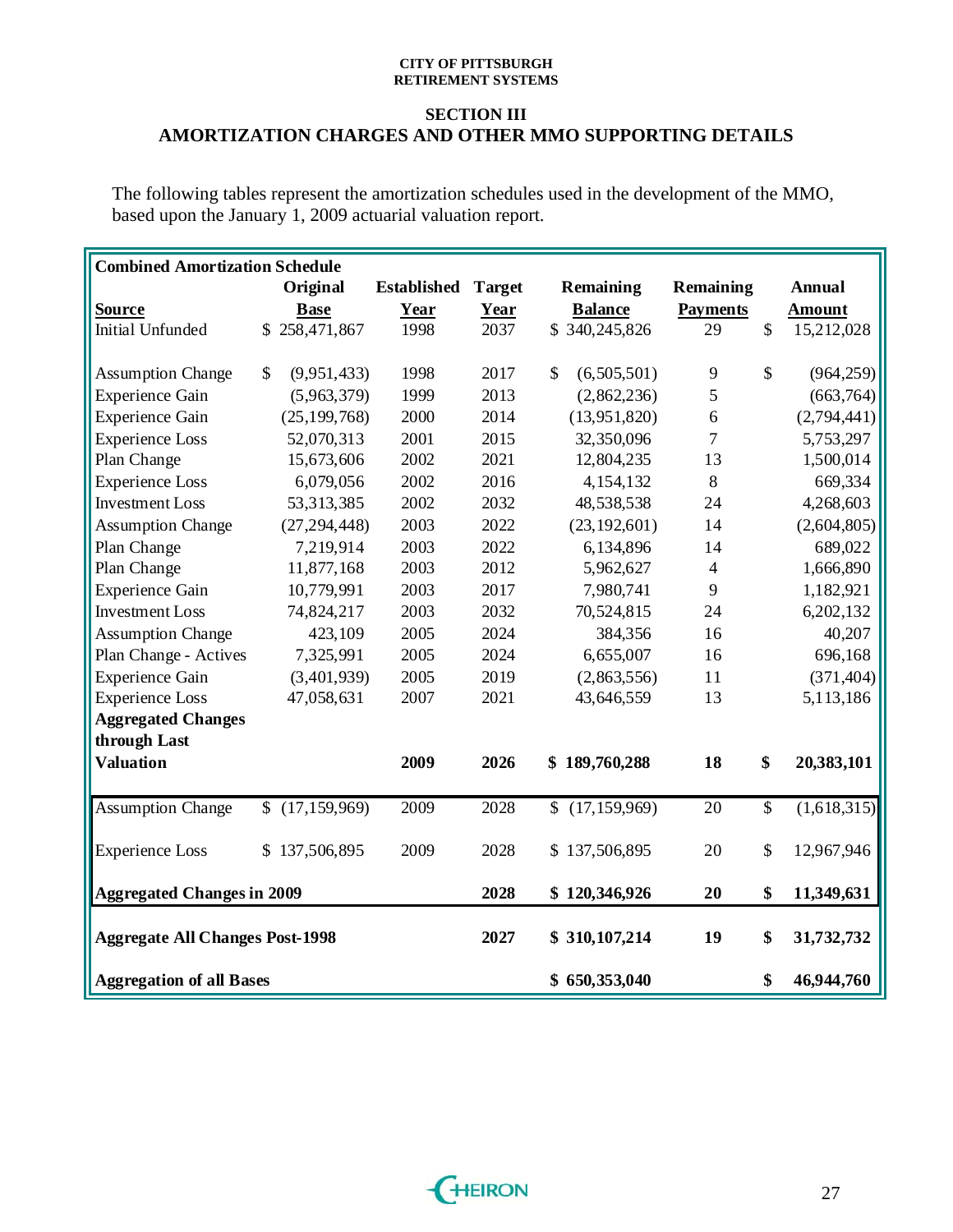CITY OF PITTSBURGH
RETIREMENT SYSTEMS

## SECTION III
## AMORTIZATION CHARGES AND OTHER MMO SUPPORTING DETAILS

The following tables represent the amortization schedules used in the development of the MMO, based upon the January 1, 2009 actuarial valuation report.

| Combined Amortization Schedule | | | | | | |
|---|---|---|---|---|---|---|
| **Source** | **Original Base** | **Established Year** | **Target Year** | **Remaining Balance** | **Remaining Payments** | **Annual Amount** |
| Initial Unfunded | $ 258,471,867 | 1998 | 2037 | $ 340,245,826 | 29 | $ 15,212,028 |
| Assumption Change | $ (9,951,433) | 1998 | 2017 | $ (6,505,501) | 9 | $ (964,259) |
| Experience Gain | (5,963,379) | 1999 | 2013 | (2,862,236) | 5 | (663,764) |
| Experience Gain | (25,199,768) | 2000 | 2014 | (13,951,820) | 6 | (2,794,441) |
| Experience Loss | 52,070,313 | 2001 | 2015 | 32,350,096 | 7 | 5,753,297 |
| Plan Change | 15,673,606 | 2002 | 2021 | 12,804,235 | 13 | 1,500,014 |
| Experience Loss | 6,079,056 | 2002 | 2016 | 4,154,132 | 8 | 669,334 |
| Investment Loss | 53,313,385 | 2002 | 2032 | 48,538,538 | 24 | 4,268,603 |
| Assumption Change | (27,294,448) | 2003 | 2022 | (23,192,601) | 14 | (2,604,805) |
| Plan Change | 7,219,914 | 2003 | 2022 | 6,134,896 | 14 | 689,022 |
| Plan Change | 11,877,168 | 2003 | 2012 | 5,962,627 | 4 | 1,666,890 |
| Experience Gain | 10,779,991 | 2003 | 2017 | 7,980,741 | 9 | 1,182,921 |
| Investment Loss | 74,824,217 | 2003 | 2032 | 70,524,815 | 24 | 6,202,132 |
| Assumption Change | 423,109 | 2005 | 2024 | 384,356 | 16 | 40,207 |
| Plan Change - Actives | 7,325,991 | 2005 | 2024 | 6,655,007 | 16 | 696,168 |
| Experience Gain | (3,401,939) | 2005 | 2019 | (2,863,556) | 11 | (371,404) |
| Experience Loss | 47,058,631 | 2007 | 2021 | 43,646,559 | 13 | 5,113,186 |
| **Aggregated Changes through Last Valuation** | | **2009** | **2026** | **$ 189,760,288** | **18** | **$ 20,383,101** |
| Assumption Change | $ (17,159,969) | 2009 | 2028 | $ (17,159,969) | 20 | $ (1,618,315) |
| Experience Loss | $ 137,506,895 | 2009 | 2028 | $ 137,506,895 | 20 | $ 12,967,946 |
| **Aggregated Changes in 2009** | | | **2028** | **$ 120,346,926** | **20** | **$ 11,349,631** |
| **Aggregate All Changes Post-1998** | | | **2027** | **$ 310,107,214** | **19** | **$ 31,732,732** |
| **Aggregation of all Bases** | | | | **$ 650,353,040** | | **$ 46,944,760** |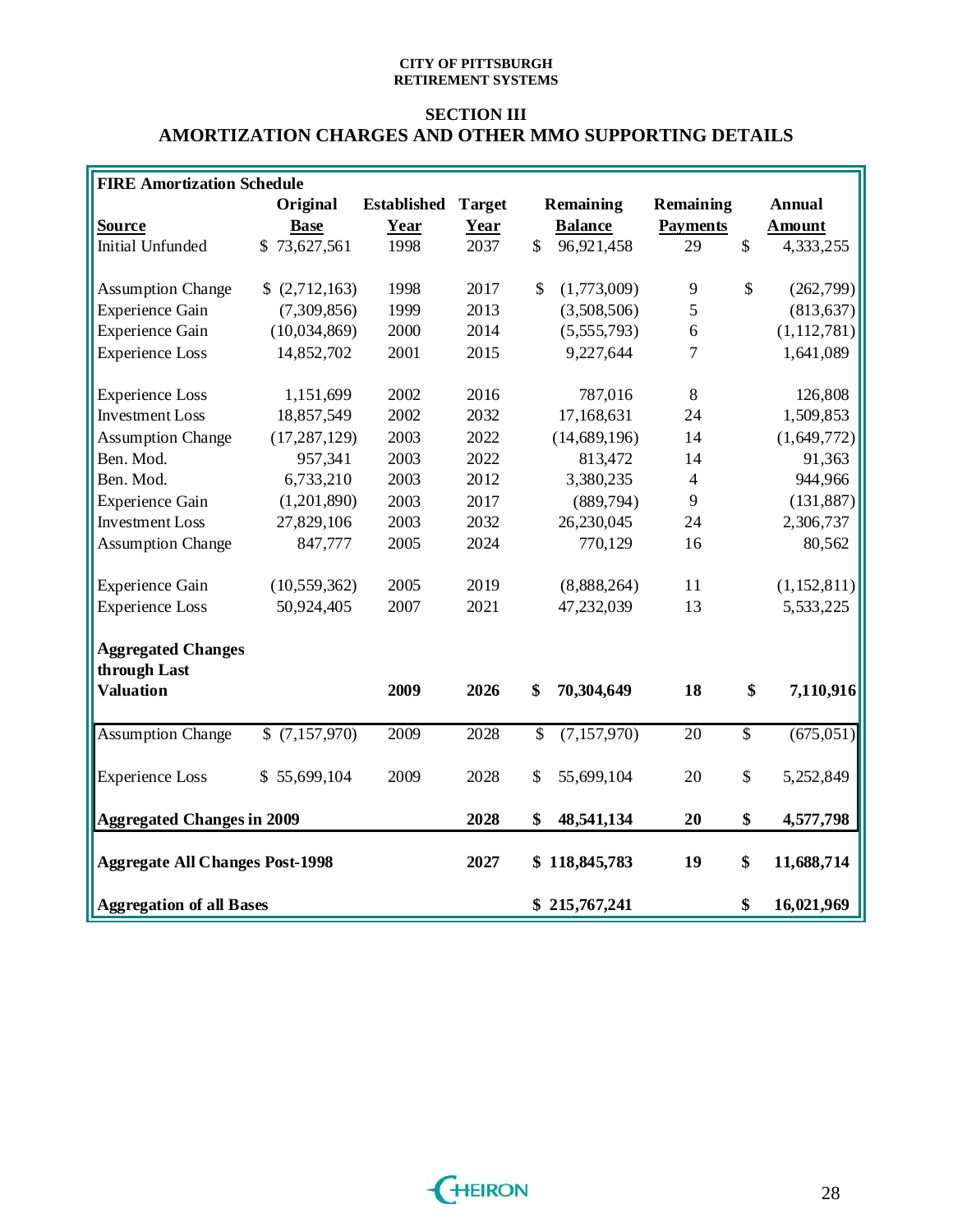**CITY OF PITTSBURGH**
**RETIREMENT SYSTEMS**

## SECTION III
## AMORTIZATION CHARGES AND OTHER MMO SUPPORTING DETAILS

| **FIRE Amortization Schedule** | | | | | | |
|---|---|---|---|---|---|---|
| **Source** | **Original Base** | **Established Year** | **Target Year** | **Remaining Balance** | **Remaining Payments** | **Annual Amount** |
| Initial Unfunded | $ 73,627,561 | 1998 | 2037 | $ 96,921,458 | 29 | $ 4,333,255 |
| Assumption Change | $ (2,712,163) | 1998 | 2017 | $ (1,773,009) | 9 | $ (262,799) |
| Experience Gain | (7,309,856) | 1999 | 2013 | (3,508,506) | 5 | (813,637) |
| Experience Gain | (10,034,869) | 2000 | 2014 | (5,555,793) | 6 | (1,112,781) |
| Experience Loss | 14,852,702 | 2001 | 2015 | 9,227,644 | 7 | 1,641,089 |
| Experience Loss | 1,151,699 | 2002 | 2016 | 787,016 | 8 | 126,808 |
| Investment Loss | 18,857,549 | 2002 | 2032 | 17,168,631 | 24 | 1,509,853 |
| Assumption Change | (17,287,129) | 2003 | 2022 | (14,689,196) | 14 | (1,649,772) |
| Ben. Mod. | 957,341 | 2003 | 2022 | 813,472 | 14 | 91,363 |
| Ben. Mod. | 6,733,210 | 2003 | 2012 | 3,380,235 | 4 | 944,966 |
| Experience Gain | (1,201,890) | 2003 | 2017 | (889,794) | 9 | (131,887) |
| Investment Loss | 27,829,106 | 2003 | 2032 | 26,230,045 | 24 | 2,306,737 |
| Assumption Change | 847,777 | 2005 | 2024 | 770,129 | 16 | 80,562 |
| Experience Gain | (10,559,362) | 2005 | 2019 | (8,888,264) | 11 | (1,152,811) |
| Experience Loss | 50,924,405 | 2007 | 2021 | 47,232,039 | 13 | 5,533,225 |
| **Aggregated Changes through Last Valuation** | | **2009** | **2026** | **$ 70,304,649** | **18** | **$ 7,110,916** |
| Assumption Change | $ (7,157,970) | 2009 | 2028 | $ (7,157,970) | 20 | $ (675,051) |
| Experience Loss | $ 55,699,104 | 2009 | 2028 | $ 55,699,104 | 20 | $ 5,252,849 |
| **Aggregated Changes in 2009** | | | **2028** | **$ 48,541,134** | **20** | **$ 4,577,798** |
| **Aggregate All Changes Post-1998** | | | **2027** | **$ 118,845,783** | **19** | **$ 11,688,714** |
| **Aggregation of all Bases** | | | | **$ 215,767,241** | | **$ 16,021,969** |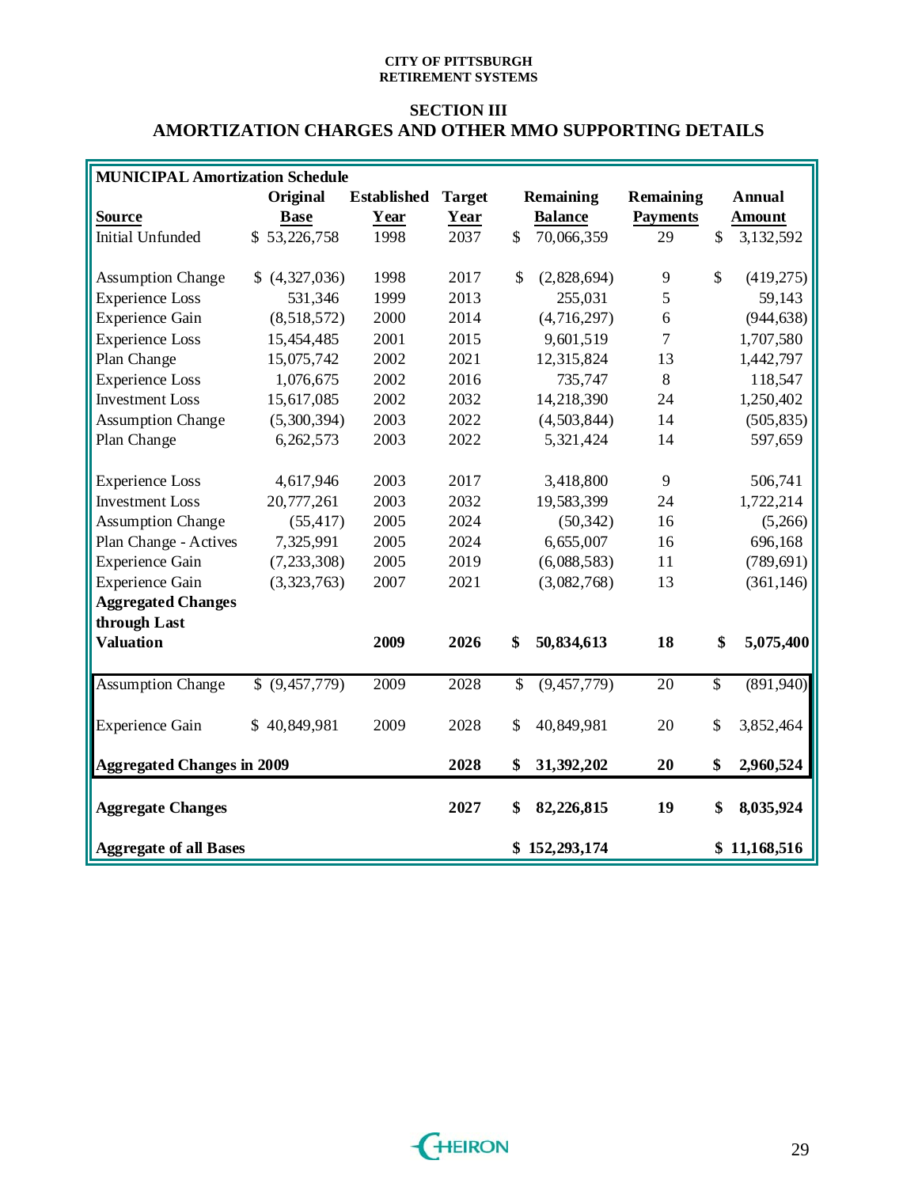**CITY OF PITTSBURGH**
**RETIREMENT SYSTEMS**

## SECTION III
## AMORTIZATION CHARGES AND OTHER MMO SUPPORTING DETAILS

| **MUNICIPAL Amortization Schedule** | | | | | | |
|---|---|---|---|---|---|---|
| **Source** | **Original Base** | **Established Year** | **Target Year** | **Remaining Balance** | **Remaining Payments** | **Annual Amount** |
| Initial Unfunded | $ 53,226,758 | 1998 | 2037 | $ 70,066,359 | 29 | $ 3,132,592 |
| Assumption Change | $ (4,327,036) | 1998 | 2017 | $ (2,828,694) | 9 | $ (419,275) |
| Experience Loss | 531,346 | 1999 | 2013 | 255,031 | 5 | 59,143 |
| Experience Gain | (8,518,572) | 2000 | 2014 | (4,716,297) | 6 | (944,638) |
| Experience Loss | 15,454,485 | 2001 | 2015 | 9,601,519 | 7 | 1,707,580 |
| Plan Change | 15,075,742 | 2002 | 2021 | 12,315,824 | 13 | 1,442,797 |
| Experience Loss | 1,076,675 | 2002 | 2016 | 735,747 | 8 | 118,547 |
| Investment Loss | 15,617,085 | 2002 | 2032 | 14,218,390 | 24 | 1,250,402 |
| Assumption Change | (5,300,394) | 2003 | 2022 | (4,503,844) | 14 | (505,835) |
| Plan Change | 6,262,573 | 2003 | 2022 | 5,321,424 | 14 | 597,659 |
| Experience Loss | 4,617,946 | 2003 | 2017 | 3,418,800 | 9 | 506,741 |
| Investment Loss | 20,777,261 | 2003 | 2032 | 19,583,399 | 24 | 1,722,214 |
| Assumption Change | (55,417) | 2005 | 2024 | (50,342) | 16 | (5,266) |
| Plan Change - Actives | 7,325,991 | 2005 | 2024 | 6,655,007 | 16 | 696,168 |
| Experience Gain | (7,233,308) | 2005 | 2019 | (6,088,583) | 11 | (789,691) |
| Experience Gain | (3,323,763) | 2007 | 2021 | (3,082,768) | 13 | (361,146) |
| **Aggregated Changes through Last Valuation** | | **2009** | **2026** | **$ 50,834,613** | **18** | **$ 5,075,400** |
| Assumption Change | $ (9,457,779) | 2009 | 2028 | $ (9,457,779) | 20 | $ (891,940) |
| Experience Gain | $ 40,849,981 | 2009 | 2028 | $ 40,849,981 | 20 | $ 3,852,464 |
| **Aggregated Changes in 2009** | | | **2028** | **$ 31,392,202** | **20** | **$ 2,960,524** |
| **Aggregate Changes** | | | **2027** | **$ 82,226,815** | **19** | **$ 8,035,924** |
| **Aggregate of all Bases** | | | | **$ 152,293,174** | | **$ 11,168,516** |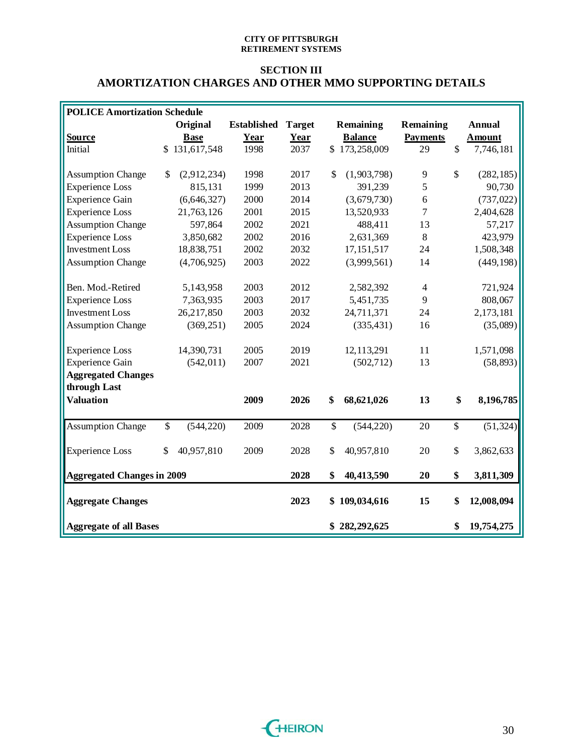CITY OF PITTSBURGH
RETIREMENT SYSTEMS

## SECTION III
## AMORTIZATION CHARGES AND OTHER MMO SUPPORTING DETAILS

| POLICE Amortization Schedule | | | | | | |
|---|---|---|---|---|---|---|
| **Source** | **Original Base** | **Established Year** | **Target Year** | **Remaining Balance** | **Remaining Payments** | **Annual Amount** |
| Initial | $ 131,617,548 | 1998 | 2037 | $ 173,258,009 | 29 | $ 7,746,181 |
| Assumption Change | $ (2,912,234) | 1998 | 2017 | $ (1,903,798) | 9 | $ (282,185) |
| Experience Loss | 815,131 | 1999 | 2013 | 391,239 | 5 | 90,730 |
| Experience Gain | (6,646,327) | 2000 | 2014 | (3,679,730) | 6 | (737,022) |
| Experience Loss | 21,763,126 | 2001 | 2015 | 13,520,933 | 7 | 2,404,628 |
| Assumption Change | 597,864 | 2002 | 2021 | 488,411 | 13 | 57,217 |
| Experience Loss | 3,850,682 | 2002 | 2016 | 2,631,369 | 8 | 423,979 |
| Investment Loss | 18,838,751 | 2002 | 2032 | 17,151,517 | 24 | 1,508,348 |
| Assumption Change | (4,706,925) | 2003 | 2022 | (3,999,561) | 14 | (449,198) |
| Ben. Mod.-Retired | 5,143,958 | 2003 | 2012 | 2,582,392 | 4 | 721,924 |
| Experience Loss | 7,363,935 | 2003 | 2017 | 5,451,735 | 9 | 808,067 |
| Investment Loss | 26,217,850 | 2003 | 2032 | 24,711,371 | 24 | 2,173,181 |
| Assumption Change | (369,251) | 2005 | 2024 | (335,431) | 16 | (35,089) |
| Experience Loss | 14,390,731 | 2005 | 2019 | 12,113,291 | 11 | 1,571,098 |
| Experience Gain | (542,011) | 2007 | 2021 | (502,712) | 13 | (58,893) |
| **Aggregated Changes through Last Valuation** | | **2009** | **2026** | **$ 68,621,026** | **13** | **$ 8,196,785** |
| Assumption Change | $ (544,220) | 2009 | 2028 | $ (544,220) | 20 | $ (51,324) |
| Experience Loss | $ 40,957,810 | 2009 | 2028 | $ 40,957,810 | 20 | $ 3,862,633 |
| **Aggregated Changes in 2009** | | | **2028** | **$ 40,413,590** | **20** | **$ 3,811,309** |
| **Aggregate Changes** | | | **2023** | **$ 109,034,616** | **15** | **$ 12,008,094** |
| **Aggregate of all Bases** | | | | **$ 282,292,625** | | **$ 19,754,275** |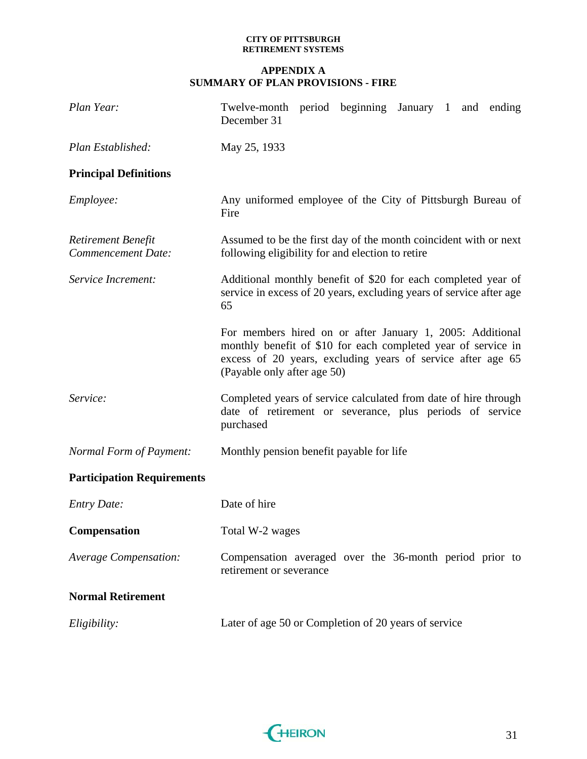## APPENDIX A
## SUMMARY OF PLAN PROVISIONS - FIRE

*Plan Year:* Twelve-month period beginning January 1 and ending December 31

*Plan Established:* May 25, 1933

**Principal Definitions**

*Employee:* Any uniformed employee of the City of Pittsburgh Bureau of Fire

*Retirement Benefit Commencement Date:* Assumed to be the first day of the month coincident with or next following eligibility for and election to retire

*Service Increment:* Additional monthly benefit of $20 for each completed year of service in excess of 20 years, excluding years of service after age 65

For members hired on or after January 1, 2005: Additional monthly benefit of $10 for each completed year of service in excess of 20 years, excluding years of service after age 65 (Payable only after age 50)

*Service:* Completed years of service calculated from date of hire through date of retirement or severance, plus periods of service purchased

*Normal Form of Payment:* Monthly pension benefit payable for life

**Participation Requirements**

*Entry Date:* Date of hire

**Compensation** Total W-2 wages

*Average Compensation:* Compensation averaged over the 36-month period prior to retirement or severance

**Normal Retirement**

*Eligibility:* Later of age 50 or Completion of 20 years of service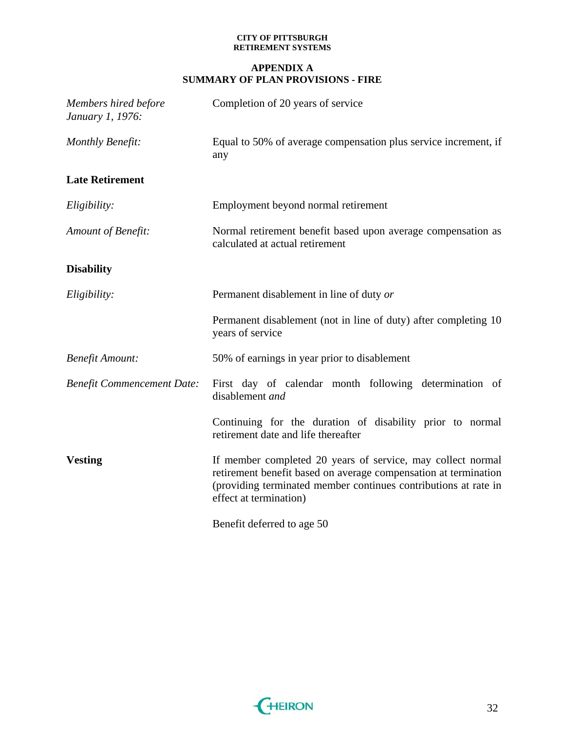## APPENDIX A
## SUMMARY OF PLAN PROVISIONS - FIRE

| | |
|---|---|
| *Members hired before January 1, 1976:* | Completion of 20 years of service |
| *Monthly Benefit:* | Equal to 50% of average compensation plus service increment, if any |

**Late Retirement**

| | |
|---|---|
| *Eligibility:* | Employment beyond normal retirement |
| *Amount of Benefit:* | Normal retirement benefit based upon average compensation as calculated at actual retirement |

**Disability**

| | |
|---|---|
| *Eligibility:* | Permanent disablement in line of duty *or* |
| | Permanent disablement (not in line of duty) after completing 10 years of service |
| *Benefit Amount:* | 50% of earnings in year prior to disablement |
| *Benefit Commencement Date:* | First day of calendar month following determination of disablement *and* |
| | Continuing for the duration of disability prior to normal retirement date and life thereafter |

| | |
|---|---|
| **Vesting** | If member completed 20 years of service, may collect normal retirement benefit based on average compensation at termination (providing terminated member continues contributions at rate in effect at termination) |
| | Benefit deferred to age 50 |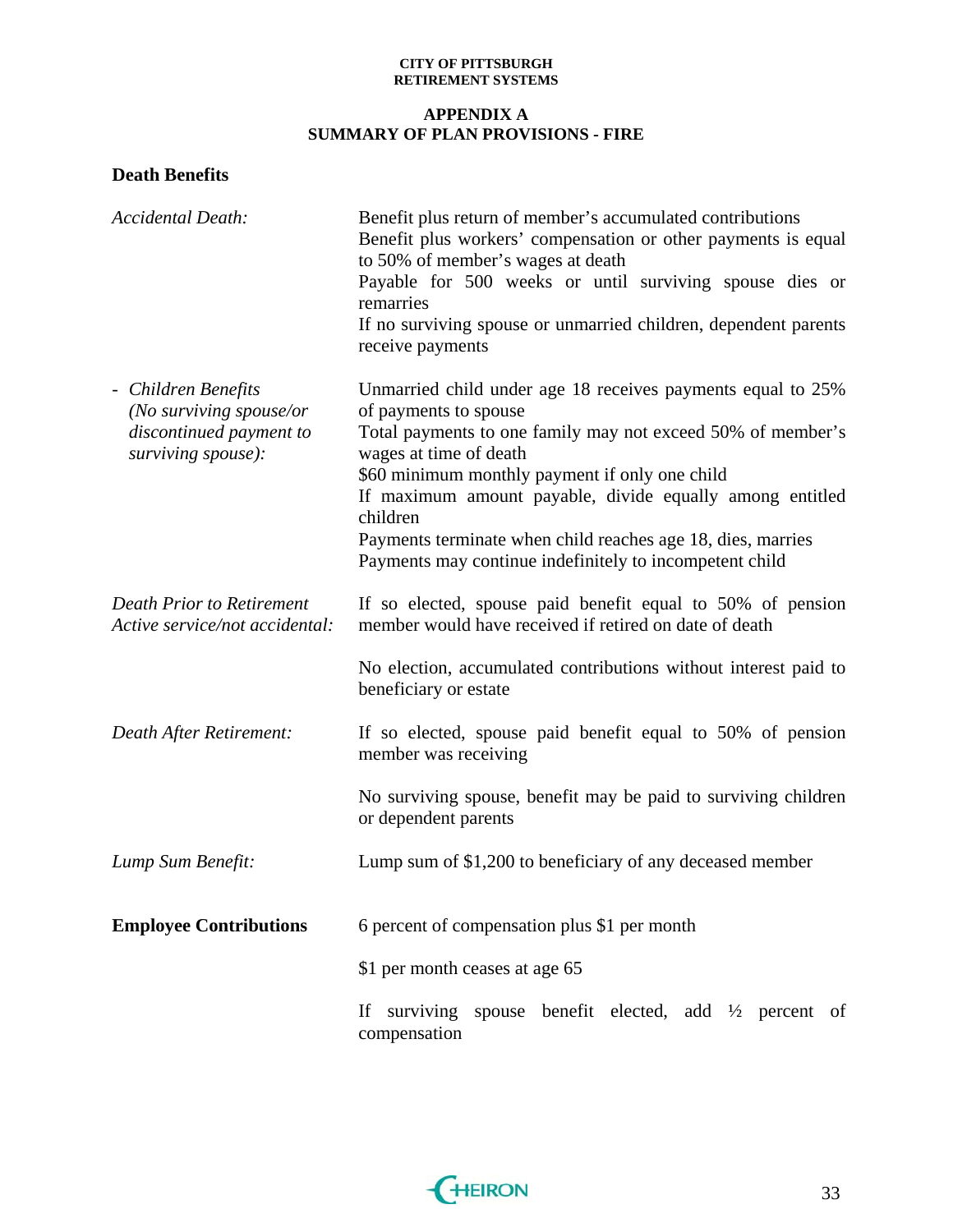**CITY OF PITTSBURGH**
**RETIREMENT SYSTEMS**

## APPENDIX A
## SUMMARY OF PLAN PROVISIONS - FIRE

### Death Benefits

| | |
|---|---|
| *Accidental Death:* | Benefit plus return of member's accumulated contributions<br>Benefit plus workers' compensation or other payments is equal to 50% of member's wages at death<br>Payable for 500 weeks or until surviving spouse dies or remarries<br>If no surviving spouse or unmarried children, dependent parents receive payments |
| - *Children Benefits (No surviving spouse/or discontinued payment to surviving spouse):* | Unmarried child under age 18 receives payments equal to 25% of payments to spouse<br>Total payments to one family may not exceed 50% of member's wages at time of death<br>$60 minimum monthly payment if only one child<br>If maximum amount payable, divide equally among entitled children<br>Payments terminate when child reaches age 18, dies, marries<br>Payments may continue indefinitely to incompetent child |
| *Death Prior to Retirement Active service/not accidental:* | If so elected, spouse paid benefit equal to 50% of pension member would have received if retired on date of death<br><br>No election, accumulated contributions without interest paid to beneficiary or estate |
| *Death After Retirement:* | If so elected, spouse paid benefit equal to 50% of pension member was receiving<br><br>No surviving spouse, benefit may be paid to surviving children or dependent parents |
| *Lump Sum Benefit:* | Lump sum of $1,200 to beneficiary of any deceased member |

### Employee Contributions

6 percent of compensation plus $1 per month

$1 per month ceases at age 65

If surviving spouse benefit elected, add ½ percent of compensation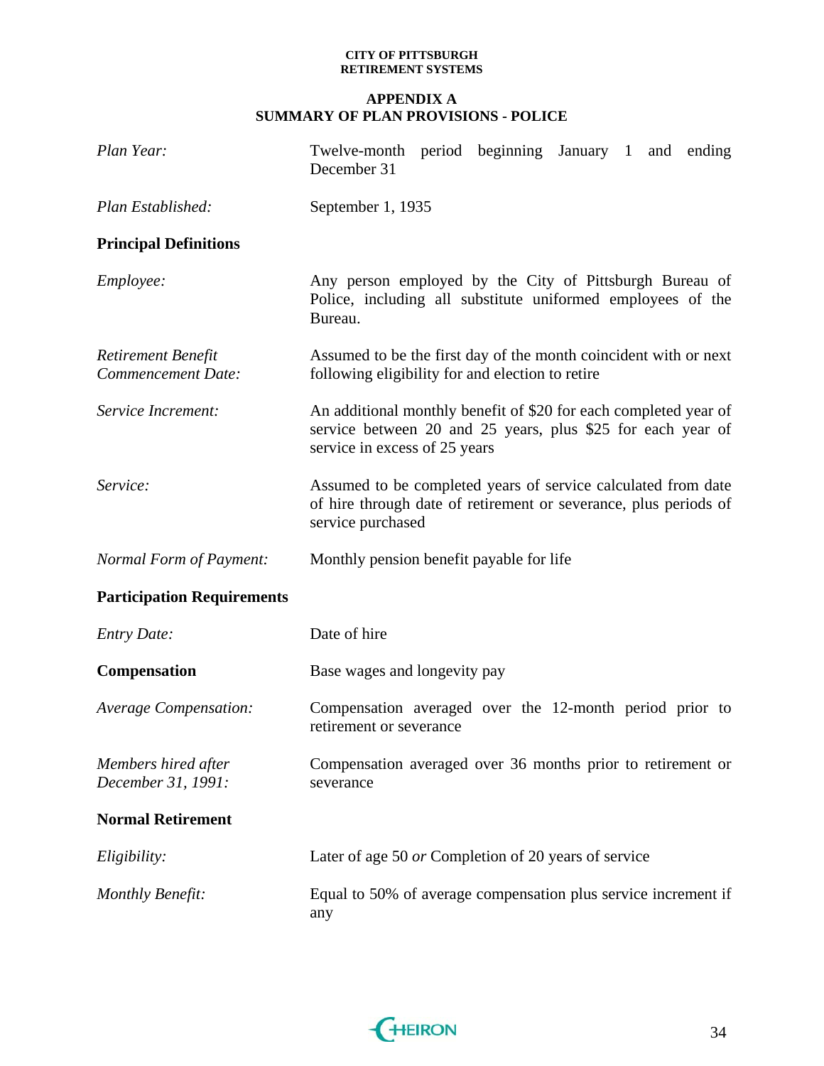CITY OF PITTSBURGH
RETIREMENT SYSTEMS

## APPENDIX A
## SUMMARY OF PLAN PROVISIONS - POLICE

*Plan Year:* Twelve-month period beginning January 1 and ending December 31

*Plan Established:* September 1, 1935

**Principal Definitions**

*Employee:* Any person employed by the City of Pittsburgh Bureau of Police, including all substitute uniformed employees of the Bureau.

*Retirement Benefit Commencement Date:* Assumed to be the first day of the month coincident with or next following eligibility for and election to retire

*Service Increment:* An additional monthly benefit of $20 for each completed year of service between 20 and 25 years, plus $25 for each year of service in excess of 25 years

*Service:* Assumed to be completed years of service calculated from date of hire through date of retirement or severance, plus periods of service purchased

*Normal Form of Payment:* Monthly pension benefit payable for life

**Participation Requirements**

*Entry Date:* Date of hire

**Compensation** Base wages and longevity pay

*Average Compensation:* Compensation averaged over the 12-month period prior to retirement or severance

*Members hired after December 31, 1991:* Compensation averaged over 36 months prior to retirement or severance

**Normal Retirement**

*Eligibility:* Later of age 50 *or* Completion of 20 years of service

*Monthly Benefit:* Equal to 50% of average compensation plus service increment if any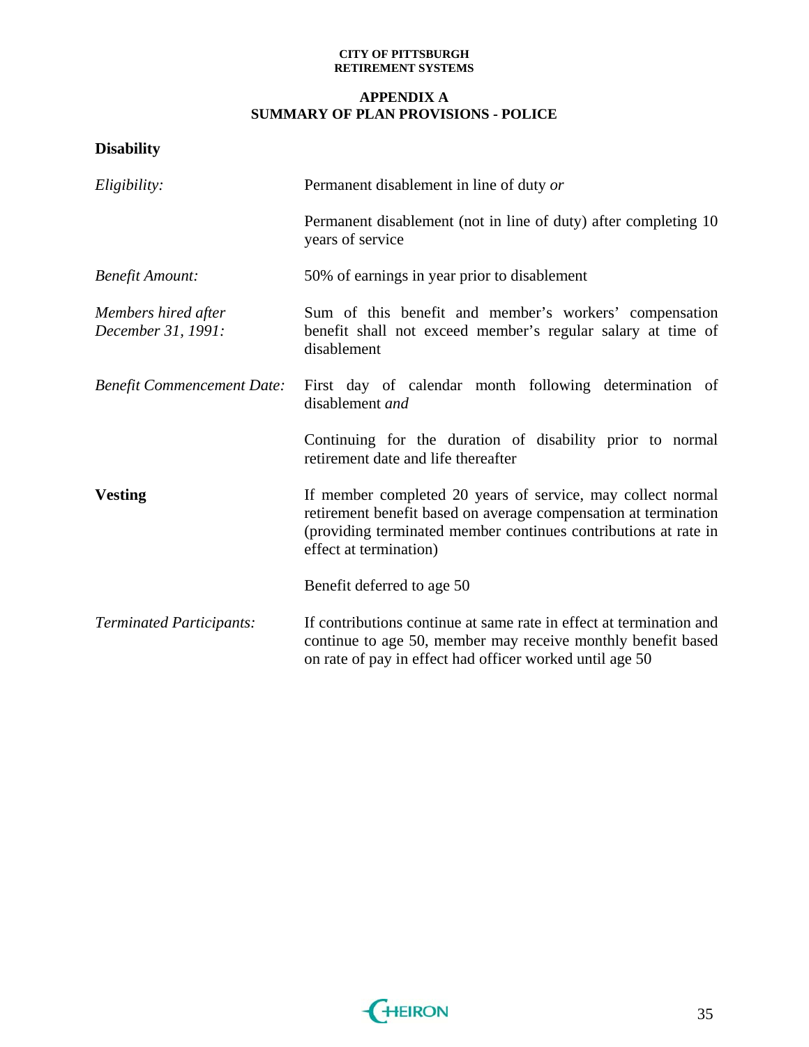## APPENDIX A
## SUMMARY OF PLAN PROVISIONS - POLICE

**Disability**

| | |
|---|---|
| *Eligibility:* | Permanent disablement in line of duty *or* |
| | Permanent disablement (not in line of duty) after completing 10 years of service |
| *Benefit Amount:* | 50% of earnings in year prior to disablement |
| *Members hired after December 31, 1991:* | Sum of this benefit and member's workers' compensation benefit shall not exceed member's regular salary at time of disablement |
| *Benefit Commencement Date:* | First day of calendar month following determination of disablement *and* |
| | Continuing for the duration of disability prior to normal retirement date and life thereafter |
| **Vesting** | If member completed 20 years of service, may collect normal retirement benefit based on average compensation at termination (providing terminated member continues contributions at rate in effect at termination) |
| | Benefit deferred to age 50 |
| *Terminated Participants:* | If contributions continue at same rate in effect at termination and continue to age 50, member may receive monthly benefit based on rate of pay in effect had officer worked until age 50 |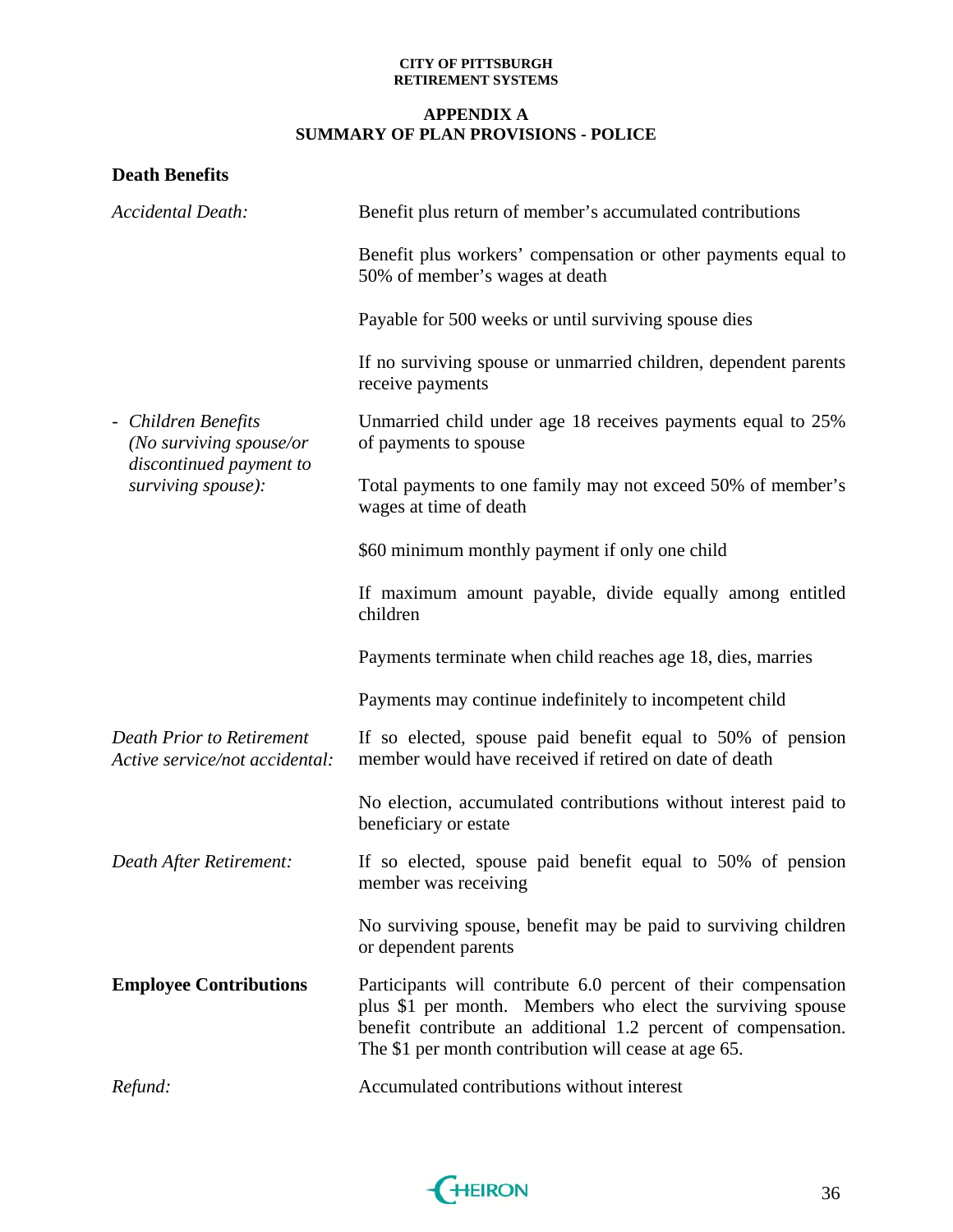**CITY OF PITTSBURGH**
**RETIREMENT SYSTEMS**

## APPENDIX A
## SUMMARY OF PLAN PROVISIONS - POLICE

### Death Benefits

| | |
|---|---|
| *Accidental Death:* | Benefit plus return of member's accumulated contributions |
| | Benefit plus workers' compensation or other payments equal to 50% of member's wages at death |
| | Payable for 500 weeks or until surviving spouse dies |
| | If no surviving spouse or unmarried children, dependent parents receive payments |
| - *Children Benefits (No surviving spouse/or discontinued payment to surviving spouse):* | Unmarried child under age 18 receives payments equal to 25% of payments to spouse |
| | Total payments to one family may not exceed 50% of member's wages at time of death |
| | $60 minimum monthly payment if only one child |
| | If maximum amount payable, divide equally among entitled children |
| | Payments terminate when child reaches age 18, dies, marries |
| | Payments may continue indefinitely to incompetent child |
| *Death Prior to Retirement Active service/not accidental:* | If so elected, spouse paid benefit equal to 50% of pension member would have received if retired on date of death |
| | No election, accumulated contributions without interest paid to beneficiary or estate |
| *Death After Retirement:* | If so elected, spouse paid benefit equal to 50% of pension member was receiving |
| | No surviving spouse, benefit may be paid to surviving children or dependent parents |
| **Employee Contributions** | Participants will contribute 6.0 percent of their compensation plus $1 per month. Members who elect the surviving spouse benefit contribute an additional 1.2 percent of compensation. The $1 per month contribution will cease at age 65. |
| *Refund:* | Accumulated contributions without interest |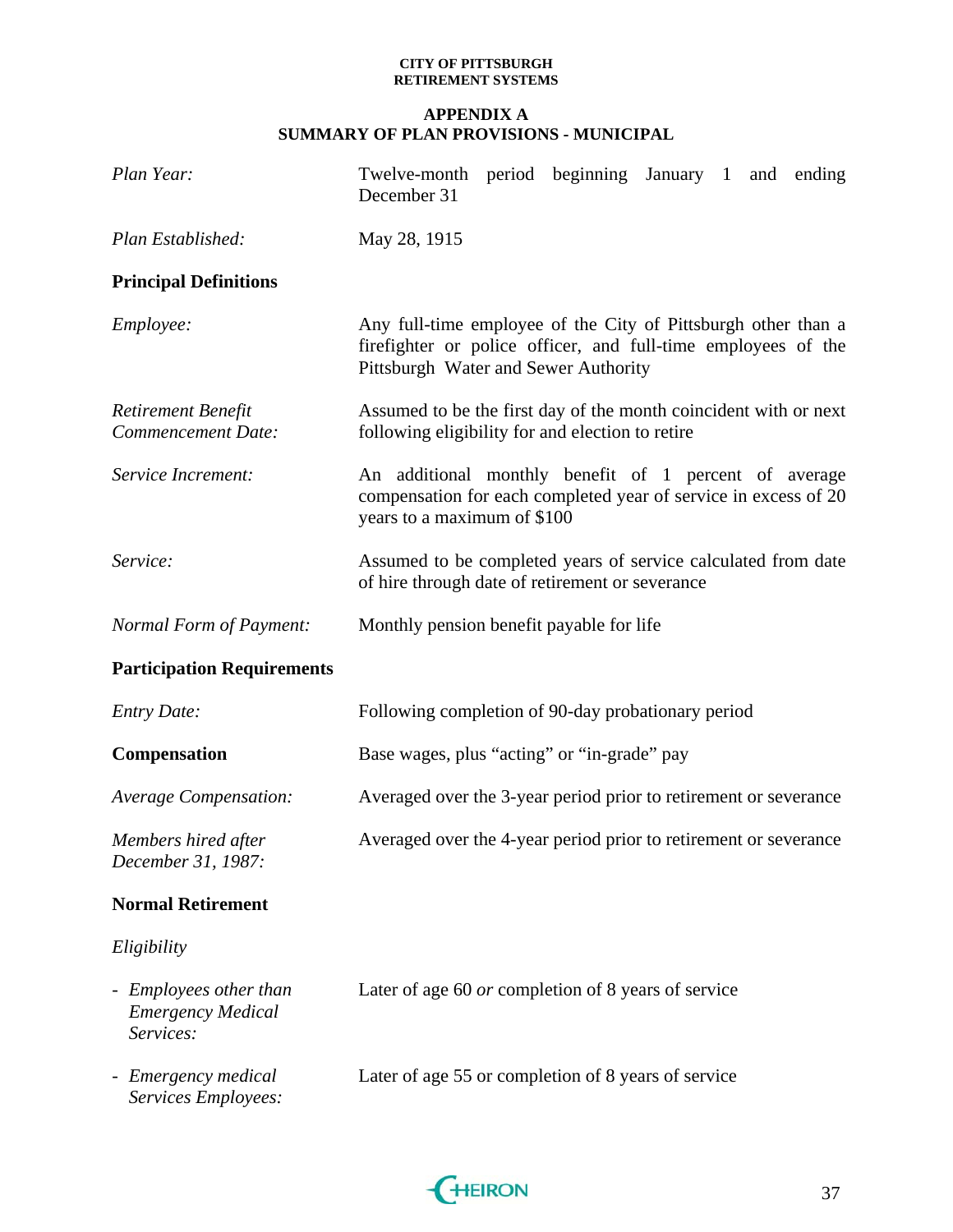CITY OF PITTSBURGH
RETIREMENT SYSTEMS

## APPENDIX A
## SUMMARY OF PLAN PROVISIONS - MUNICIPAL

*Plan Year:* Twelve-month period beginning January 1 and ending December 31

*Plan Established:* May 28, 1915

### Principal Definitions

*Employee:* Any full-time employee of the City of Pittsburgh other than a firefighter or police officer, and full-time employees of the Pittsburgh Water and Sewer Authority

*Retirement Benefit Commencement Date:* Assumed to be the first day of the month coincident with or next following eligibility for and election to retire

*Service Increment:* An additional monthly benefit of 1 percent of average compensation for each completed year of service in excess of 20 years to a maximum of $100

*Service:* Assumed to be completed years of service calculated from date of hire through date of retirement or severance

*Normal Form of Payment:* Monthly pension benefit payable for life

### Participation Requirements

*Entry Date:* Following completion of 90-day probationary period

**Compensation** Base wages, plus "acting" or "in-grade" pay

*Average Compensation:* Averaged over the 3-year period prior to retirement or severance

*Members hired after December 31, 1987:* Averaged over the 4-year period prior to retirement or severance

### Normal Retirement

*Eligibility*

- *Employees other than Emergency Medical Services:* Later of age 60 *or* completion of 8 years of service
- *Emergency medical Services Employees:* Later of age 55 or completion of 8 years of service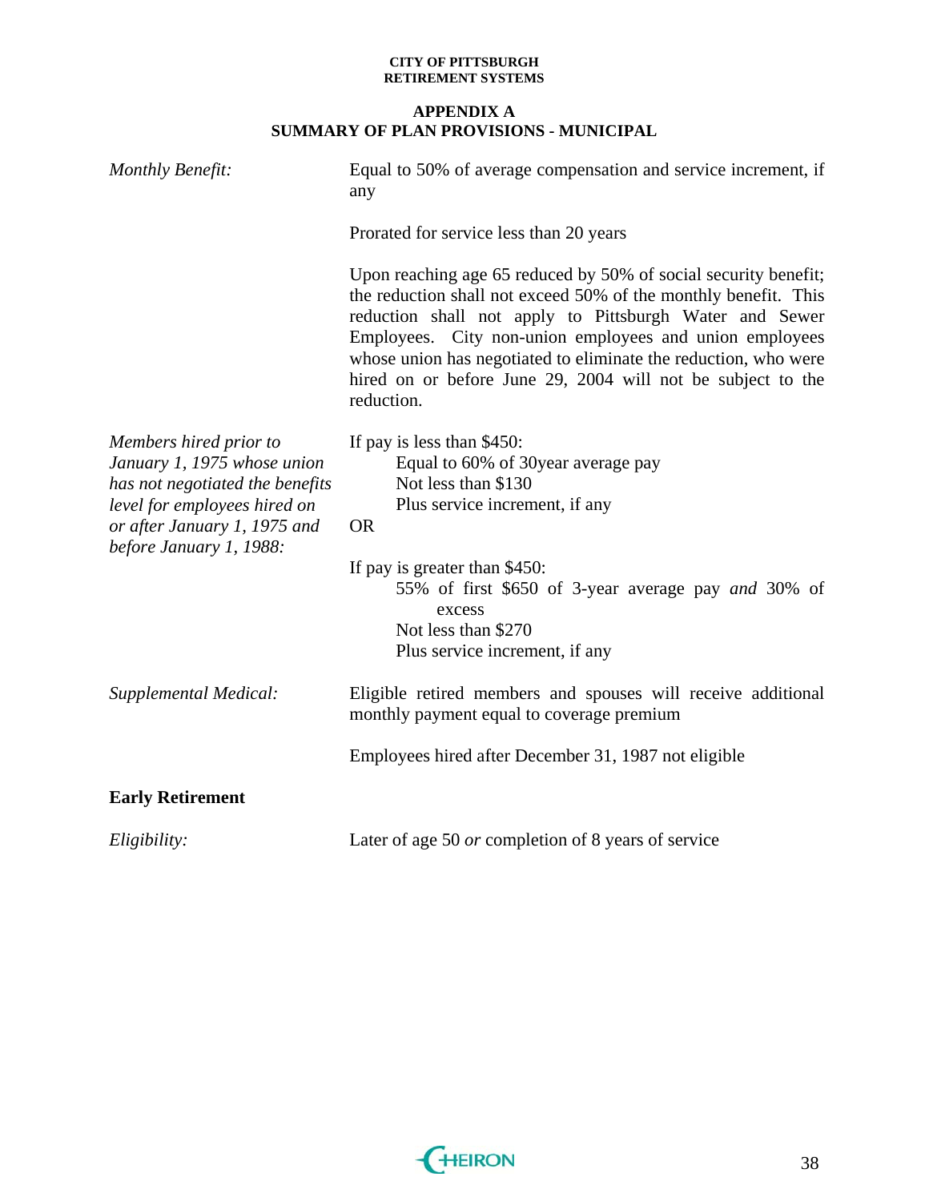**APPENDIX A**
**SUMMARY OF PLAN PROVISIONS - MUNICIPAL**

*Monthly Benefit:*

Equal to 50% of average compensation and service increment, if any

Prorated for service less than 20 years

Upon reaching age 65 reduced by 50% of social security benefit; the reduction shall not exceed 50% of the monthly benefit. This reduction shall not apply to Pittsburgh Water and Sewer Employees. City non-union employees and union employees whose union has negotiated to eliminate the reduction, who were hired on or before June 29, 2004 will not be subject to the reduction.

*Members hired prior to January 1, 1975 whose union has not negotiated the benefits level for employees hired on or after January 1, 1975 and before January 1, 1988:*

If pay is less than $450:
- Equal to 60% of 30year average pay
- Not less than $130
- Plus service increment, if any

OR

If pay is greater than $450:
- 55% of first $650 of 3-year average pay *and* 30% of excess
- Not less than $270
- Plus service increment, if any

*Supplemental Medical:*

Eligible retired members and spouses will receive additional monthly payment equal to coverage premium

Employees hired after December 31, 1987 not eligible

**Early Retirement**

*Eligibility:*

Later of age 50 *or* completion of 8 years of service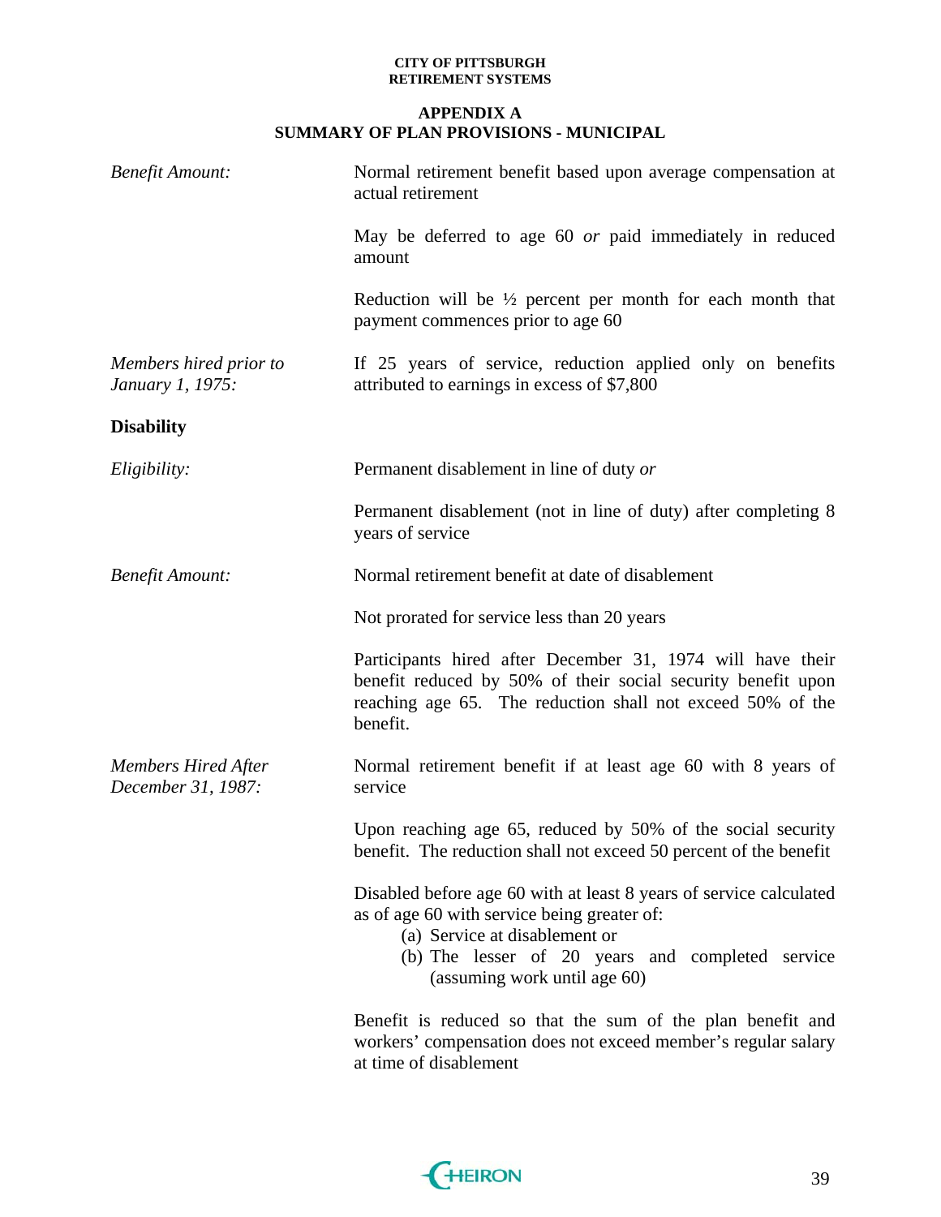## APPENDIX A
## SUMMARY OF PLAN PROVISIONS - MUNICIPAL

*Benefit Amount:*

Normal retirement benefit based upon average compensation at actual retirement

May be deferred to age 60 *or* paid immediately in reduced amount

Reduction will be ½ percent per month for each month that payment commences prior to age 60

*Members hired prior to January 1, 1975:*

If 25 years of service, reduction applied only on benefits attributed to earnings in excess of $7,800

**Disability**

*Eligibility:*

Permanent disablement in line of duty *or*

Permanent disablement (not in line of duty) after completing 8 years of service

*Benefit Amount:*

Normal retirement benefit at date of disablement

Not prorated for service less than 20 years

Participants hired after December 31, 1974 will have their benefit reduced by 50% of their social security benefit upon reaching age 65. The reduction shall not exceed 50% of the benefit.

*Members Hired After December 31, 1987:*

Normal retirement benefit if at least age 60 with 8 years of service

Upon reaching age 65, reduced by 50% of the social security benefit. The reduction shall not exceed 50 percent of the benefit

Disabled before age 60 with at least 8 years of service calculated as of age 60 with service being greater of:

(a) Service at disablement or
(b) The lesser of 20 years and completed service (assuming work until age 60)

Benefit is reduced so that the sum of the plan benefit and workers' compensation does not exceed member's regular salary at time of disablement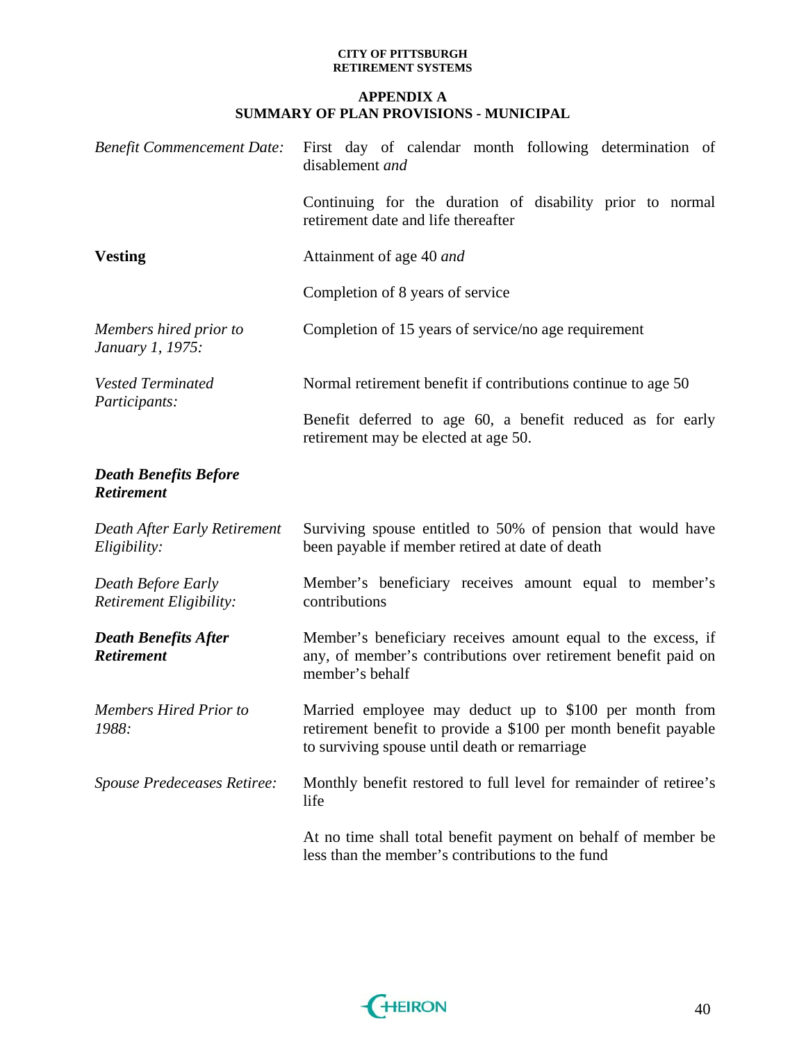**APPENDIX A**
**SUMMARY OF PLAN PROVISIONS - MUNICIPAL**

*Benefit Commencement Date:* First day of calendar month following determination of disablement *and*

Continuing for the duration of disability prior to normal retirement date and life thereafter

**Vesting**

Attainment of age 40 *and*

Completion of 8 years of service

*Members hired prior to January 1, 1975:* Completion of 15 years of service/no age requirement

*Vested Terminated Participants:* Normal retirement benefit if contributions continue to age 50

Benefit deferred to age 60, a benefit reduced as for early retirement may be elected at age 50.

***Death Benefits Before Retirement***

*Death After Early Retirement Eligibility:* Surviving spouse entitled to 50% of pension that would have been payable if member retired at date of death

*Death Before Early Retirement Eligibility:* Member's beneficiary receives amount equal to member's contributions

***Death Benefits After Retirement***

Member's beneficiary receives amount equal to the excess, if any, of member's contributions over retirement benefit paid on member's behalf

*Members Hired Prior to 1988:* Married employee may deduct up to $100 per month from retirement benefit to provide a $100 per month benefit payable to surviving spouse until death or remarriage

*Spouse Predeceases Retiree:* Monthly benefit restored to full level for remainder of retiree's life

At no time shall total benefit payment on behalf of member be less than the member's contributions to the fund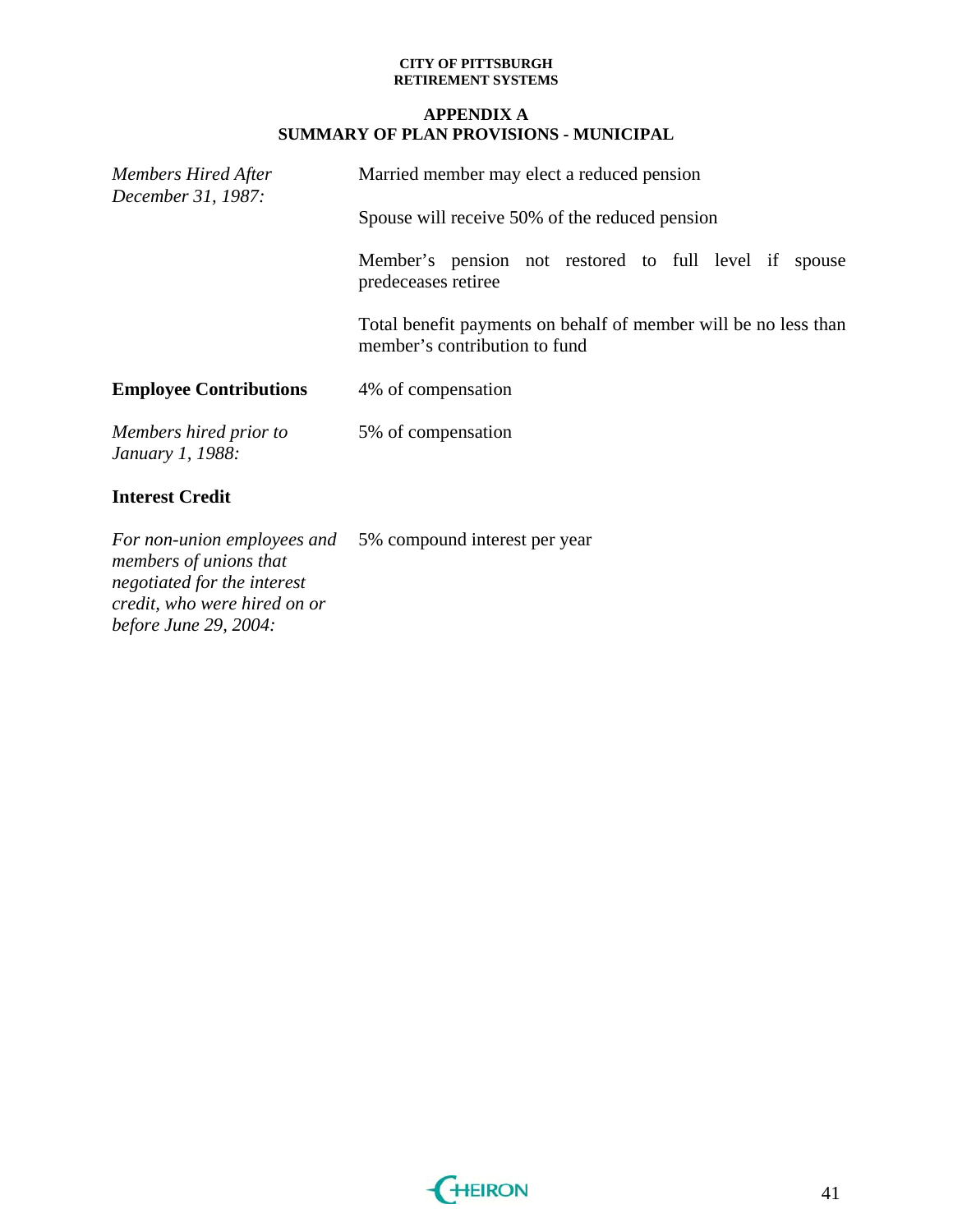## APPENDIX A
## SUMMARY OF PLAN PROVISIONS - MUNICIPAL

*Members Hired After December 31, 1987:*

Married member may elect a reduced pension

Spouse will receive 50% of the reduced pension

Member's pension not restored to full level if spouse predeceases retiree

Total benefit payments on behalf of member will be no less than member's contribution to fund

**Employee Contributions**

4% of compensation

*Members hired prior to January 1, 1988:*

5% of compensation

**Interest Credit**

*For non-union employees and members of unions that negotiated for the interest credit, who were hired on or before June 29, 2004:*

5% compound interest per year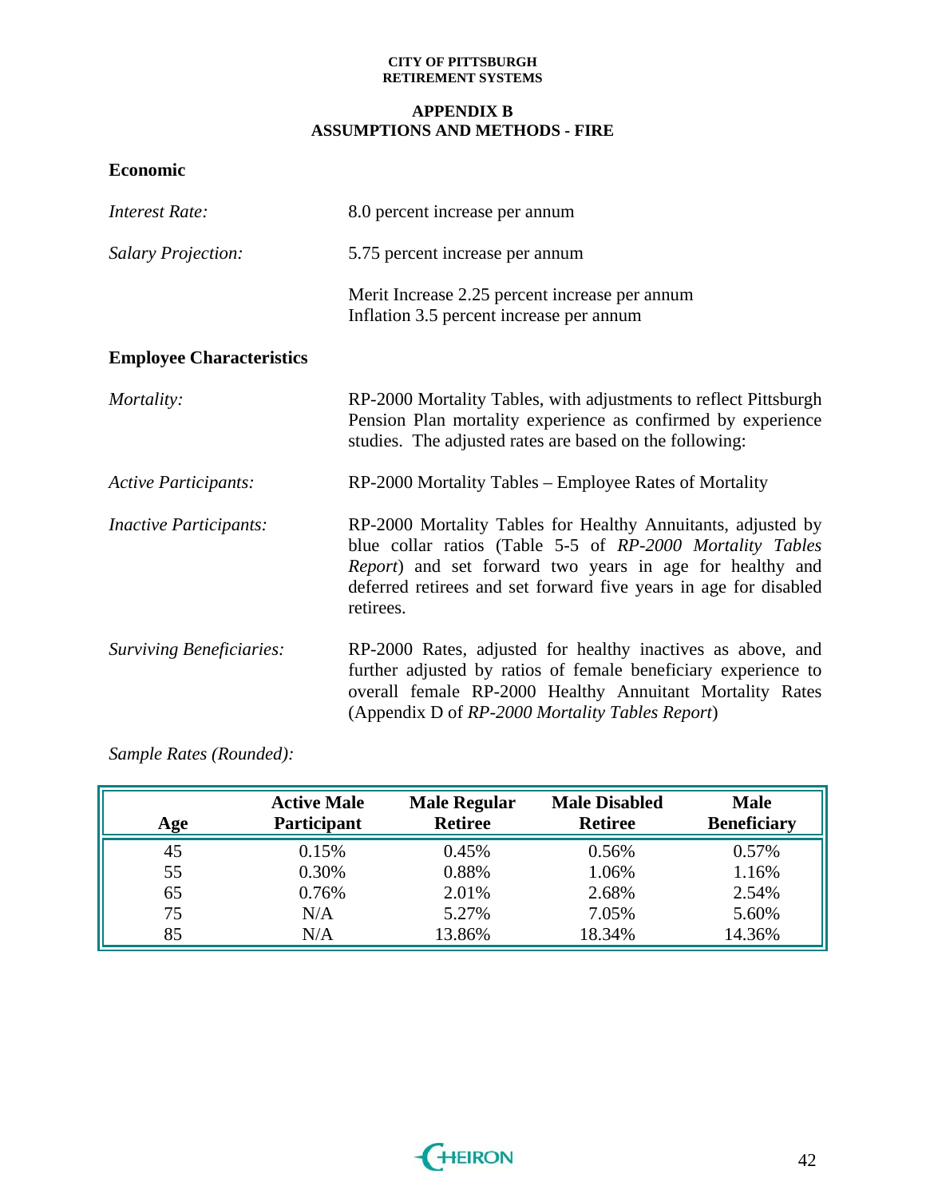# APPENDIX B
## ASSUMPTIONS AND METHODS - FIRE

### Economic

*Interest Rate:* 8.0 percent increase per annum

*Salary Projection:* 5.75 percent increase per annum

Merit Increase 2.25 percent increase per annum
Inflation 3.5 percent increase per annum

### Employee Characteristics

*Mortality:* RP-2000 Mortality Tables, with adjustments to reflect Pittsburgh Pension Plan mortality experience as confirmed by experience studies. The adjusted rates are based on the following:

*Active Participants:* RP-2000 Mortality Tables – Employee Rates of Mortality

*Inactive Participants:* RP-2000 Mortality Tables for Healthy Annuitants, adjusted by blue collar ratios (Table 5-5 of *RP-2000 Mortality Tables Report*) and set forward two years in age for healthy and deferred retirees and set forward five years in age for disabled retirees.

*Surviving Beneficiaries:* RP-2000 Rates, adjusted for healthy inactives as above, and further adjusted by ratios of female beneficiary experience to overall female RP-2000 Healthy Annuitant Mortality Rates (Appendix D of *RP-2000 Mortality Tables Report*)

*Sample Rates (Rounded):*

| Age | Active Male Participant | Male Regular Retiree | Male Disabled Retiree | Male Beneficiary |
|---|---|---|---|---|
| 45 | 0.15% | 0.45% | 0.56% | 0.57% |
| 55 | 0.30% | 0.88% | 1.06% | 1.16% |
| 65 | 0.76% | 2.01% | 2.68% | 2.54% |
| 75 | N/A | 5.27% | 7.05% | 5.60% |
| 85 | N/A | 13.86% | 18.34% | 14.36% |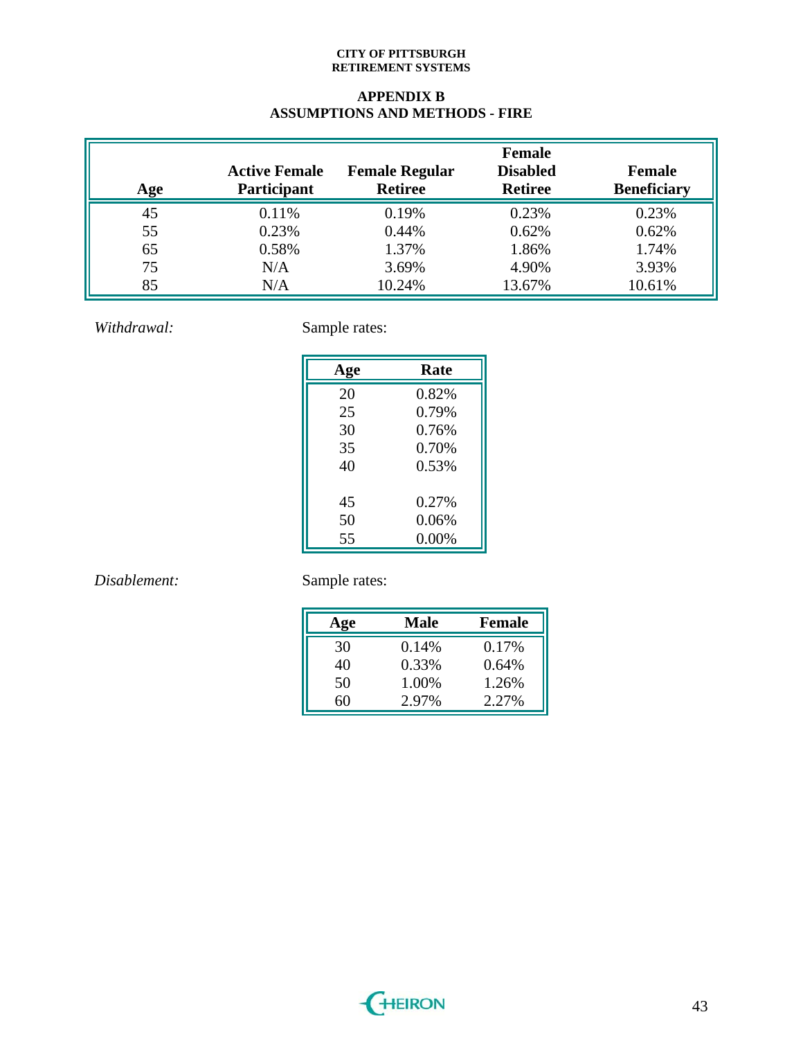## APPENDIX B
## ASSUMPTIONS AND METHODS - FIRE

| Age | Active Female Participant | Female Regular Retiree | Female Disabled Retiree | Female Beneficiary |
|---|---|---|---|---|
| 45 | 0.11% | 0.19% | 0.23% | 0.23% |
| 55 | 0.23% | 0.44% | 0.62% | 0.62% |
| 65 | 0.58% | 1.37% | 1.86% | 1.74% |
| 75 | N/A | 3.69% | 4.90% | 3.93% |
| 85 | N/A | 10.24% | 13.67% | 10.61% |

*Withdrawal:*

Sample rates:

| Age | Rate |
|---|---|
| 20 | 0.82% |
| 25 | 0.79% |
| 30 | 0.76% |
| 35 | 0.70% |
| 40 | 0.53% |
| 45 | 0.27% |
| 50 | 0.06% |
| 55 | 0.00% |

*Disablement:*

Sample rates:

| Age | Male | Female |
|---|---|---|
| 30 | 0.14% | 0.17% |
| 40 | 0.33% | 0.64% |
| 50 | 1.00% | 1.26% |
| 60 | 2.97% | 2.27% |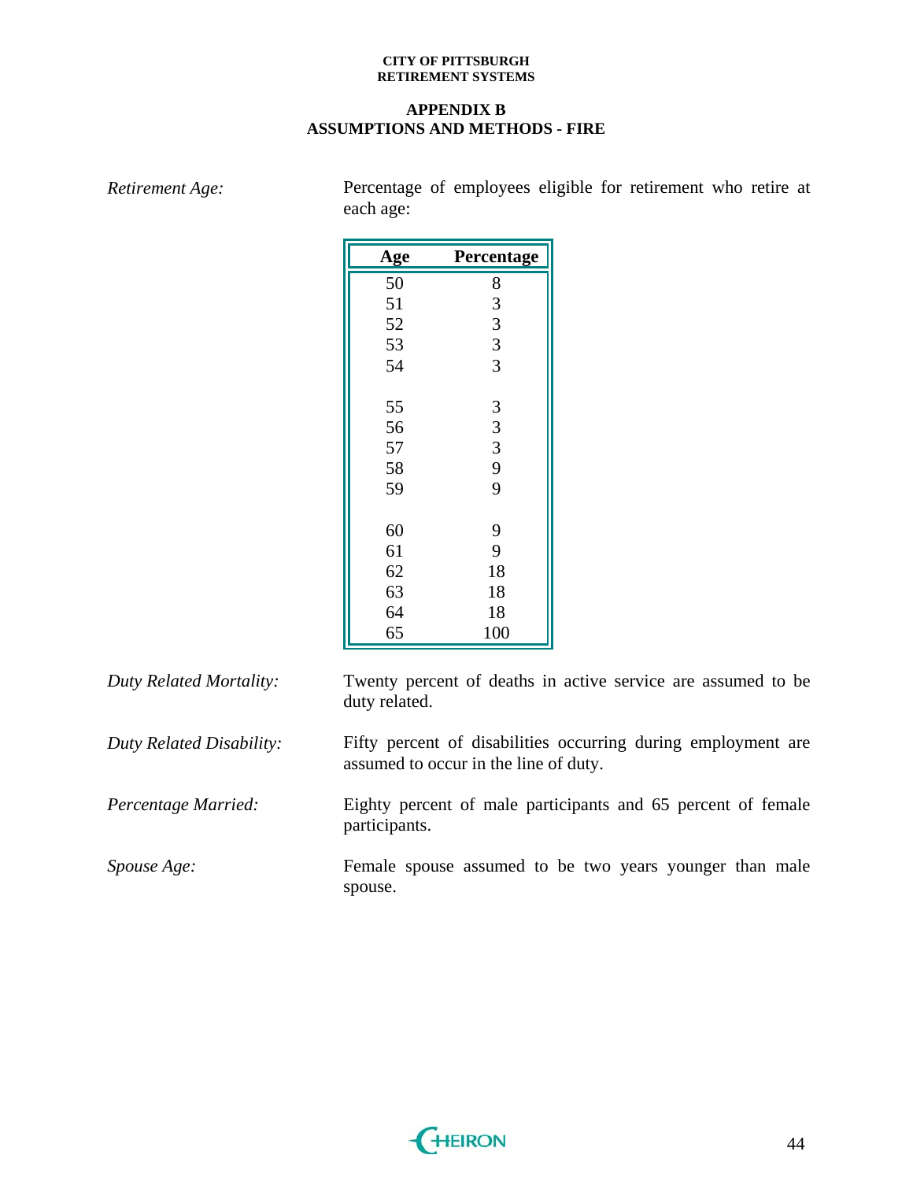## APPENDIX B
## ASSUMPTIONS AND METHODS - FIRE

*Retirement Age:* Percentage of employees eligible for retirement who retire at each age:

| Age | Percentage |
|---|---|
| 50 | 8 |
| 51 | 3 |
| 52 | 3 |
| 53 | 3 |
| 54 | 3 |
| 55 | 3 |
| 56 | 3 |
| 57 | 3 |
| 58 | 9 |
| 59 | 9 |
| 60 | 9 |
| 61 | 9 |
| 62 | 18 |
| 63 | 18 |
| 64 | 18 |
| 65 | 100 |

*Duty Related Mortality:* Twenty percent of deaths in active service are assumed to be duty related.

*Duty Related Disability:* Fifty percent of disabilities occurring during employment are assumed to occur in the line of duty.

*Percentage Married:* Eighty percent of male participants and 65 percent of female participants.

*Spouse Age:* Female spouse assumed to be two years younger than male spouse.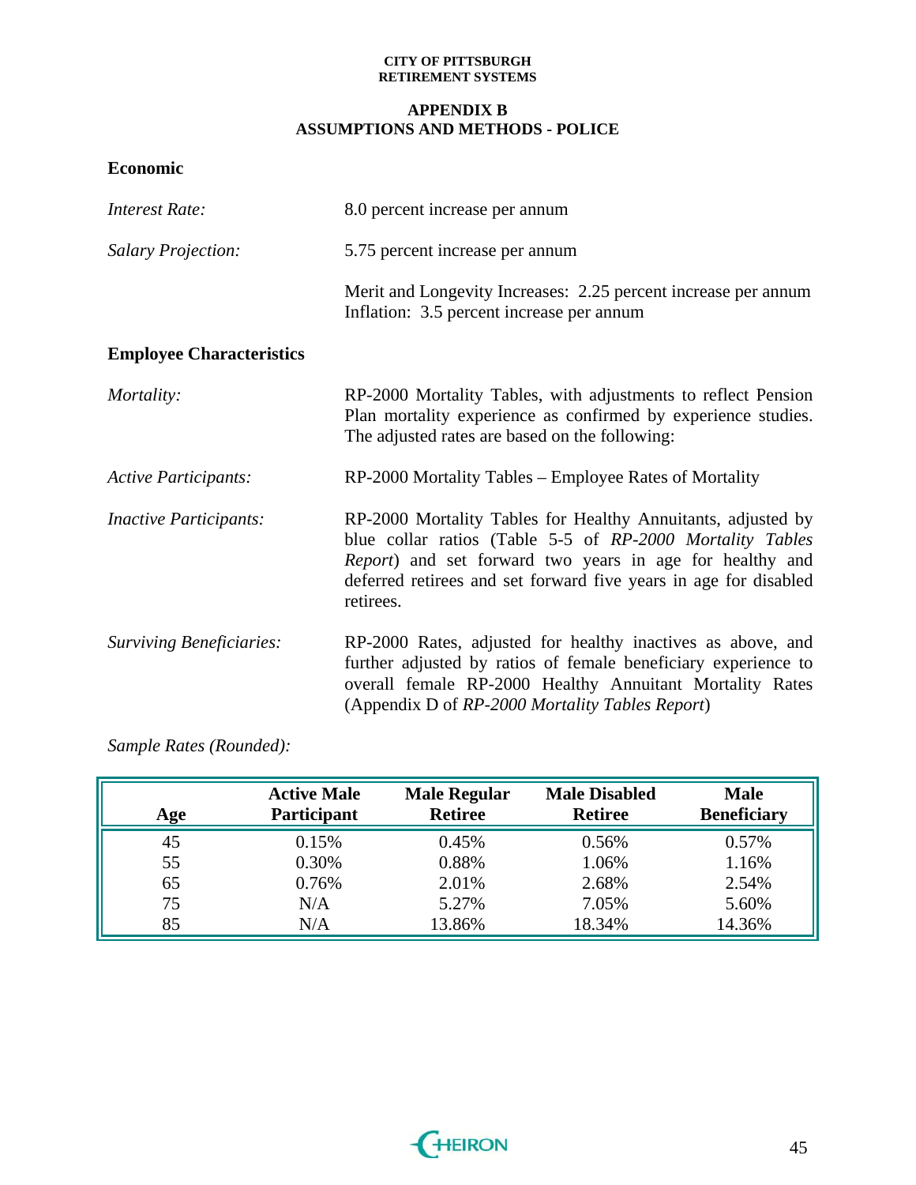**CITY OF PITTSBURGH**
**RETIREMENT SYSTEMS**

# APPENDIX B
# ASSUMPTIONS AND METHODS - POLICE

## Economic

*Interest Rate:* 8.0 percent increase per annum

*Salary Projection:* 5.75 percent increase per annum

Merit and Longevity Increases: 2.25 percent increase per annum
Inflation: 3.5 percent increase per annum

## Employee Characteristics

*Mortality:* RP-2000 Mortality Tables, with adjustments to reflect Pension Plan mortality experience as confirmed by experience studies. The adjusted rates are based on the following:

*Active Participants:* RP-2000 Mortality Tables – Employee Rates of Mortality

*Inactive Participants:* RP-2000 Mortality Tables for Healthy Annuitants, adjusted by blue collar ratios (Table 5-5 of *RP-2000 Mortality Tables Report*) and set forward two years in age for healthy and deferred retirees and set forward five years in age for disabled retirees.

*Surviving Beneficiaries:* RP-2000 Rates, adjusted for healthy inactives as above, and further adjusted by ratios of female beneficiary experience to overall female RP-2000 Healthy Annuitant Mortality Rates (Appendix D of *RP-2000 Mortality Tables Report*)

*Sample Rates (Rounded):*

| Age | Active Male Participant | Male Regular Retiree | Male Disabled Retiree | Male Beneficiary |
|---|---|---|---|---|
| 45 | 0.15% | 0.45% | 0.56% | 0.57% |
| 55 | 0.30% | 0.88% | 1.06% | 1.16% |
| 65 | 0.76% | 2.01% | 2.68% | 2.54% |
| 75 | N/A | 5.27% | 7.05% | 5.60% |
| 85 | N/A | 13.86% | 18.34% | 14.36% |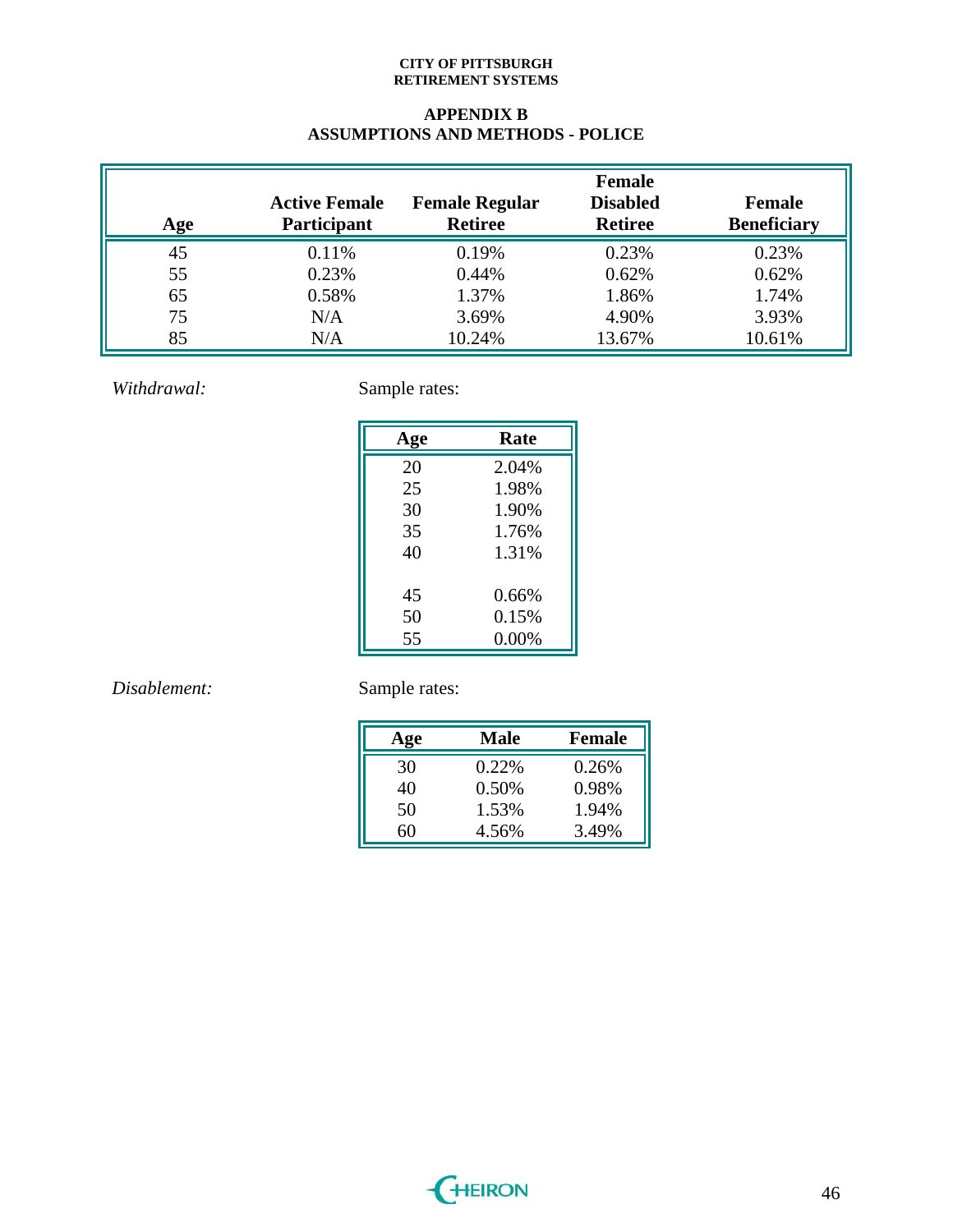## APPENDIX B
## ASSUMPTIONS AND METHODS - POLICE

| Age | Active Female Participant | Female Regular Retiree | Female Disabled Retiree | Female Beneficiary |
|---|---|---|---|---|
| 45 | 0.11% | 0.19% | 0.23% | 0.23% |
| 55 | 0.23% | 0.44% | 0.62% | 0.62% |
| 65 | 0.58% | 1.37% | 1.86% | 1.74% |
| 75 | N/A | 3.69% | 4.90% | 3.93% |
| 85 | N/A | 10.24% | 13.67% | 10.61% |

*Withdrawal:* Sample rates:

| Age | Rate |
|---|---|
| 20 | 2.04% |
| 25 | 1.98% |
| 30 | 1.90% |
| 35 | 1.76% |
| 40 | 1.31% |
| 45 | 0.66% |
| 50 | 0.15% |
| 55 | 0.00% |

*Disablement:* Sample rates:

| Age | Male | Female |
|---|---|---|
| 30 | 0.22% | 0.26% |
| 40 | 0.50% | 0.98% |
| 50 | 1.53% | 1.94% |
| 60 | 4.56% | 3.49% |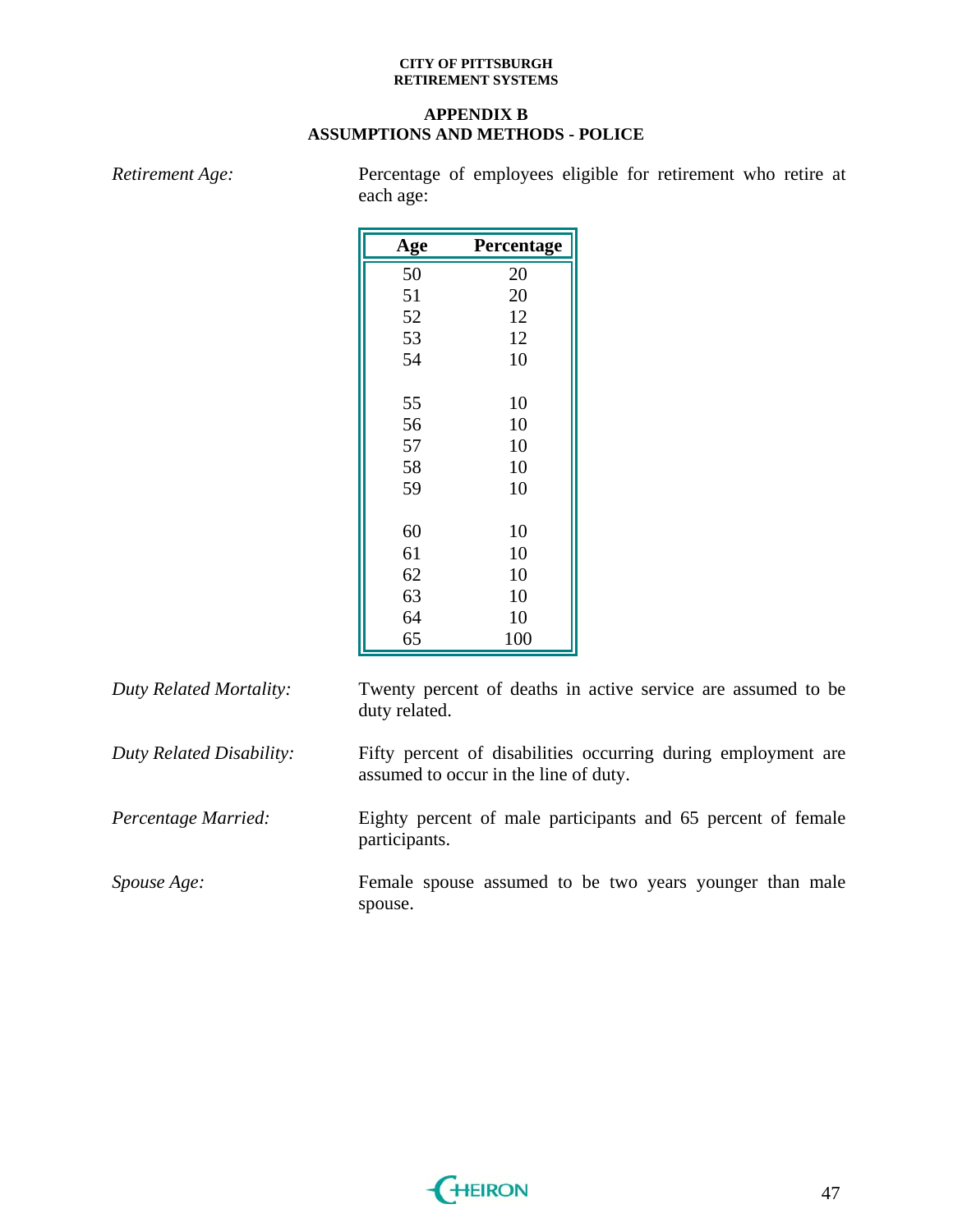## APPENDIX B
## ASSUMPTIONS AND METHODS - POLICE

*Retirement Age:* Percentage of employees eligible for retirement who retire at each age:

| Age | Percentage |
|---|---|
| 50 | 20 |
| 51 | 20 |
| 52 | 12 |
| 53 | 12 |
| 54 | 10 |
| 55 | 10 |
| 56 | 10 |
| 57 | 10 |
| 58 | 10 |
| 59 | 10 |
| 60 | 10 |
| 61 | 10 |
| 62 | 10 |
| 63 | 10 |
| 64 | 10 |
| 65 | 100 |

*Duty Related Mortality:* Twenty percent of deaths in active service are assumed to be duty related.

*Duty Related Disability:* Fifty percent of disabilities occurring during employment are assumed to occur in the line of duty.

*Percentage Married:* Eighty percent of male participants and 65 percent of female participants.

*Spouse Age:* Female spouse assumed to be two years younger than male spouse.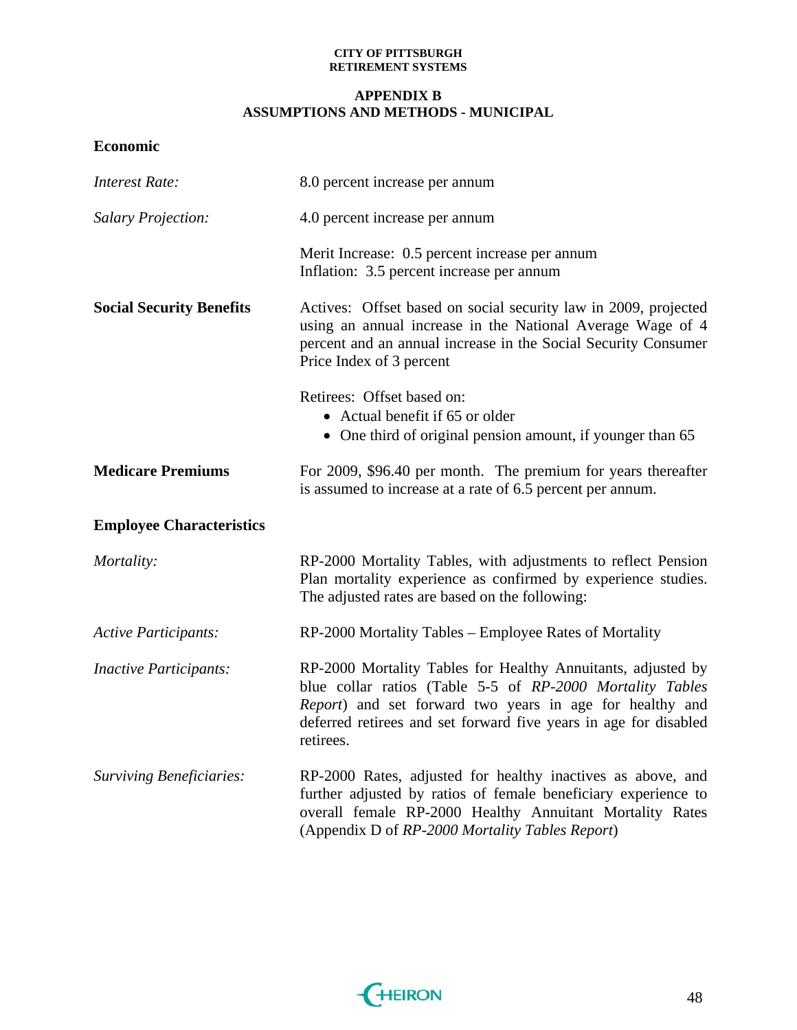**CITY OF PITTSBURGH**
**RETIREMENT SYSTEMS**

## APPENDIX B
## ASSUMPTIONS AND METHODS - MUNICIPAL

### Economic

| | |
|---|---|
| *Interest Rate:* | 8.0 percent increase per annum |
| *Salary Projection:* | 4.0 percent increase per annum |
| | Merit Increase: 0.5 percent increase per annum<br>Inflation: 3.5 percent increase per annum |
| **Social Security Benefits** | Actives: Offset based on social security law in 2009, projected using an annual increase in the National Average Wage of 4 percent and an annual increase in the Social Security Consumer Price Index of 3 percent |
| | Retirees: Offset based on:<br>• Actual benefit if 65 or older<br>• One third of original pension amount, if younger than 65 |
| **Medicare Premiums** | For 2009, $96.40 per month. The premium for years thereafter is assumed to increase at a rate of 6.5 percent per annum. |

### Employee Characteristics

| | |
|---|---|
| *Mortality:* | RP-2000 Mortality Tables, with adjustments to reflect Pension Plan mortality experience as confirmed by experience studies. The adjusted rates are based on the following: |
| *Active Participants:* | RP-2000 Mortality Tables – Employee Rates of Mortality |
| *Inactive Participants:* | RP-2000 Mortality Tables for Healthy Annuitants, adjusted by blue collar ratios (Table 5-5 of *RP-2000 Mortality Tables Report*) and set forward two years in age for healthy and deferred retirees and set forward five years in age for disabled retirees. |
| *Surviving Beneficiaries:* | RP-2000 Rates, adjusted for healthy inactives as above, and further adjusted by ratios of female beneficiary experience to overall female RP-2000 Healthy Annuitant Mortality Rates (Appendix D of *RP-2000 Mortality Tables Report*) |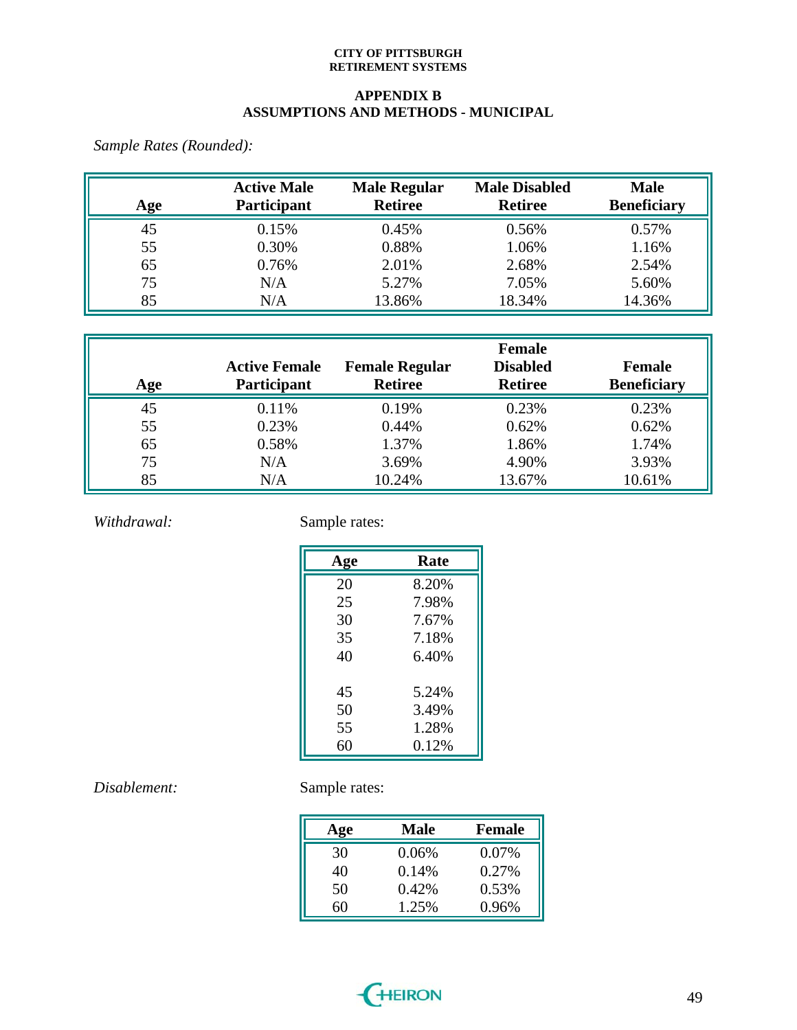**CITY OF PITTSBURGH**
**RETIREMENT SYSTEMS**

## APPENDIX B
## ASSUMPTIONS AND METHODS - MUNICIPAL

*Sample Rates (Rounded):*

| Age | Active Male Participant | Male Regular Retiree | Male Disabled Retiree | Male Beneficiary |
|---|---|---|---|---|
| 45 | 0.15% | 0.45% | 0.56% | 0.57% |
| 55 | 0.30% | 0.88% | 1.06% | 1.16% |
| 65 | 0.76% | 2.01% | 2.68% | 2.54% |
| 75 | N/A | 5.27% | 7.05% | 5.60% |
| 85 | N/A | 13.86% | 18.34% | 14.36% |

| Age | Active Female Participant | Female Regular Retiree | Female Disabled Retiree | Female Beneficiary |
|---|---|---|---|---|
| 45 | 0.11% | 0.19% | 0.23% | 0.23% |
| 55 | 0.23% | 0.44% | 0.62% | 0.62% |
| 65 | 0.58% | 1.37% | 1.86% | 1.74% |
| 75 | N/A | 3.69% | 4.90% | 3.93% |
| 85 | N/A | 10.24% | 13.67% | 10.61% |

*Withdrawal:*

Sample rates:

| Age | Rate |
|---|---|
| 20 | 8.20% |
| 25 | 7.98% |
| 30 | 7.67% |
| 35 | 7.18% |
| 40 | 6.40% |
| 45 | 5.24% |
| 50 | 3.49% |
| 55 | 1.28% |
| 60 | 0.12% |

*Disablement:*

Sample rates:

| Age | Male | Female |
|---|---|---|
| 30 | 0.06% | 0.07% |
| 40 | 0.14% | 0.27% |
| 50 | 0.42% | 0.53% |
| 60 | 1.25% | 0.96% |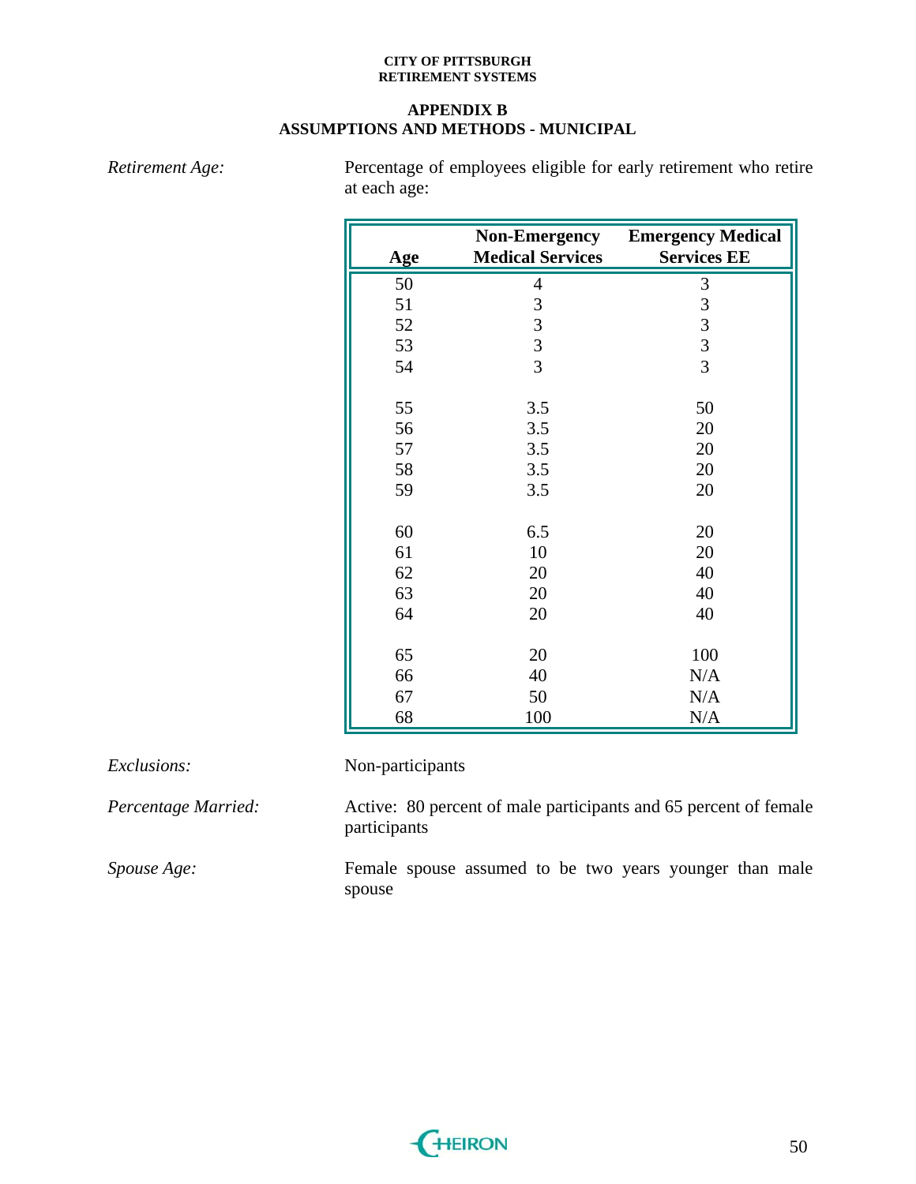## APPENDIX B
## ASSUMPTIONS AND METHODS - MUNICIPAL

*Retirement Age:* Percentage of employees eligible for early retirement who retire at each age:

| Age | Non-Emergency Medical Services | Emergency Medical Services EE |
|---|---|---|
| 50 | 4 | 3 |
| 51 | 3 | 3 |
| 52 | 3 | 3 |
| 53 | 3 | 3 |
| 54 | 3 | 3 |
| 55 | 3.5 | 50 |
| 56 | 3.5 | 20 |
| 57 | 3.5 | 20 |
| 58 | 3.5 | 20 |
| 59 | 3.5 | 20 |
| 60 | 6.5 | 20 |
| 61 | 10 | 20 |
| 62 | 20 | 40 |
| 63 | 20 | 40 |
| 64 | 20 | 40 |
| 65 | 20 | 100 |
| 66 | 40 | N/A |
| 67 | 50 | N/A |
| 68 | 100 | N/A |

*Exclusions:* Non-participants

*Percentage Married:* Active: 80 percent of male participants and 65 percent of female participants

*Spouse Age:* Female spouse assumed to be two years younger than male spouse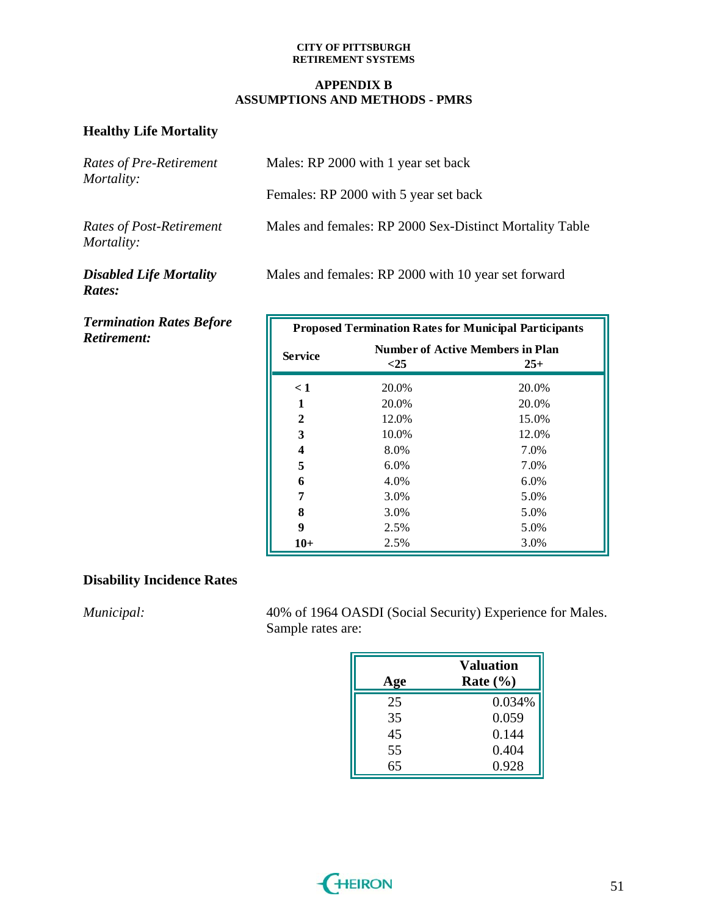**CITY OF PITTSBURGH**
**RETIREMENT SYSTEMS**

## APPENDIX B
## ASSUMPTIONS AND METHODS - PMRS

### Healthy Life Mortality

*Rates of Pre-Retirement Mortality:*

Males: RP 2000 with 1 year set back

Females: RP 2000 with 5 year set back

*Rates of Post-Retirement Mortality:*

Males and females: RP 2000 Sex-Distinct Mortality Table

***Disabled Life Mortality Rates:***

Males and females: RP 2000 with 10 year set forward

***Termination Rates Before Retirement:***

| Proposed Termination Rates for Municipal Participants | | |
|---|---|---|
| **Service** | **Number of Active Members in Plan** | |
| | **<25** | **25+** |
| **< 1** | 20.0% | 20.0% |
| **1** | 20.0% | 20.0% |
| **2** | 12.0% | 15.0% |
| **3** | 10.0% | 12.0% |
| **4** | 8.0% | 7.0% |
| **5** | 6.0% | 7.0% |
| **6** | 4.0% | 6.0% |
| **7** | 3.0% | 5.0% |
| **8** | 3.0% | 5.0% |
| **9** | 2.5% | 5.0% |
| **10+** | 2.5% | 3.0% |

### Disability Incidence Rates

*Municipal:*

40% of 1964 OASDI (Social Security) Experience for Males. Sample rates are:

| Age | Valuation Rate (%) |
|---|---|
| 25 | 0.034% |
| 35 | 0.059 |
| 45 | 0.144 |
| 55 | 0.404 |
| 65 | 0.928 |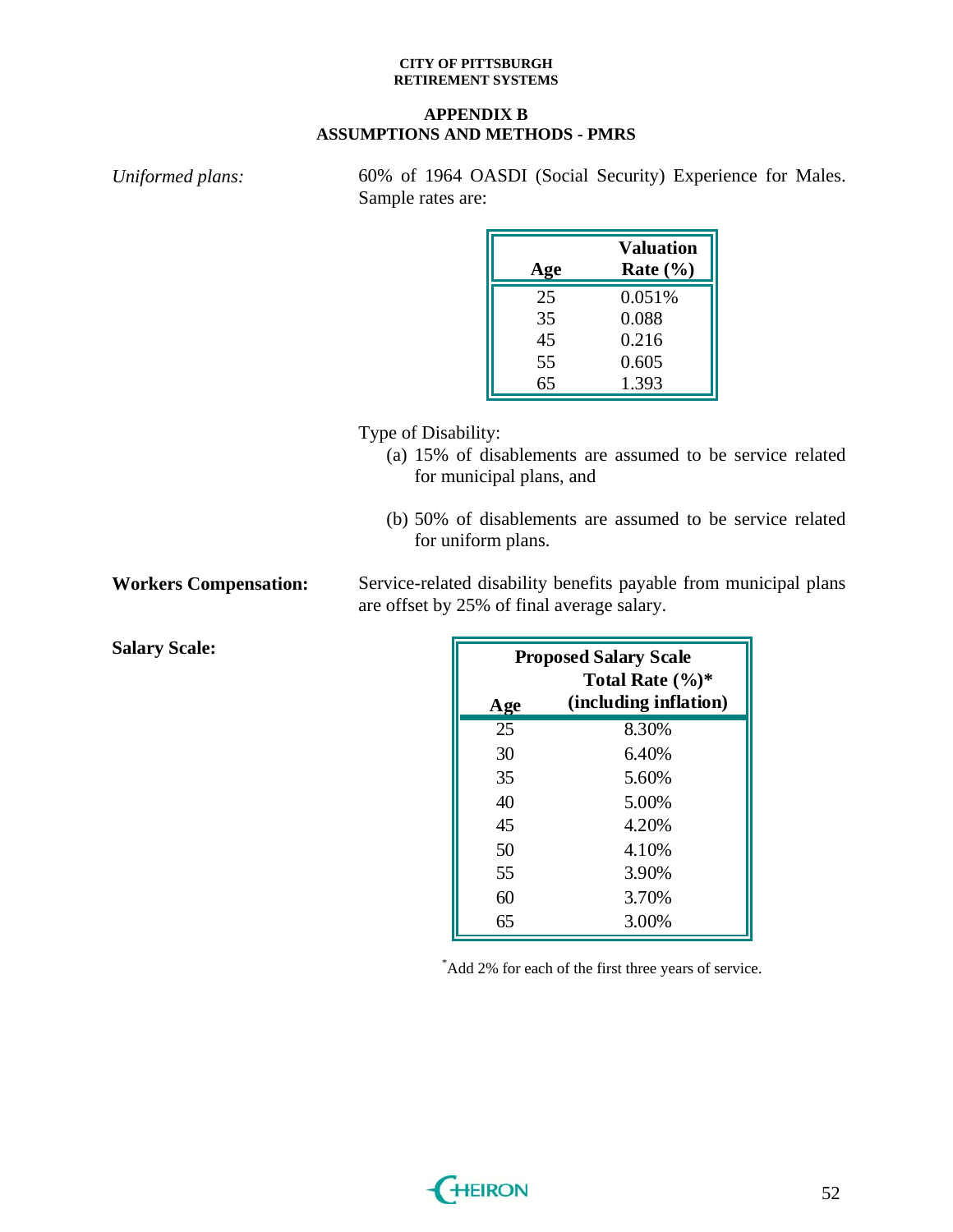## APPENDIX B
## ASSUMPTIONS AND METHODS - PMRS

*Uniformed plans:* 60% of 1964 OASDI (Social Security) Experience for Males. Sample rates are:

| Age | Valuation Rate (%) |
|---|---|
| 25 | 0.051% |
| 35 | 0.088 |
| 45 | 0.216 |
| 55 | 0.605 |
| 65 | 1.393 |

Type of Disability:

(a) 15% of disablements are assumed to be service related for municipal plans, and

(b) 50% of disablements are assumed to be service related for uniform plans.

**Workers Compensation:** Service-related disability benefits payable from municipal plans are offset by 25% of final average salary.

**Salary Scale:**

| Proposed Salary Scale | |
|---|---|
| Age | Total Rate (%)* (including inflation) |
| 25 | 8.30% |
| 30 | 6.40% |
| 35 | 5.60% |
| 40 | 5.00% |
| 45 | 4.20% |
| 50 | 4.10% |
| 55 | 3.90% |
| 60 | 3.70% |
| 65 | 3.00% |

*Add 2% for each of the first three years of service.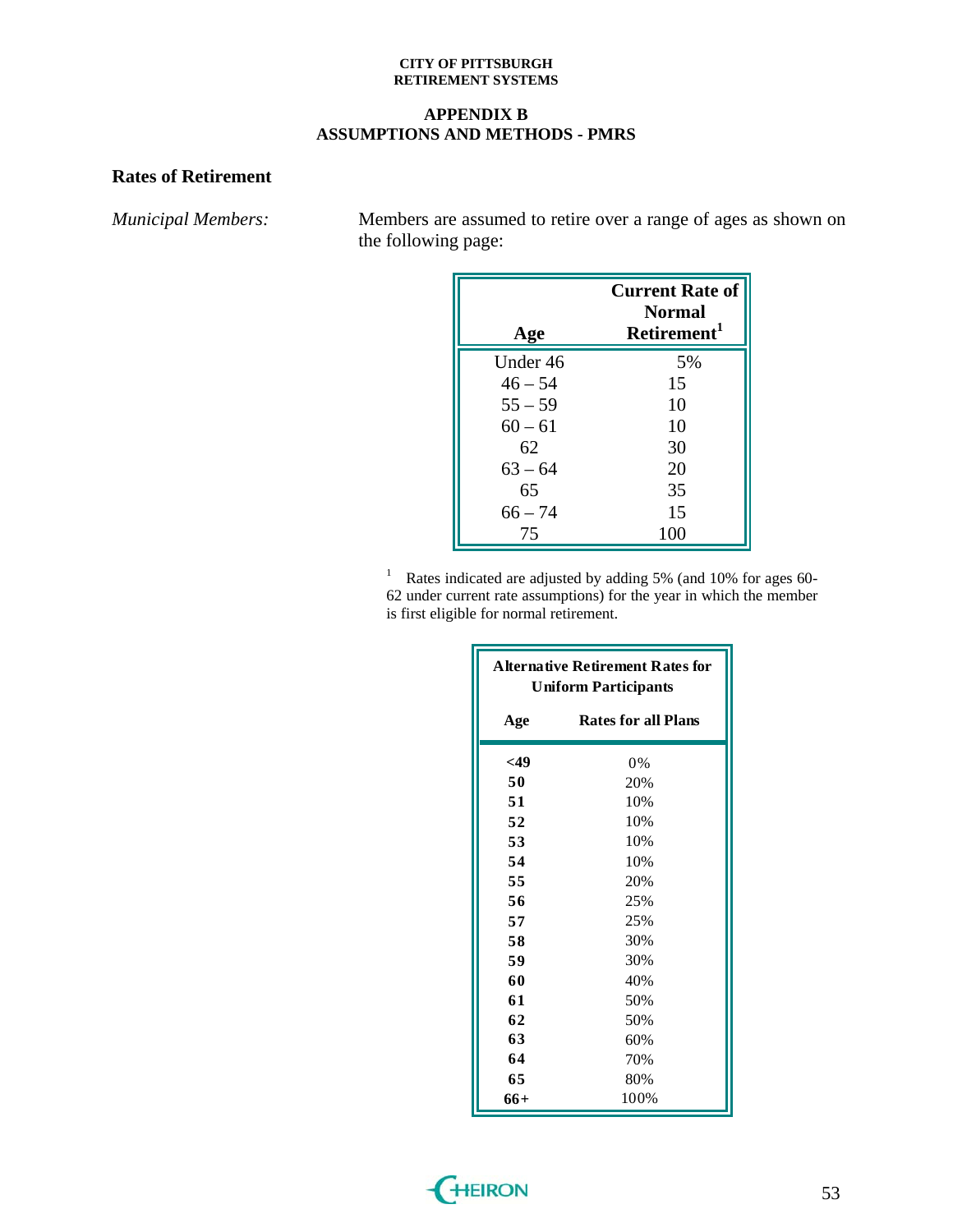**CITY OF PITTSBURGH**
**RETIREMENT SYSTEMS**

## APPENDIX B
## ASSUMPTIONS AND METHODS - PMRS

### Rates of Retirement

*Municipal Members:* Members are assumed to retire over a range of ages as shown on the following page:

| Age | Current Rate of Normal Retirement[1] |
|---|---|
| Under 46 | 5% |
| 46 – 54 | 15 |
| 55 – 59 | 10 |
| 60 – 61 | 10 |
| 62 | 30 |
| 63 – 64 | 20 |
| 65 | 35 |
| 66 – 74 | 15 |
| 75 | 100 |

[1] Rates indicated are adjusted by adding 5% (and 10% for ages 60-62 under current rate assumptions) for the year in which the member is first eligible for normal retirement.

| Alternative Retirement Rates for Uniform Participants | |
|---|---|
| **Age** | **Rates for all Plans** |
| **<49** | 0% |
| **50** | 20% |
| **51** | 10% |
| **52** | 10% |
| **53** | 10% |
| **54** | 10% |
| **55** | 20% |
| **56** | 25% |
| **57** | 25% |
| **58** | 30% |
| **59** | 30% |
| **60** | 40% |
| **61** | 50% |
| **62** | 50% |
| **63** | 60% |
| **64** | 70% |
| **65** | 80% |
| **66+** | 100% |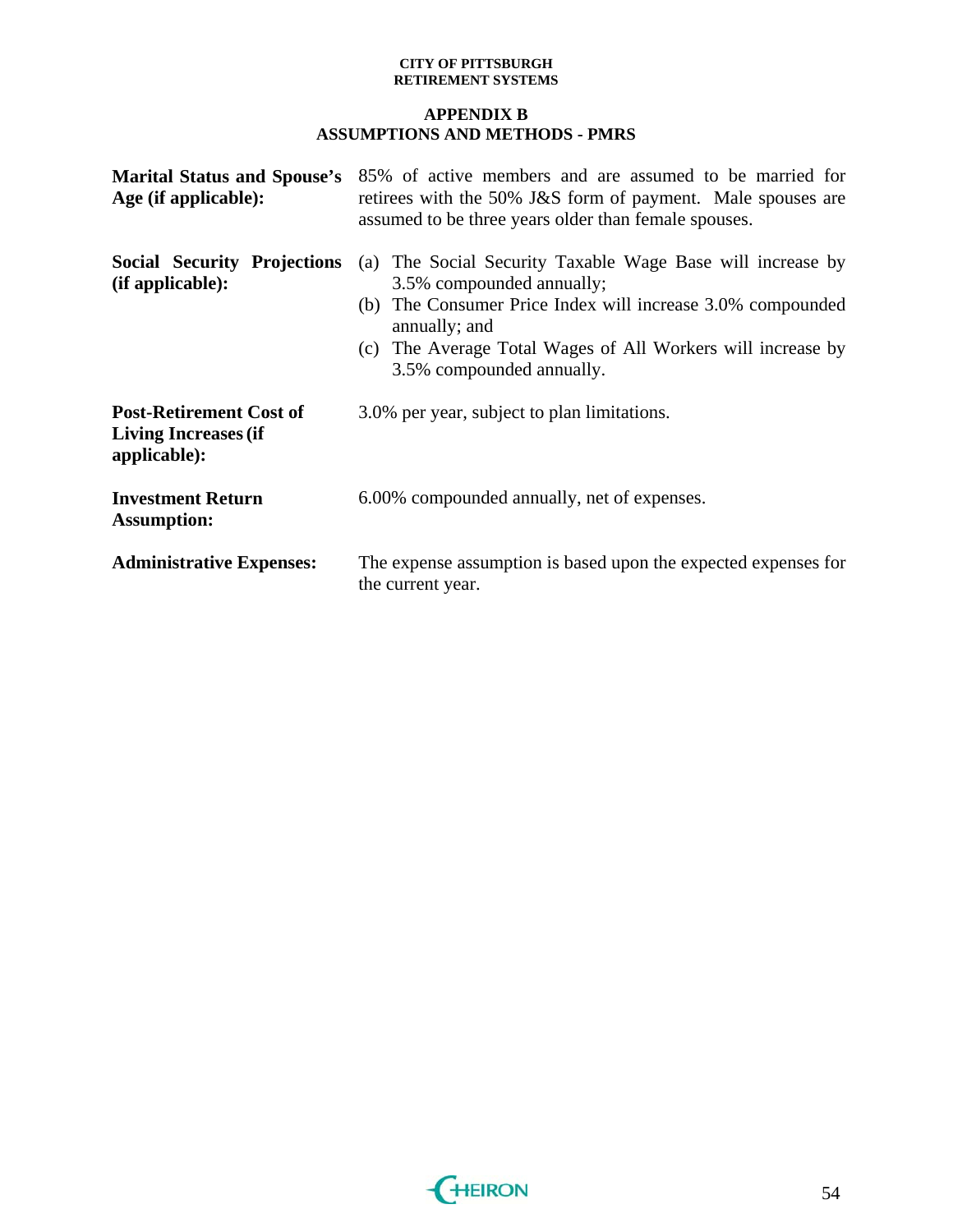**CITY OF PITTSBURGH**
**RETIREMENT SYSTEMS**

## APPENDIX B
## ASSUMPTIONS AND METHODS - PMRS

| | |
|---|---|
| **Marital Status and Spouse's Age (if applicable):** | 85% of active members and are assumed to be married for retirees with the 50% J&S form of payment. Male spouses are assumed to be three years older than female spouses. |
| **Social Security Projections (if applicable):** | (a) The Social Security Taxable Wage Base will increase by 3.5% compounded annually;<br>(b) The Consumer Price Index will increase 3.0% compounded annually; and<br>(c) The Average Total Wages of All Workers will increase by 3.5% compounded annually. |
| **Post-Retirement Cost of Living Increases (if applicable):** | 3.0% per year, subject to plan limitations. |
| **Investment Return Assumption:** | 6.00% compounded annually, net of expenses. |
| **Administrative Expenses:** | The expense assumption is based upon the expected expenses for the current year. |